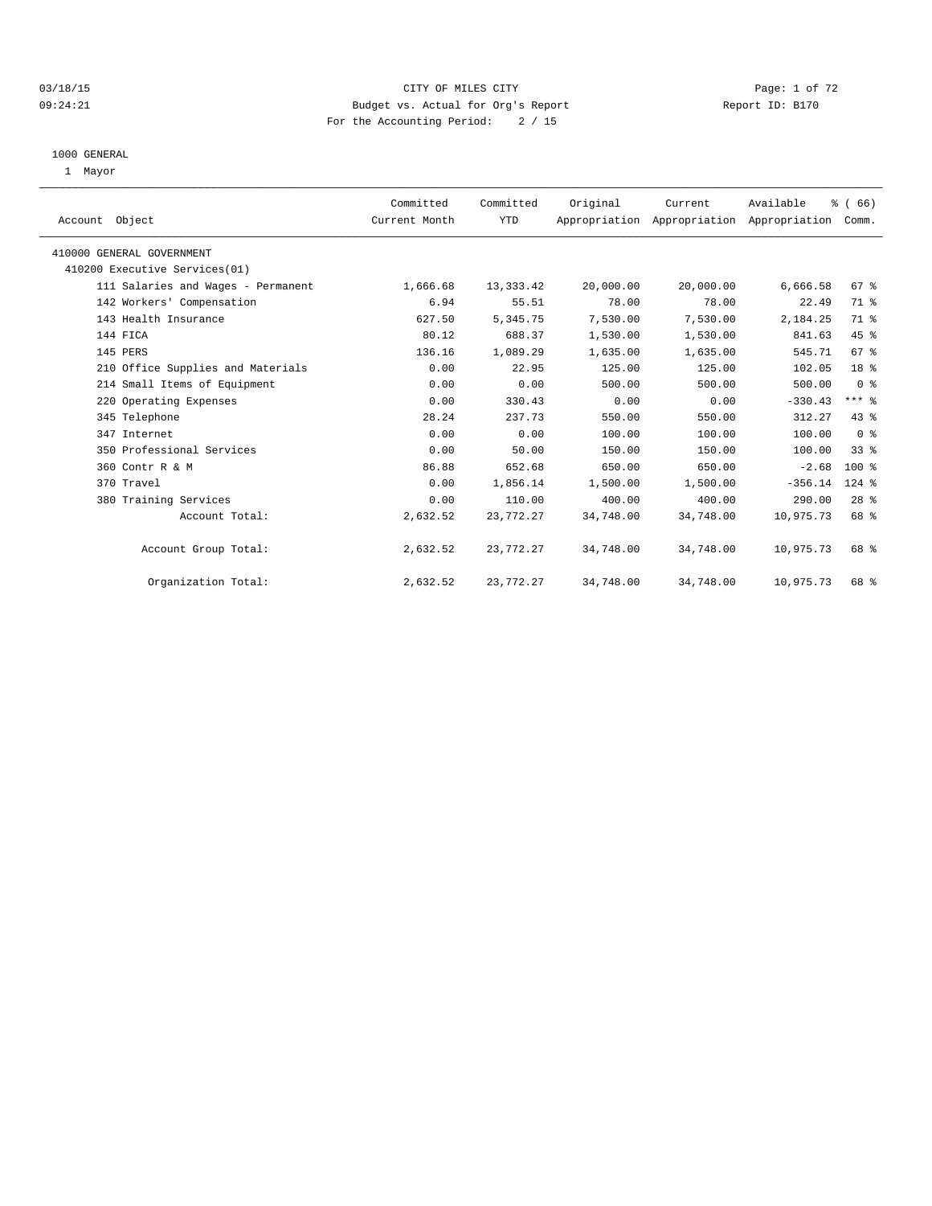CITY OF MILES CITY
Budget vs. Actual for Org's Report
For the Accounting Period: 2 / 15

03/18/15
09:24:21

Report ID: B170

1000 GENERAL
1 Mayor

| Account Object | Committed Current Month | Committed YTD | Original Appropriation | Current Appropriation | Available Appropriation | % ( 66) Comm. |
|---|---|---|---|---|---|---|
| 410000 GENERAL GOVERNMENT | | | | | | |
| 410200 Executive Services(01) | | | | | | |
| 111 Salaries and Wages - Permanent | 1,666.68 | 13,333.42 | 20,000.00 | 20,000.00 | 6,666.58 | 67 % |
| 142 Workers' Compensation | 6.94 | 55.51 | 78.00 | 78.00 | 22.49 | 71 % |
| 143 Health Insurance | 627.50 | 5,345.75 | 7,530.00 | 7,530.00 | 2,184.25 | 71 % |
| 144 FICA | 80.12 | 688.37 | 1,530.00 | 1,530.00 | 841.63 | 45 % |
| 145 PERS | 136.16 | 1,089.29 | 1,635.00 | 1,635.00 | 545.71 | 67 % |
| 210 Office Supplies and Materials | 0.00 | 22.95 | 125.00 | 125.00 | 102.05 | 18 % |
| 214 Small Items of Equipment | 0.00 | 0.00 | 500.00 | 500.00 | 500.00 | 0 % |
| 220 Operating Expenses | 0.00 | 330.43 | 0.00 | 0.00 | -330.43 | *** % |
| 345 Telephone | 28.24 | 237.73 | 550.00 | 550.00 | 312.27 | 43 % |
| 347 Internet | 0.00 | 0.00 | 100.00 | 100.00 | 100.00 | 0 % |
| 350 Professional Services | 0.00 | 50.00 | 150.00 | 150.00 | 100.00 | 33 % |
| 360 Contr R & M | 86.88 | 652.68 | 650.00 | 650.00 | -2.68 | 100 % |
| 370 Travel | 0.00 | 1,856.14 | 1,500.00 | 1,500.00 | -356.14 | 124 % |
| 380 Training Services | 0.00 | 110.00 | 400.00 | 400.00 | 290.00 | 28 % |
| Account Total: | 2,632.52 | 23,772.27 | 34,748.00 | 34,748.00 | 10,975.73 | 68 % |
| Account Group Total: | 2,632.52 | 23,772.27 | 34,748.00 | 34,748.00 | 10,975.73 | 68 % |
| Organization Total: | 2,632.52 | 23,772.27 | 34,748.00 | 34,748.00 | 10,975.73 | 68 % |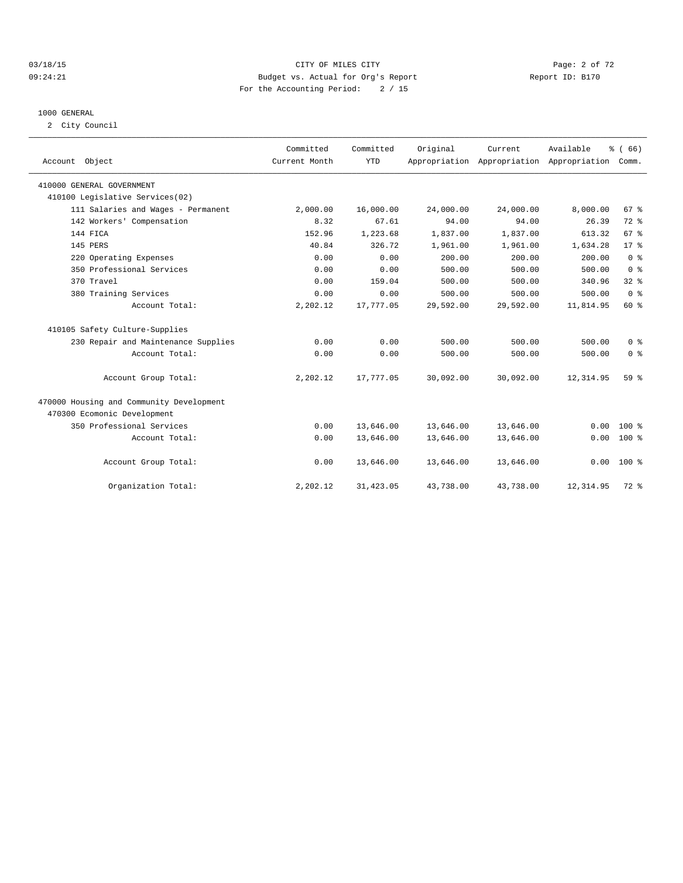# CITY OF MILES CITY

## Budget vs. Actual for Org's Report

For the Accounting Period: 2 / 15

03/18/15 09:24:21 — Report ID: B170

### 1000 GENERAL

2 City Council

| Account Object | Committed Current Month | Committed YTD | Original Appropriation | Current Appropriation | Available Appropriation | % ( 66) Comm. |
|---|---|---|---|---|---|---|
| 410000 GENERAL GOVERNMENT | | | | | | |
| 410100 Legislative Services(02) | | | | | | |
| 111 Salaries and Wages - Permanent | 2,000.00 | 16,000.00 | 24,000.00 | 24,000.00 | 8,000.00 | 67 % |
| 142 Workers' Compensation | 8.32 | 67.61 | 94.00 | 94.00 | 26.39 | 72 % |
| 144 FICA | 152.96 | 1,223.68 | 1,837.00 | 1,837.00 | 613.32 | 67 % |
| 145 PERS | 40.84 | 326.72 | 1,961.00 | 1,961.00 | 1,634.28 | 17 % |
| 220 Operating Expenses | 0.00 | 0.00 | 200.00 | 200.00 | 200.00 | 0 % |
| 350 Professional Services | 0.00 | 0.00 | 500.00 | 500.00 | 500.00 | 0 % |
| 370 Travel | 0.00 | 159.04 | 500.00 | 500.00 | 340.96 | 32 % |
| 380 Training Services | 0.00 | 0.00 | 500.00 | 500.00 | 500.00 | 0 % |
| Account Total: | 2,202.12 | 17,777.05 | 29,592.00 | 29,592.00 | 11,814.95 | 60 % |
| 410105 Safety Culture-Supplies | | | | | | |
| 230 Repair and Maintenance Supplies | 0.00 | 0.00 | 500.00 | 500.00 | 500.00 | 0 % |
| Account Total: | 0.00 | 0.00 | 500.00 | 500.00 | 500.00 | 0 % |
| Account Group Total: | 2,202.12 | 17,777.05 | 30,092.00 | 30,092.00 | 12,314.95 | 59 % |
| 470000 Housing and Community Development | | | | | | |
| 470300 Ecomonic Development | | | | | | |
| 350 Professional Services | 0.00 | 13,646.00 | 13,646.00 | 13,646.00 | 0.00 | 100 % |
| Account Total: | 0.00 | 13,646.00 | 13,646.00 | 13,646.00 | 0.00 | 100 % |
| Account Group Total: | 0.00 | 13,646.00 | 13,646.00 | 13,646.00 | 0.00 | 100 % |
| Organization Total: | 2,202.12 | 31,423.05 | 43,738.00 | 43,738.00 | 12,314.95 | 72 % |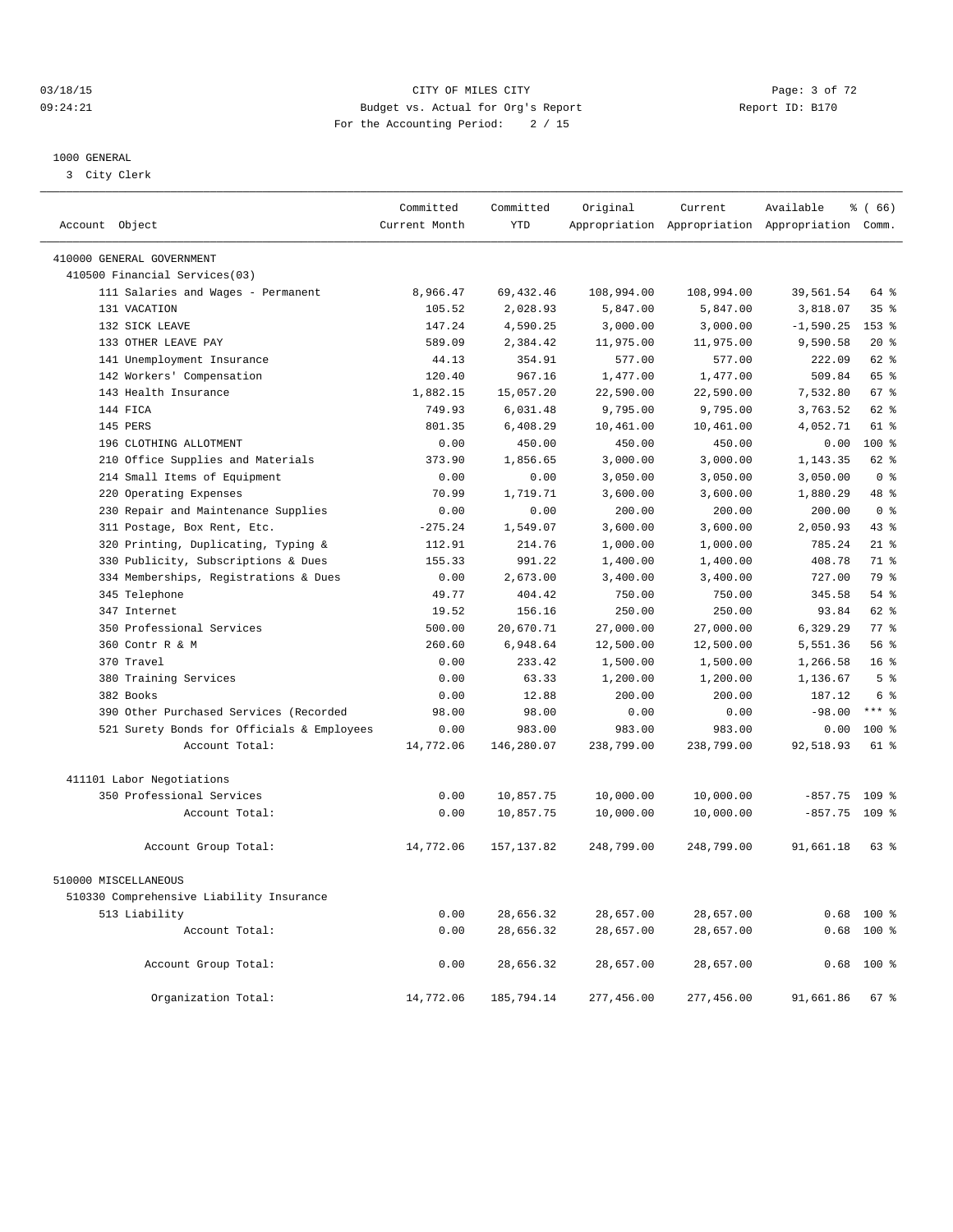03/18/15 CITY OF MILES CITY
09:24:21 Budget vs. Actual for Org's Report Report ID: B170
For the Accounting Period: 2 / 15

1000 GENERAL
3 City Clerk

| Account Object | Committed Current Month | Committed YTD | Original Appropriation | Current Appropriation | Available Appropriation | % ( 66) Comm. |
|---|---|---|---|---|---|---|
| 410000 GENERAL GOVERNMENT | | | | | | |
| 410500 Financial Services(03) | | | | | | |
| 111 Salaries and Wages - Permanent | 8,966.47 | 69,432.46 | 108,994.00 | 108,994.00 | 39,561.54 | 64 % |
| 131 VACATION | 105.52 | 2,028.93 | 5,847.00 | 5,847.00 | 3,818.07 | 35 % |
| 132 SICK LEAVE | 147.24 | 4,590.25 | 3,000.00 | 3,000.00 | -1,590.25 | 153 % |
| 133 OTHER LEAVE PAY | 589.09 | 2,384.42 | 11,975.00 | 11,975.00 | 9,590.58 | 20 % |
| 141 Unemployment Insurance | 44.13 | 354.91 | 577.00 | 577.00 | 222.09 | 62 % |
| 142 Workers' Compensation | 120.40 | 967.16 | 1,477.00 | 1,477.00 | 509.84 | 65 % |
| 143 Health Insurance | 1,882.15 | 15,057.20 | 22,590.00 | 22,590.00 | 7,532.80 | 67 % |
| 144 FICA | 749.93 | 6,031.48 | 9,795.00 | 9,795.00 | 3,763.52 | 62 % |
| 145 PERS | 801.35 | 6,408.29 | 10,461.00 | 10,461.00 | 4,052.71 | 61 % |
| 196 CLOTHING ALLOTMENT | 0.00 | 450.00 | 450.00 | 450.00 | 0.00 | 100 % |
| 210 Office Supplies and Materials | 373.90 | 1,856.65 | 3,000.00 | 3,000.00 | 1,143.35 | 62 % |
| 214 Small Items of Equipment | 0.00 | 0.00 | 3,050.00 | 3,050.00 | 3,050.00 | 0 % |
| 220 Operating Expenses | 70.99 | 1,719.71 | 3,600.00 | 3,600.00 | 1,880.29 | 48 % |
| 230 Repair and Maintenance Supplies | 0.00 | 0.00 | 200.00 | 200.00 | 200.00 | 0 % |
| 311 Postage, Box Rent, Etc. | -275.24 | 1,549.07 | 3,600.00 | 3,600.00 | 2,050.93 | 43 % |
| 320 Printing, Duplicating, Typing & | 112.91 | 214.76 | 1,000.00 | 1,000.00 | 785.24 | 21 % |
| 330 Publicity, Subscriptions & Dues | 155.33 | 991.22 | 1,400.00 | 1,400.00 | 408.78 | 71 % |
| 334 Memberships, Registrations & Dues | 0.00 | 2,673.00 | 3,400.00 | 3,400.00 | 727.00 | 79 % |
| 345 Telephone | 49.77 | 404.42 | 750.00 | 750.00 | 345.58 | 54 % |
| 347 Internet | 19.52 | 156.16 | 250.00 | 250.00 | 93.84 | 62 % |
| 350 Professional Services | 500.00 | 20,670.71 | 27,000.00 | 27,000.00 | 6,329.29 | 77 % |
| 360 Contr R & M | 260.60 | 6,948.64 | 12,500.00 | 12,500.00 | 5,551.36 | 56 % |
| 370 Travel | 0.00 | 233.42 | 1,500.00 | 1,500.00 | 1,266.58 | 16 % |
| 380 Training Services | 0.00 | 63.33 | 1,200.00 | 1,200.00 | 1,136.67 | 5 % |
| 382 Books | 0.00 | 12.88 | 200.00 | 200.00 | 187.12 | 6 % |
| 390 Other Purchased Services (Recorded | 98.00 | 98.00 | 0.00 | 0.00 | -98.00 | *** % |
| 521 Surety Bonds for Officials & Employees | 0.00 | 983.00 | 983.00 | 983.00 | 0.00 | 100 % |
| Account Total: | 14,772.06 | 146,280.07 | 238,799.00 | 238,799.00 | 92,518.93 | 61 % |
| 411101 Labor Negotiations | | | | | | |
| 350 Professional Services | 0.00 | 10,857.75 | 10,000.00 | 10,000.00 | -857.75 | 109 % |
| Account Total: | 0.00 | 10,857.75 | 10,000.00 | 10,000.00 | -857.75 | 109 % |
| Account Group Total: | 14,772.06 | 157,137.82 | 248,799.00 | 248,799.00 | 91,661.18 | 63 % |
| 510000 MISCELLANEOUS | | | | | | |
| 510330 Comprehensive Liability Insurance | | | | | | |
| 513 Liability | 0.00 | 28,656.32 | 28,657.00 | 28,657.00 | 0.68 | 100 % |
| Account Total: | 0.00 | 28,656.32 | 28,657.00 | 28,657.00 | 0.68 | 100 % |
| Account Group Total: | 0.00 | 28,656.32 | 28,657.00 | 28,657.00 | 0.68 | 100 % |
| Organization Total: | 14,772.06 | 185,794.14 | 277,456.00 | 277,456.00 | 91,661.86 | 67 % |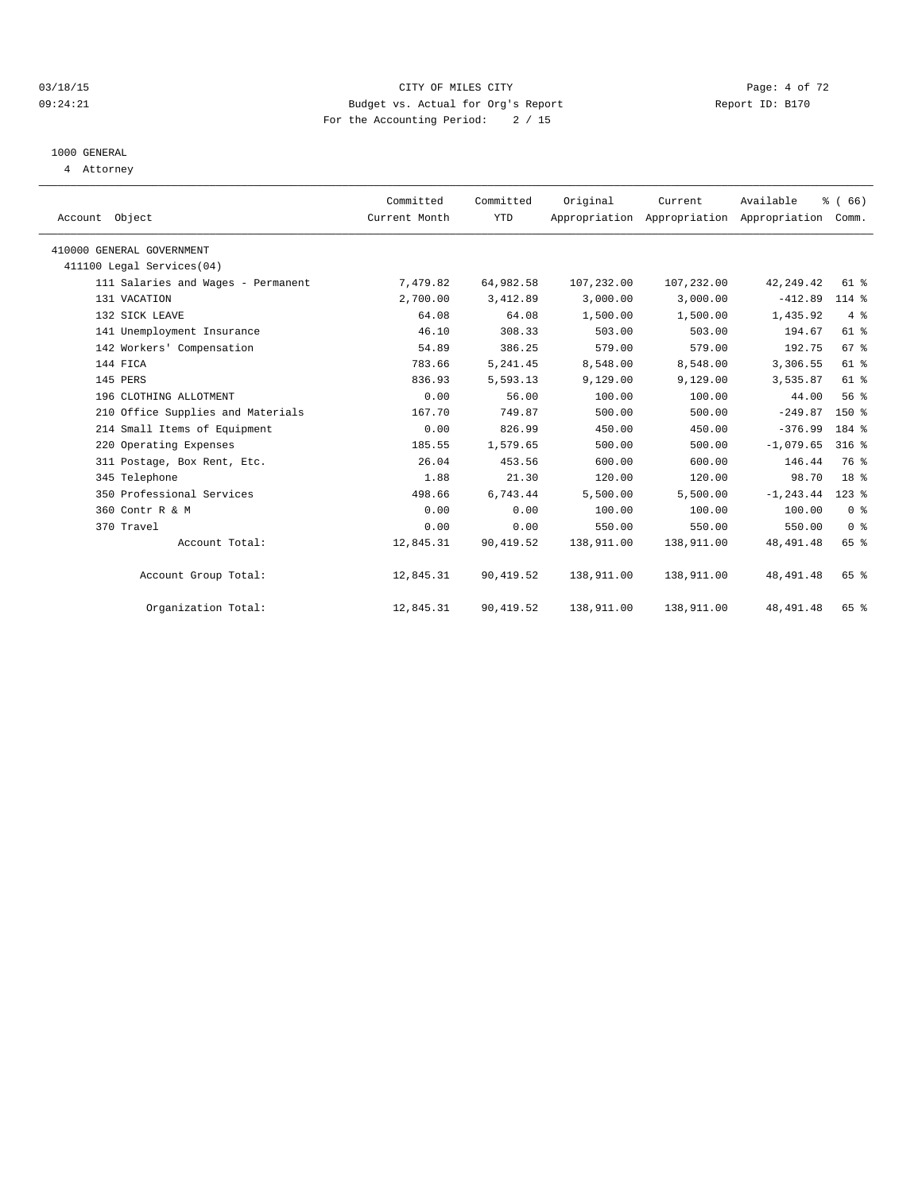03/18/15 CITY OF MILES CITY
09:24:21 Budget vs. Actual for Org's Report Report ID: B170
For the Accounting Period: 2 / 15

1000 GENERAL
4 Attorney

| Account Object | Committed Current Month | Committed YTD | Original Appropriation | Current Appropriation | Available Appropriation | % ( 66) Comm. |
|---|---|---|---|---|---|---|
| 410000 GENERAL GOVERNMENT | | | | | | |
| 411100 Legal Services(04) | | | | | | |
| 111 Salaries and Wages - Permanent | 7,479.82 | 64,982.58 | 107,232.00 | 107,232.00 | 42,249.42 | 61 % |
| 131 VACATION | 2,700.00 | 3,412.89 | 3,000.00 | 3,000.00 | -412.89 | 114 % |
| 132 SICK LEAVE | 64.08 | 64.08 | 1,500.00 | 1,500.00 | 1,435.92 | 4 % |
| 141 Unemployment Insurance | 46.10 | 308.33 | 503.00 | 503.00 | 194.67 | 61 % |
| 142 Workers' Compensation | 54.89 | 386.25 | 579.00 | 579.00 | 192.75 | 67 % |
| 144 FICA | 783.66 | 5,241.45 | 8,548.00 | 8,548.00 | 3,306.55 | 61 % |
| 145 PERS | 836.93 | 5,593.13 | 9,129.00 | 9,129.00 | 3,535.87 | 61 % |
| 196 CLOTHING ALLOTMENT | 0.00 | 56.00 | 100.00 | 100.00 | 44.00 | 56 % |
| 210 Office Supplies and Materials | 167.70 | 749.87 | 500.00 | 500.00 | -249.87 | 150 % |
| 214 Small Items of Equipment | 0.00 | 826.99 | 450.00 | 450.00 | -376.99 | 184 % |
| 220 Operating Expenses | 185.55 | 1,579.65 | 500.00 | 500.00 | -1,079.65 | 316 % |
| 311 Postage, Box Rent, Etc. | 26.04 | 453.56 | 600.00 | 600.00 | 146.44 | 76 % |
| 345 Telephone | 1.88 | 21.30 | 120.00 | 120.00 | 98.70 | 18 % |
| 350 Professional Services | 498.66 | 6,743.44 | 5,500.00 | 5,500.00 | -1,243.44 | 123 % |
| 360 Contr R & M | 0.00 | 0.00 | 100.00 | 100.00 | 100.00 | 0 % |
| 370 Travel | 0.00 | 0.00 | 550.00 | 550.00 | 550.00 | 0 % |
| Account Total: | 12,845.31 | 90,419.52 | 138,911.00 | 138,911.00 | 48,491.48 | 65 % |
| Account Group Total: | 12,845.31 | 90,419.52 | 138,911.00 | 138,911.00 | 48,491.48 | 65 % |
| Organization Total: | 12,845.31 | 90,419.52 | 138,911.00 | 138,911.00 | 48,491.48 | 65 % |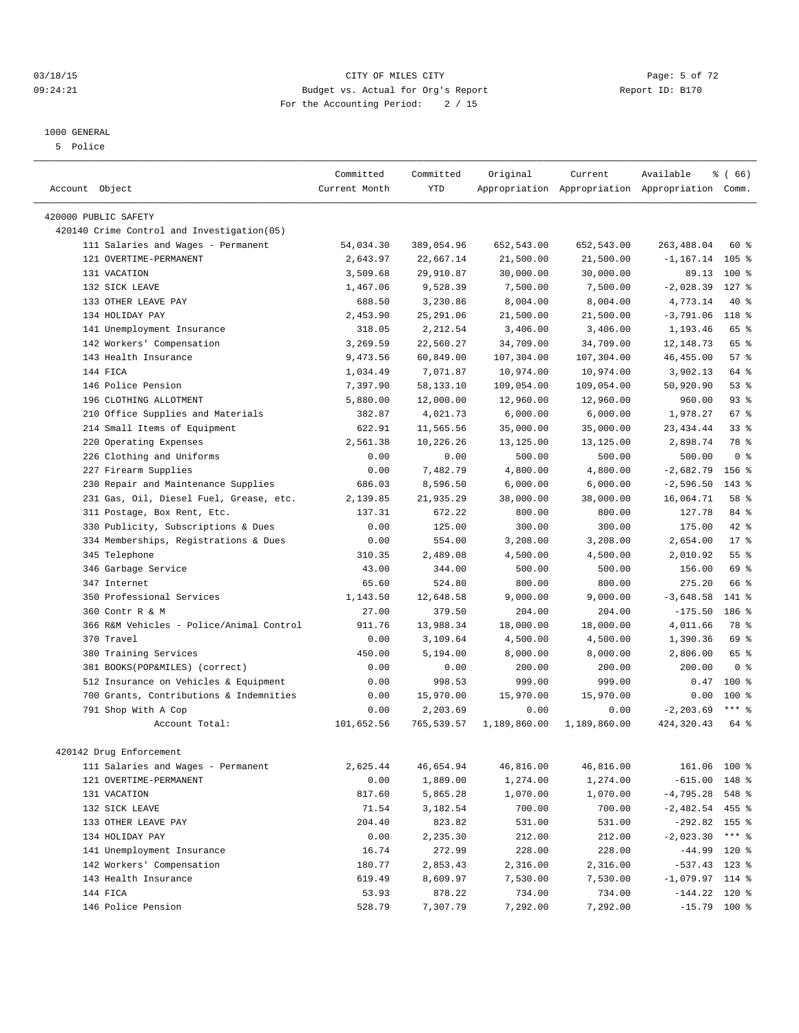03/18/15 CITY OF MILES CITY
09:24:21 Budget vs. Actual for Org's Report Report ID: B170
For the Accounting Period: 2 / 15

1000 GENERAL
5 Police

| Account Object | Committed Current Month | Committed YTD | Original Appropriation | Current Appropriation | Available Appropriation | % ( 66) Comm. |
|---|---|---|---|---|---|---|
| 420000 PUBLIC SAFETY | | | | | | |
| 420140 Crime Control and Investigation(05) | | | | | | |
| 111 Salaries and Wages - Permanent | 54,034.30 | 389,054.96 | 652,543.00 | 652,543.00 | 263,488.04 | 60 % |
| 121 OVERTIME-PERMANENT | 2,643.97 | 22,667.14 | 21,500.00 | 21,500.00 | -1,167.14 | 105 % |
| 131 VACATION | 3,509.68 | 29,910.87 | 30,000.00 | 30,000.00 | 89.13 | 100 % |
| 132 SICK LEAVE | 1,467.06 | 9,528.39 | 7,500.00 | 7,500.00 | -2,028.39 | 127 % |
| 133 OTHER LEAVE PAY | 688.50 | 3,230.86 | 8,004.00 | 8,004.00 | 4,773.14 | 40 % |
| 134 HOLIDAY PAY | 2,453.90 | 25,291.06 | 21,500.00 | 21,500.00 | -3,791.06 | 118 % |
| 141 Unemployment Insurance | 318.05 | 2,212.54 | 3,406.00 | 3,406.00 | 1,193.46 | 65 % |
| 142 Workers' Compensation | 3,269.59 | 22,560.27 | 34,709.00 | 34,709.00 | 12,148.73 | 65 % |
| 143 Health Insurance | 9,473.56 | 60,849.00 | 107,304.00 | 107,304.00 | 46,455.00 | 57 % |
| 144 FICA | 1,034.49 | 7,071.87 | 10,974.00 | 10,974.00 | 3,902.13 | 64 % |
| 146 Police Pension | 7,397.90 | 58,133.10 | 109,054.00 | 109,054.00 | 50,920.90 | 53 % |
| 196 CLOTHING ALLOTMENT | 5,880.00 | 12,000.00 | 12,960.00 | 12,960.00 | 960.00 | 93 % |
| 210 Office Supplies and Materials | 382.87 | 4,021.73 | 6,000.00 | 6,000.00 | 1,978.27 | 67 % |
| 214 Small Items of Equipment | 622.91 | 11,565.56 | 35,000.00 | 35,000.00 | 23,434.44 | 33 % |
| 220 Operating Expenses | 2,561.38 | 10,226.26 | 13,125.00 | 13,125.00 | 2,898.74 | 78 % |
| 226 Clothing and Uniforms | 0.00 | 0.00 | 500.00 | 500.00 | 500.00 | 0 % |
| 227 Firearm Supplies | 0.00 | 7,482.79 | 4,800.00 | 4,800.00 | -2,682.79 | 156 % |
| 230 Repair and Maintenance Supplies | 686.03 | 8,596.50 | 6,000.00 | 6,000.00 | -2,596.50 | 143 % |
| 231 Gas, Oil, Diesel Fuel, Grease, etc. | 2,139.85 | 21,935.29 | 38,000.00 | 38,000.00 | 16,064.71 | 58 % |
| 311 Postage, Box Rent, Etc. | 137.31 | 672.22 | 800.00 | 800.00 | 127.78 | 84 % |
| 330 Publicity, Subscriptions & Dues | 0.00 | 125.00 | 300.00 | 300.00 | 175.00 | 42 % |
| 334 Memberships, Registrations & Dues | 0.00 | 554.00 | 3,208.00 | 3,208.00 | 2,654.00 | 17 % |
| 345 Telephone | 310.35 | 2,489.08 | 4,500.00 | 4,500.00 | 2,010.92 | 55 % |
| 346 Garbage Service | 43.00 | 344.00 | 500.00 | 500.00 | 156.00 | 69 % |
| 347 Internet | 65.60 | 524.80 | 800.00 | 800.00 | 275.20 | 66 % |
| 350 Professional Services | 1,143.50 | 12,648.58 | 9,000.00 | 9,000.00 | -3,648.58 | 141 % |
| 360 Contr R & M | 27.00 | 379.50 | 204.00 | 204.00 | -175.50 | 186 % |
| 366 R&M Vehicles - Police/Animal Control | 911.76 | 13,988.34 | 18,000.00 | 18,000.00 | 4,011.66 | 78 % |
| 370 Travel | 0.00 | 3,109.64 | 4,500.00 | 4,500.00 | 1,390.36 | 69 % |
| 380 Training Services | 450.00 | 5,194.00 | 8,000.00 | 8,000.00 | 2,806.00 | 65 % |
| 381 BOOKS(POP&MILES) (correct) | 0.00 | 0.00 | 200.00 | 200.00 | 200.00 | 0 % |
| 512 Insurance on Vehicles & Equipment | 0.00 | 998.53 | 999.00 | 999.00 | 0.47 | 100 % |
| 700 Grants, Contributions & Indemnities | 0.00 | 15,970.00 | 15,970.00 | 15,970.00 | 0.00 | 100 % |
| 791 Shop With A Cop | 0.00 | 2,203.69 | 0.00 | 0.00 | -2,203.69 | *** % |
| Account Total: | 101,652.56 | 765,539.57 | 1,189,860.00 | 1,189,860.00 | 424,320.43 | 64 % |
| 420142 Drug Enforcement | | | | | | |
| 111 Salaries and Wages - Permanent | 2,625.44 | 46,654.94 | 46,816.00 | 46,816.00 | 161.06 | 100 % |
| 121 OVERTIME-PERMANENT | 0.00 | 1,889.00 | 1,274.00 | 1,274.00 | -615.00 | 148 % |
| 131 VACATION | 817.60 | 5,865.28 | 1,070.00 | 1,070.00 | -4,795.28 | 548 % |
| 132 SICK LEAVE | 71.54 | 3,182.54 | 700.00 | 700.00 | -2,482.54 | 455 % |
| 133 OTHER LEAVE PAY | 204.40 | 823.82 | 531.00 | 531.00 | -292.82 | 155 % |
| 134 HOLIDAY PAY | 0.00 | 2,235.30 | 212.00 | 212.00 | -2,023.30 | *** % |
| 141 Unemployment Insurance | 16.74 | 272.99 | 228.00 | 228.00 | -44.99 | 120 % |
| 142 Workers' Compensation | 180.77 | 2,853.43 | 2,316.00 | 2,316.00 | -537.43 | 123 % |
| 143 Health Insurance | 619.49 | 8,609.97 | 7,530.00 | 7,530.00 | -1,079.97 | 114 % |
| 144 FICA | 53.93 | 878.22 | 734.00 | 734.00 | -144.22 | 120 % |
| 146 Police Pension | 528.79 | 7,307.79 | 7,292.00 | 7,292.00 | -15.79 | 100 % |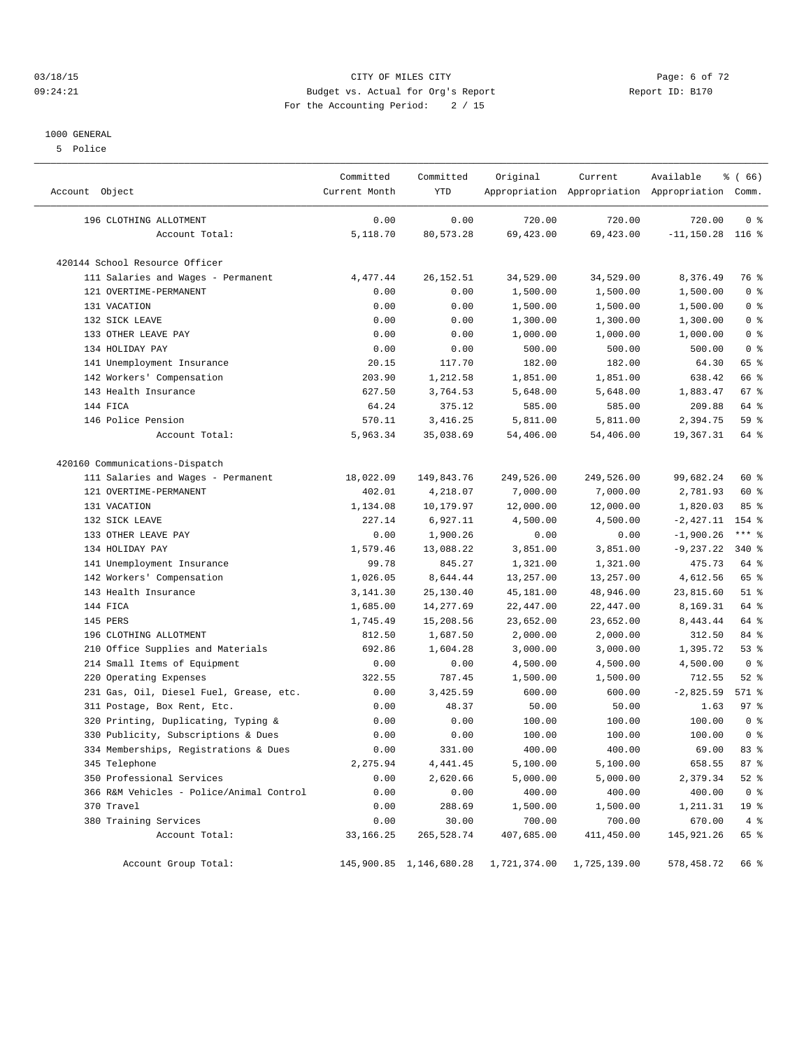03/18/15 CITY OF MILES CITY
09:24:21 Budget vs. Actual for Org's Report Report ID: B170
For the Accounting Period: 2 / 15

1000 GENERAL
5 Police

| Account Object | Committed Current Month | Committed YTD | Original Appropriation | Current Appropriation | Available Appropriation | % ( 66) Comm. |
|---|---|---|---|---|---|---|
| 196 CLOTHING ALLOTMENT | 0.00 | 0.00 | 720.00 | 720.00 | 720.00 | 0 % |
| Account Total: | 5,118.70 | 80,573.28 | 69,423.00 | 69,423.00 | -11,150.28 | 116 % |
| 420144 School Resource Officer | | | | | | |
| 111 Salaries and Wages - Permanent | 4,477.44 | 26,152.51 | 34,529.00 | 34,529.00 | 8,376.49 | 76 % |
| 121 OVERTIME-PERMANENT | 0.00 | 0.00 | 1,500.00 | 1,500.00 | 1,500.00 | 0 % |
| 131 VACATION | 0.00 | 0.00 | 1,500.00 | 1,500.00 | 1,500.00 | 0 % |
| 132 SICK LEAVE | 0.00 | 0.00 | 1,300.00 | 1,300.00 | 1,300.00 | 0 % |
| 133 OTHER LEAVE PAY | 0.00 | 0.00 | 1,000.00 | 1,000.00 | 1,000.00 | 0 % |
| 134 HOLIDAY PAY | 0.00 | 0.00 | 500.00 | 500.00 | 500.00 | 0 % |
| 141 Unemployment Insurance | 20.15 | 117.70 | 182.00 | 182.00 | 64.30 | 65 % |
| 142 Workers' Compensation | 203.90 | 1,212.58 | 1,851.00 | 1,851.00 | 638.42 | 66 % |
| 143 Health Insurance | 627.50 | 3,764.53 | 5,648.00 | 5,648.00 | 1,883.47 | 67 % |
| 144 FICA | 64.24 | 375.12 | 585.00 | 585.00 | 209.88 | 64 % |
| 146 Police Pension | 570.11 | 3,416.25 | 5,811.00 | 5,811.00 | 2,394.75 | 59 % |
| Account Total: | 5,963.34 | 35,038.69 | 54,406.00 | 54,406.00 | 19,367.31 | 64 % |
| 420160 Communications-Dispatch | | | | | | |
| 111 Salaries and Wages - Permanent | 18,022.09 | 149,843.76 | 249,526.00 | 249,526.00 | 99,682.24 | 60 % |
| 121 OVERTIME-PERMANENT | 402.01 | 4,218.07 | 7,000.00 | 7,000.00 | 2,781.93 | 60 % |
| 131 VACATION | 1,134.08 | 10,179.97 | 12,000.00 | 12,000.00 | 1,820.03 | 85 % |
| 132 SICK LEAVE | 227.14 | 6,927.11 | 4,500.00 | 4,500.00 | -2,427.11 | 154 % |
| 133 OTHER LEAVE PAY | 0.00 | 1,900.26 | 0.00 | 0.00 | -1,900.26 | *** % |
| 134 HOLIDAY PAY | 1,579.46 | 13,088.22 | 3,851.00 | 3,851.00 | -9,237.22 | 340 % |
| 141 Unemployment Insurance | 99.78 | 845.27 | 1,321.00 | 1,321.00 | 475.73 | 64 % |
| 142 Workers' Compensation | 1,026.05 | 8,644.44 | 13,257.00 | 13,257.00 | 4,612.56 | 65 % |
| 143 Health Insurance | 3,141.30 | 25,130.40 | 45,181.00 | 48,946.00 | 23,815.60 | 51 % |
| 144 FICA | 1,685.00 | 14,277.69 | 22,447.00 | 22,447.00 | 8,169.31 | 64 % |
| 145 PERS | 1,745.49 | 15,208.56 | 23,652.00 | 23,652.00 | 8,443.44 | 64 % |
| 196 CLOTHING ALLOTMENT | 812.50 | 1,687.50 | 2,000.00 | 2,000.00 | 312.50 | 84 % |
| 210 Office Supplies and Materials | 692.86 | 1,604.28 | 3,000.00 | 3,000.00 | 1,395.72 | 53 % |
| 214 Small Items of Equipment | 0.00 | 0.00 | 4,500.00 | 4,500.00 | 4,500.00 | 0 % |
| 220 Operating Expenses | 322.55 | 787.45 | 1,500.00 | 1,500.00 | 712.55 | 52 % |
| 231 Gas, Oil, Diesel Fuel, Grease, etc. | 0.00 | 3,425.59 | 600.00 | 600.00 | -2,825.59 | 571 % |
| 311 Postage, Box Rent, Etc. | 0.00 | 48.37 | 50.00 | 50.00 | 1.63 | 97 % |
| 320 Printing, Duplicating, Typing & | 0.00 | 0.00 | 100.00 | 100.00 | 100.00 | 0 % |
| 330 Publicity, Subscriptions & Dues | 0.00 | 0.00 | 100.00 | 100.00 | 100.00 | 0 % |
| 334 Memberships, Registrations & Dues | 0.00 | 331.00 | 400.00 | 400.00 | 69.00 | 83 % |
| 345 Telephone | 2,275.94 | 4,441.45 | 5,100.00 | 5,100.00 | 658.55 | 87 % |
| 350 Professional Services | 0.00 | 2,620.66 | 5,000.00 | 5,000.00 | 2,379.34 | 52 % |
| 366 R&M Vehicles - Police/Animal Control | 0.00 | 0.00 | 400.00 | 400.00 | 400.00 | 0 % |
| 370 Travel | 0.00 | 288.69 | 1,500.00 | 1,500.00 | 1,211.31 | 19 % |
| 380 Training Services | 0.00 | 30.00 | 700.00 | 700.00 | 670.00 | 4 % |
| Account Total: | 33,166.25 | 265,528.74 | 407,685.00 | 411,450.00 | 145,921.26 | 65 % |
| Account Group Total: | 145,900.85 | 1,146,680.28 | 1,721,374.00 | 1,725,139.00 | 578,458.72 | 66 % |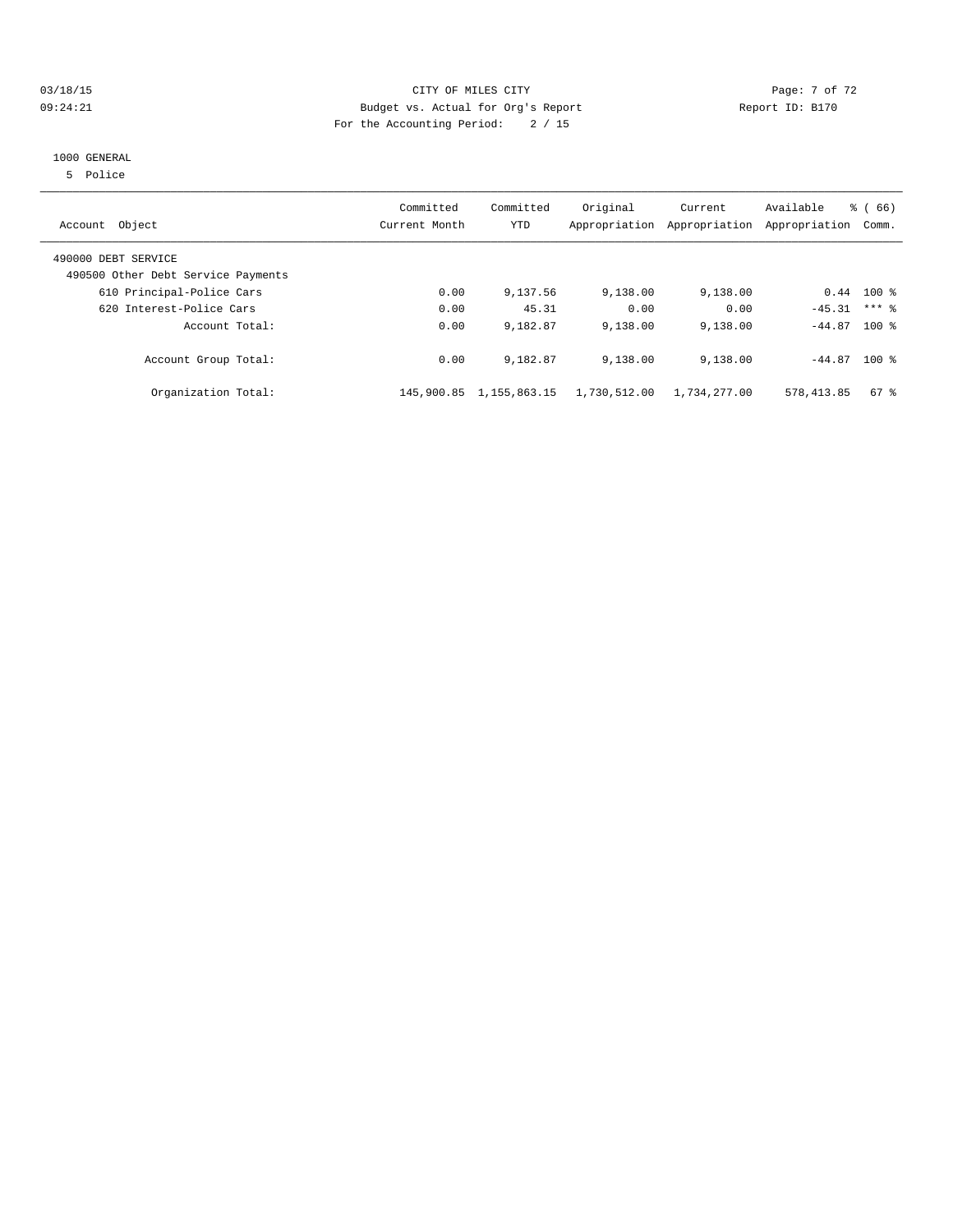CITY OF MILES CITY
Budget vs. Actual for Org's Report
For the Accounting Period: 2 / 15

03/18/15
09:24:21

Report ID: B170

1000 GENERAL
5 Police

| Account Object | Committed Current Month | Committed YTD | Original Appropriation | Current Appropriation | Available Appropriation | % ( 66) Comm. |
|---|---|---|---|---|---|---|
| 490000 DEBT SERVICE | | | | | | |
| 490500 Other Debt Service Payments | | | | | | |
| 610 Principal-Police Cars | 0.00 | 9,137.56 | 9,138.00 | 9,138.00 | 0.44 | 100 % |
| 620 Interest-Police Cars | 0.00 | 45.31 | 0.00 | 0.00 | -45.31 | *** % |
| Account Total: | 0.00 | 9,182.87 | 9,138.00 | 9,138.00 | -44.87 | 100 % |
| Account Group Total: | 0.00 | 9,182.87 | 9,138.00 | 9,138.00 | -44.87 | 100 % |
| Organization Total: | 145,900.85 | 1,155,863.15 | 1,730,512.00 | 1,734,277.00 | 578,413.85 | 67 % |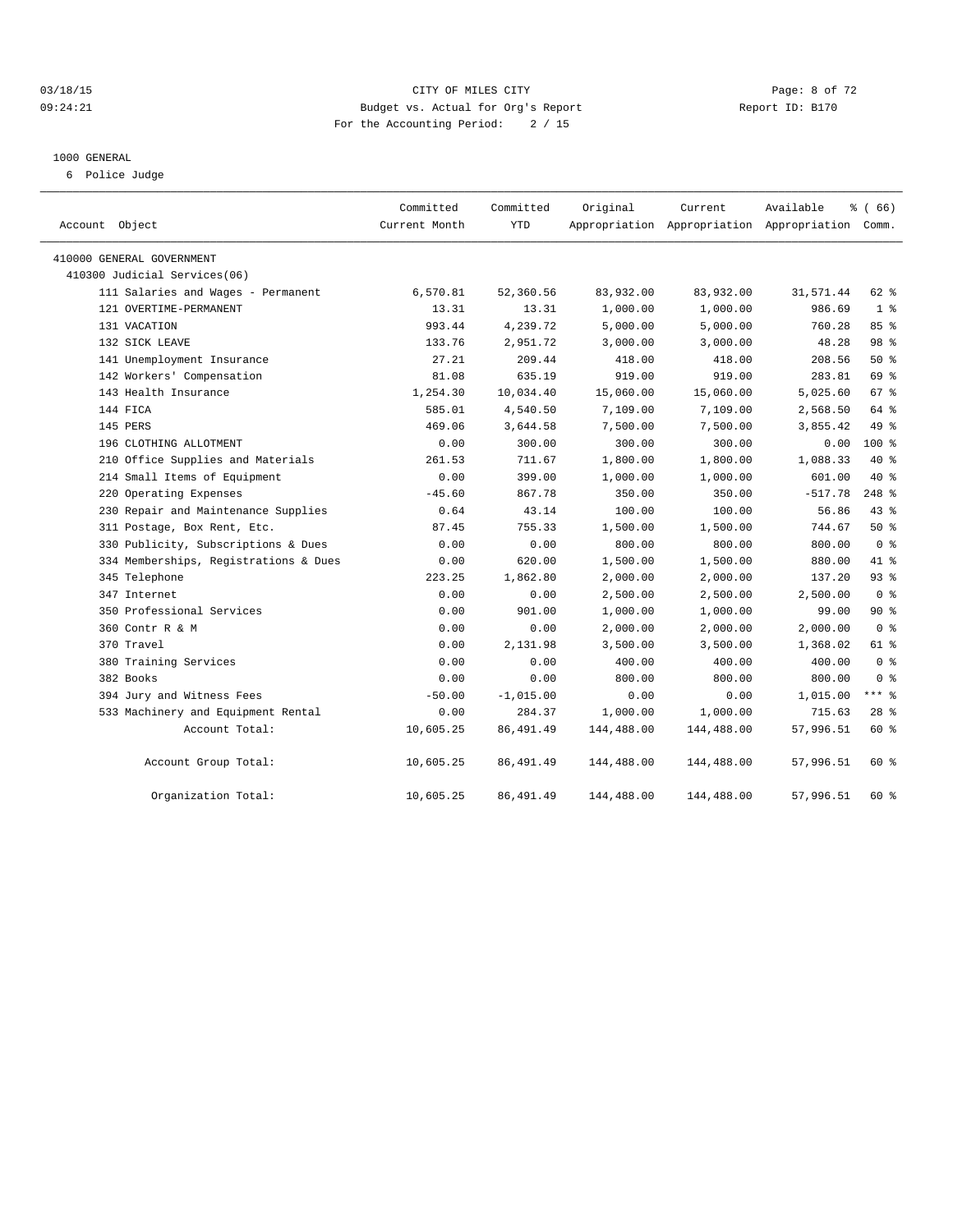CITY OF MILES CITY
Budget vs. Actual for Org's Report
For the Accounting Period: 2 / 15

03/18/15
09:24:21

Report ID: B170

## 1000 GENERAL

6 Police Judge

| Account Object | Committed Current Month | Committed YTD | Original Appropriation | Current Appropriation | Available Appropriation | % ( 66) Comm. |
|---|---|---|---|---|---|---|
| 410000 GENERAL GOVERNMENT | | | | | | |
| 410300 Judicial Services(06) | | | | | | |
| 111 Salaries and Wages - Permanent | 6,570.81 | 52,360.56 | 83,932.00 | 83,932.00 | 31,571.44 | 62 % |
| 121 OVERTIME-PERMANENT | 13.31 | 13.31 | 1,000.00 | 1,000.00 | 986.69 | 1 % |
| 131 VACATION | 993.44 | 4,239.72 | 5,000.00 | 5,000.00 | 760.28 | 85 % |
| 132 SICK LEAVE | 133.76 | 2,951.72 | 3,000.00 | 3,000.00 | 48.28 | 98 % |
| 141 Unemployment Insurance | 27.21 | 209.44 | 418.00 | 418.00 | 208.56 | 50 % |
| 142 Workers' Compensation | 81.08 | 635.19 | 919.00 | 919.00 | 283.81 | 69 % |
| 143 Health Insurance | 1,254.30 | 10,034.40 | 15,060.00 | 15,060.00 | 5,025.60 | 67 % |
| 144 FICA | 585.01 | 4,540.50 | 7,109.00 | 7,109.00 | 2,568.50 | 64 % |
| 145 PERS | 469.06 | 3,644.58 | 7,500.00 | 7,500.00 | 3,855.42 | 49 % |
| 196 CLOTHING ALLOTMENT | 0.00 | 300.00 | 300.00 | 300.00 | 0.00 | 100 % |
| 210 Office Supplies and Materials | 261.53 | 711.67 | 1,800.00 | 1,800.00 | 1,088.33 | 40 % |
| 214 Small Items of Equipment | 0.00 | 399.00 | 1,000.00 | 1,000.00 | 601.00 | 40 % |
| 220 Operating Expenses | -45.60 | 867.78 | 350.00 | 350.00 | -517.78 | 248 % |
| 230 Repair and Maintenance Supplies | 0.64 | 43.14 | 100.00 | 100.00 | 56.86 | 43 % |
| 311 Postage, Box Rent, Etc. | 87.45 | 755.33 | 1,500.00 | 1,500.00 | 744.67 | 50 % |
| 330 Publicity, Subscriptions & Dues | 0.00 | 0.00 | 800.00 | 800.00 | 800.00 | 0 % |
| 334 Memberships, Registrations & Dues | 0.00 | 620.00 | 1,500.00 | 1,500.00 | 880.00 | 41 % |
| 345 Telephone | 223.25 | 1,862.80 | 2,000.00 | 2,000.00 | 137.20 | 93 % |
| 347 Internet | 0.00 | 0.00 | 2,500.00 | 2,500.00 | 2,500.00 | 0 % |
| 350 Professional Services | 0.00 | 901.00 | 1,000.00 | 1,000.00 | 99.00 | 90 % |
| 360 Contr R & M | 0.00 | 0.00 | 2,000.00 | 2,000.00 | 2,000.00 | 0 % |
| 370 Travel | 0.00 | 2,131.98 | 3,500.00 | 3,500.00 | 1,368.02 | 61 % |
| 380 Training Services | 0.00 | 0.00 | 400.00 | 400.00 | 400.00 | 0 % |
| 382 Books | 0.00 | 0.00 | 800.00 | 800.00 | 800.00 | 0 % |
| 394 Jury and Witness Fees | -50.00 | -1,015.00 | 0.00 | 0.00 | 1,015.00 | *** % |
| 533 Machinery and Equipment Rental | 0.00 | 284.37 | 1,000.00 | 1,000.00 | 715.63 | 28 % |
| Account Total: | 10,605.25 | 86,491.49 | 144,488.00 | 144,488.00 | 57,996.51 | 60 % |
| Account Group Total: | 10,605.25 | 86,491.49 | 144,488.00 | 144,488.00 | 57,996.51 | 60 % |
| Organization Total: | 10,605.25 | 86,491.49 | 144,488.00 | 144,488.00 | 57,996.51 | 60 % |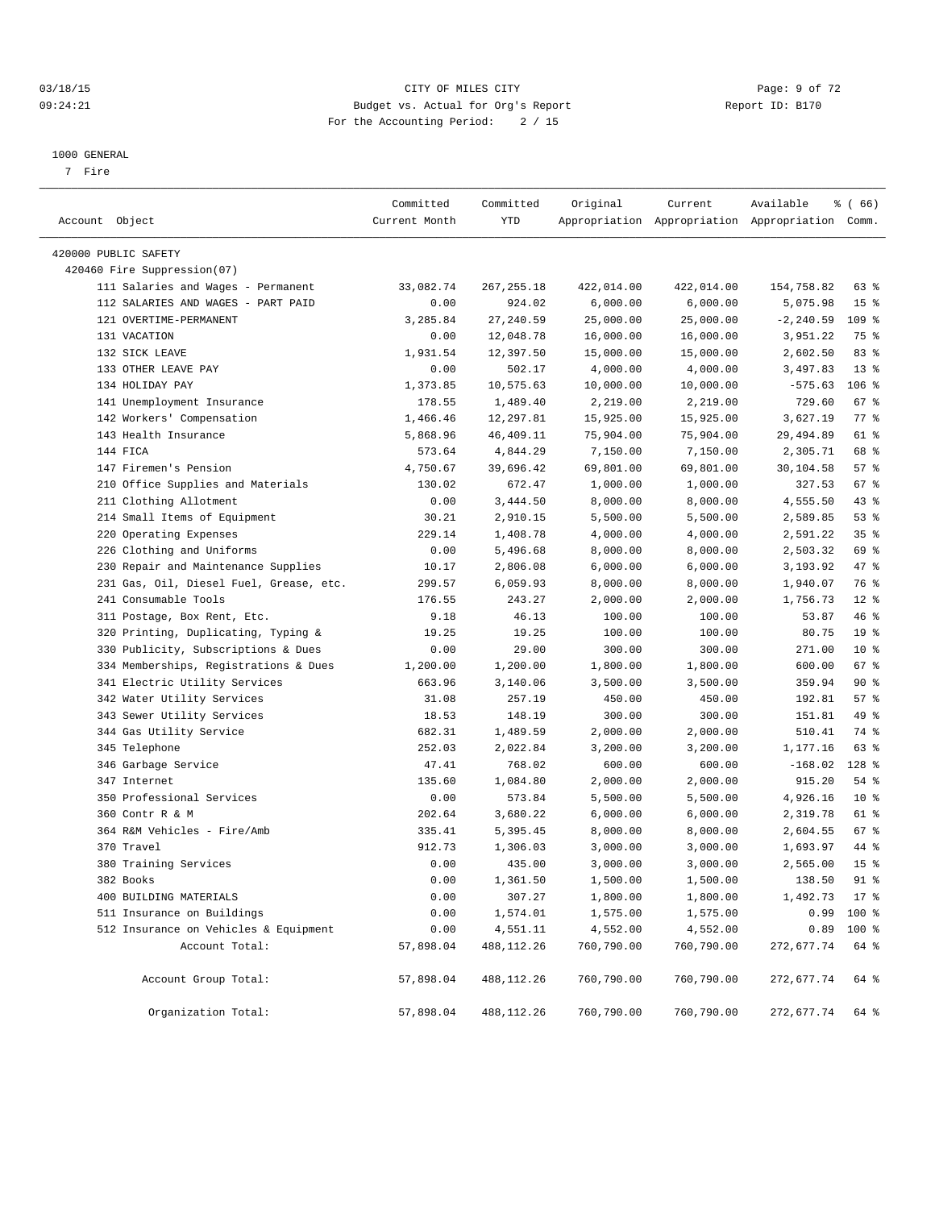CITY OF MILES CITY
Budget vs. Actual for Org's Report
For the Accounting Period: 2 / 15

1000 GENERAL
7 Fire

| Account Object | Committed Current Month | Committed YTD | Original Appropriation | Current Appropriation | Available Appropriation | % ( 66) Comm. |
|---|---|---|---|---|---|---|
| 420000 PUBLIC SAFETY | | | | | | |
| 420460 Fire Suppression(07) | | | | | | |
| 111 Salaries and Wages - Permanent | 33,082.74 | 267,255.18 | 422,014.00 | 422,014.00 | 154,758.82 | 63 % |
| 112 SALARIES AND WAGES - PART PAID | 0.00 | 924.02 | 6,000.00 | 6,000.00 | 5,075.98 | 15 % |
| 121 OVERTIME-PERMANENT | 3,285.84 | 27,240.59 | 25,000.00 | 25,000.00 | -2,240.59 | 109 % |
| 131 VACATION | 0.00 | 12,048.78 | 16,000.00 | 16,000.00 | 3,951.22 | 75 % |
| 132 SICK LEAVE | 1,931.54 | 12,397.50 | 15,000.00 | 15,000.00 | 2,602.50 | 83 % |
| 133 OTHER LEAVE PAY | 0.00 | 502.17 | 4,000.00 | 4,000.00 | 3,497.83 | 13 % |
| 134 HOLIDAY PAY | 1,373.85 | 10,575.63 | 10,000.00 | 10,000.00 | -575.63 | 106 % |
| 141 Unemployment Insurance | 178.55 | 1,489.40 | 2,219.00 | 2,219.00 | 729.60 | 67 % |
| 142 Workers' Compensation | 1,466.46 | 12,297.81 | 15,925.00 | 15,925.00 | 3,627.19 | 77 % |
| 143 Health Insurance | 5,868.96 | 46,409.11 | 75,904.00 | 75,904.00 | 29,494.89 | 61 % |
| 144 FICA | 573.64 | 4,844.29 | 7,150.00 | 7,150.00 | 2,305.71 | 68 % |
| 147 Firemen's Pension | 4,750.67 | 39,696.42 | 69,801.00 | 69,801.00 | 30,104.58 | 57 % |
| 210 Office Supplies and Materials | 130.02 | 672.47 | 1,000.00 | 1,000.00 | 327.53 | 67 % |
| 211 Clothing Allotment | 0.00 | 3,444.50 | 8,000.00 | 8,000.00 | 4,555.50 | 43 % |
| 214 Small Items of Equipment | 30.21 | 2,910.15 | 5,500.00 | 5,500.00 | 2,589.85 | 53 % |
| 220 Operating Expenses | 229.14 | 1,408.78 | 4,000.00 | 4,000.00 | 2,591.22 | 35 % |
| 226 Clothing and Uniforms | 0.00 | 5,496.68 | 8,000.00 | 8,000.00 | 2,503.32 | 69 % |
| 230 Repair and Maintenance Supplies | 10.17 | 2,806.08 | 6,000.00 | 6,000.00 | 3,193.92 | 47 % |
| 231 Gas, Oil, Diesel Fuel, Grease, etc. | 299.57 | 6,059.93 | 8,000.00 | 8,000.00 | 1,940.07 | 76 % |
| 241 Consumable Tools | 176.55 | 243.27 | 2,000.00 | 2,000.00 | 1,756.73 | 12 % |
| 311 Postage, Box Rent, Etc. | 9.18 | 46.13 | 100.00 | 100.00 | 53.87 | 46 % |
| 320 Printing, Duplicating, Typing & | 19.25 | 19.25 | 100.00 | 100.00 | 80.75 | 19 % |
| 330 Publicity, Subscriptions & Dues | 0.00 | 29.00 | 300.00 | 300.00 | 271.00 | 10 % |
| 334 Memberships, Registrations & Dues | 1,200.00 | 1,200.00 | 1,800.00 | 1,800.00 | 600.00 | 67 % |
| 341 Electric Utility Services | 663.96 | 3,140.06 | 3,500.00 | 3,500.00 | 359.94 | 90 % |
| 342 Water Utility Services | 31.08 | 257.19 | 450.00 | 450.00 | 192.81 | 57 % |
| 343 Sewer Utility Services | 18.53 | 148.19 | 300.00 | 300.00 | 151.81 | 49 % |
| 344 Gas Utility Service | 682.31 | 1,489.59 | 2,000.00 | 2,000.00 | 510.41 | 74 % |
| 345 Telephone | 252.03 | 2,022.84 | 3,200.00 | 3,200.00 | 1,177.16 | 63 % |
| 346 Garbage Service | 47.41 | 768.02 | 600.00 | 600.00 | -168.02 | 128 % |
| 347 Internet | 135.60 | 1,084.80 | 2,000.00 | 2,000.00 | 915.20 | 54 % |
| 350 Professional Services | 0.00 | 573.84 | 5,500.00 | 5,500.00 | 4,926.16 | 10 % |
| 360 Contr R & M | 202.64 | 3,680.22 | 6,000.00 | 6,000.00 | 2,319.78 | 61 % |
| 364 R&M Vehicles - Fire/Amb | 335.41 | 5,395.45 | 8,000.00 | 8,000.00 | 2,604.55 | 67 % |
| 370 Travel | 912.73 | 1,306.03 | 3,000.00 | 3,000.00 | 1,693.97 | 44 % |
| 380 Training Services | 0.00 | 435.00 | 3,000.00 | 3,000.00 | 2,565.00 | 15 % |
| 382 Books | 0.00 | 1,361.50 | 1,500.00 | 1,500.00 | 138.50 | 91 % |
| 400 BUILDING MATERIALS | 0.00 | 307.27 | 1,800.00 | 1,800.00 | 1,492.73 | 17 % |
| 511 Insurance on Buildings | 0.00 | 1,574.01 | 1,575.00 | 1,575.00 | 0.99 | 100 % |
| 512 Insurance on Vehicles & Equipment | 0.00 | 4,551.11 | 4,552.00 | 4,552.00 | 0.89 | 100 % |
| Account Total: | 57,898.04 | 488,112.26 | 760,790.00 | 760,790.00 | 272,677.74 | 64 % |
| Account Group Total: | 57,898.04 | 488,112.26 | 760,790.00 | 760,790.00 | 272,677.74 | 64 % |
| Organization Total: | 57,898.04 | 488,112.26 | 760,790.00 | 760,790.00 | 272,677.74 | 64 % |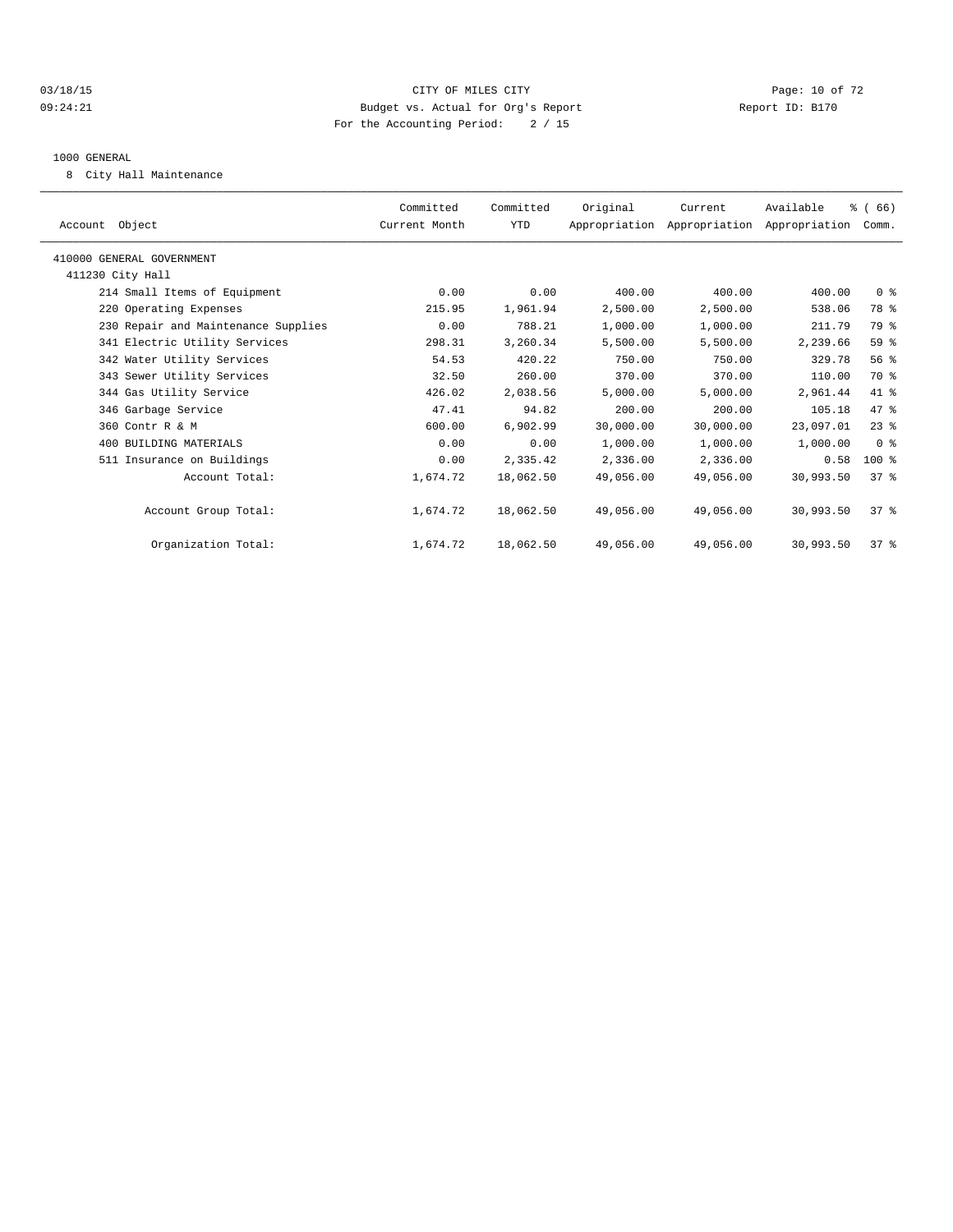CITY OF MILES CITY
Budget vs. Actual for Org's Report
For the Accounting Period: 2 / 15

03/18/15
09:24:21

Report ID: B170

## 1000 GENERAL

8 City Hall Maintenance

| Account Object | Committed Current Month | Committed YTD | Original Appropriation | Current Appropriation | Available Appropriation | % ( 66) Comm. |
|---|---|---|---|---|---|---|
| 410000 GENERAL GOVERNMENT | | | | | | |
| 411230 City Hall | | | | | | |
| 214 Small Items of Equipment | 0.00 | 0.00 | 400.00 | 400.00 | 400.00 | 0 % |
| 220 Operating Expenses | 215.95 | 1,961.94 | 2,500.00 | 2,500.00 | 538.06 | 78 % |
| 230 Repair and Maintenance Supplies | 0.00 | 788.21 | 1,000.00 | 1,000.00 | 211.79 | 79 % |
| 341 Electric Utility Services | 298.31 | 3,260.34 | 5,500.00 | 5,500.00 | 2,239.66 | 59 % |
| 342 Water Utility Services | 54.53 | 420.22 | 750.00 | 750.00 | 329.78 | 56 % |
| 343 Sewer Utility Services | 32.50 | 260.00 | 370.00 | 370.00 | 110.00 | 70 % |
| 344 Gas Utility Service | 426.02 | 2,038.56 | 5,000.00 | 5,000.00 | 2,961.44 | 41 % |
| 346 Garbage Service | 47.41 | 94.82 | 200.00 | 200.00 | 105.18 | 47 % |
| 360 Contr R & M | 600.00 | 6,902.99 | 30,000.00 | 30,000.00 | 23,097.01 | 23 % |
| 400 BUILDING MATERIALS | 0.00 | 0.00 | 1,000.00 | 1,000.00 | 1,000.00 | 0 % |
| 511 Insurance on Buildings | 0.00 | 2,335.42 | 2,336.00 | 2,336.00 | 0.58 | 100 % |
| Account Total: | 1,674.72 | 18,062.50 | 49,056.00 | 49,056.00 | 30,993.50 | 37 % |
| Account Group Total: | 1,674.72 | 18,062.50 | 49,056.00 | 49,056.00 | 30,993.50 | 37 % |
| Organization Total: | 1,674.72 | 18,062.50 | 49,056.00 | 49,056.00 | 30,993.50 | 37 % |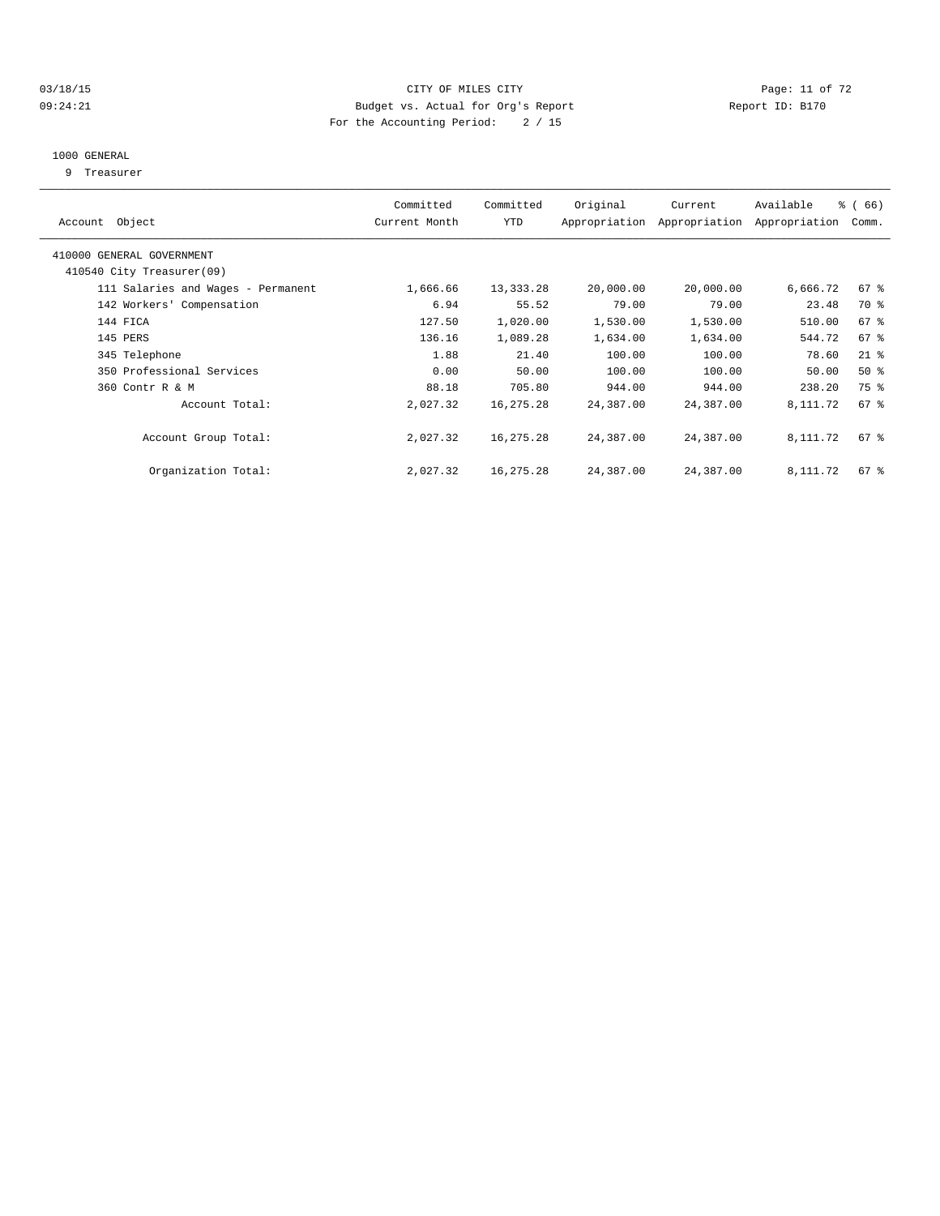CITY OF MILES CITY
Budget vs. Actual for Org's Report
For the Accounting Period: 2 / 15

03/18/15
09:24:21

Report ID: B170

1000 GENERAL
9 Treasurer

| Account Object | Committed Current Month | Committed YTD | Original Appropriation | Current Appropriation | Available Appropriation | % ( 66) Comm. |
|---|---|---|---|---|---|---|
| 410000 GENERAL GOVERNMENT | | | | | | |
| 410540 City Treasurer(09) | | | | | | |
| 111 Salaries and Wages - Permanent | 1,666.66 | 13,333.28 | 20,000.00 | 20,000.00 | 6,666.72 | 67 % |
| 142 Workers' Compensation | 6.94 | 55.52 | 79.00 | 79.00 | 23.48 | 70 % |
| 144 FICA | 127.50 | 1,020.00 | 1,530.00 | 1,530.00 | 510.00 | 67 % |
| 145 PERS | 136.16 | 1,089.28 | 1,634.00 | 1,634.00 | 544.72 | 67 % |
| 345 Telephone | 1.88 | 21.40 | 100.00 | 100.00 | 78.60 | 21 % |
| 350 Professional Services | 0.00 | 50.00 | 100.00 | 100.00 | 50.00 | 50 % |
| 360 Contr R & M | 88.18 | 705.80 | 944.00 | 944.00 | 238.20 | 75 % |
| Account Total: | 2,027.32 | 16,275.28 | 24,387.00 | 24,387.00 | 8,111.72 | 67 % |
| Account Group Total: | 2,027.32 | 16,275.28 | 24,387.00 | 24,387.00 | 8,111.72 | 67 % |
| Organization Total: | 2,027.32 | 16,275.28 | 24,387.00 | 24,387.00 | 8,111.72 | 67 % |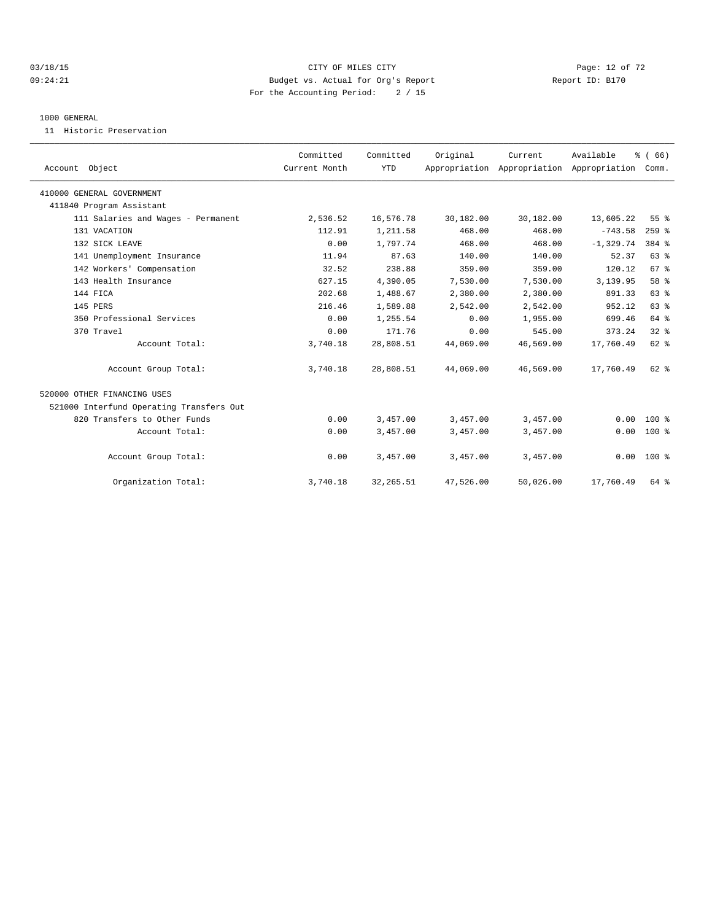CITY OF MILES CITY
Budget vs. Actual for Org's Report
For the Accounting Period: 2 / 15

Report ID: B170

03/18/15
09:24:21

## 1000 GENERAL

11 Historic Preservation

| Account Object | Committed Current Month | Committed YTD | Original Appropriation | Current Appropriation | Available Appropriation | % ( 66) Comm. |
|---|---|---|---|---|---|---|
| 410000 GENERAL GOVERNMENT | | | | | | |
| 411840 Program Assistant | | | | | | |
| 111 Salaries and Wages - Permanent | 2,536.52 | 16,576.78 | 30,182.00 | 30,182.00 | 13,605.22 | 55 % |
| 131 VACATION | 112.91 | 1,211.58 | 468.00 | 468.00 | -743.58 | 259 % |
| 132 SICK LEAVE | 0.00 | 1,797.74 | 468.00 | 468.00 | -1,329.74 | 384 % |
| 141 Unemployment Insurance | 11.94 | 87.63 | 140.00 | 140.00 | 52.37 | 63 % |
| 142 Workers' Compensation | 32.52 | 238.88 | 359.00 | 359.00 | 120.12 | 67 % |
| 143 Health Insurance | 627.15 | 4,390.05 | 7,530.00 | 7,530.00 | 3,139.95 | 58 % |
| 144 FICA | 202.68 | 1,488.67 | 2,380.00 | 2,380.00 | 891.33 | 63 % |
| 145 PERS | 216.46 | 1,589.88 | 2,542.00 | 2,542.00 | 952.12 | 63 % |
| 350 Professional Services | 0.00 | 1,255.54 | 0.00 | 1,955.00 | 699.46 | 64 % |
| 370 Travel | 0.00 | 171.76 | 0.00 | 545.00 | 373.24 | 32 % |
| Account Total: | 3,740.18 | 28,808.51 | 44,069.00 | 46,569.00 | 17,760.49 | 62 % |
| Account Group Total: | 3,740.18 | 28,808.51 | 44,069.00 | 46,569.00 | 17,760.49 | 62 % |
| 520000 OTHER FINANCING USES | | | | | | |
| 521000 Interfund Operating Transfers Out | | | | | | |
| 820 Transfers to Other Funds | 0.00 | 3,457.00 | 3,457.00 | 3,457.00 | 0.00 | 100 % |
| Account Total: | 0.00 | 3,457.00 | 3,457.00 | 3,457.00 | 0.00 | 100 % |
| Account Group Total: | 0.00 | 3,457.00 | 3,457.00 | 3,457.00 | 0.00 | 100 % |
| Organization Total: | 3,740.18 | 32,265.51 | 47,526.00 | 50,026.00 | 17,760.49 | 64 % |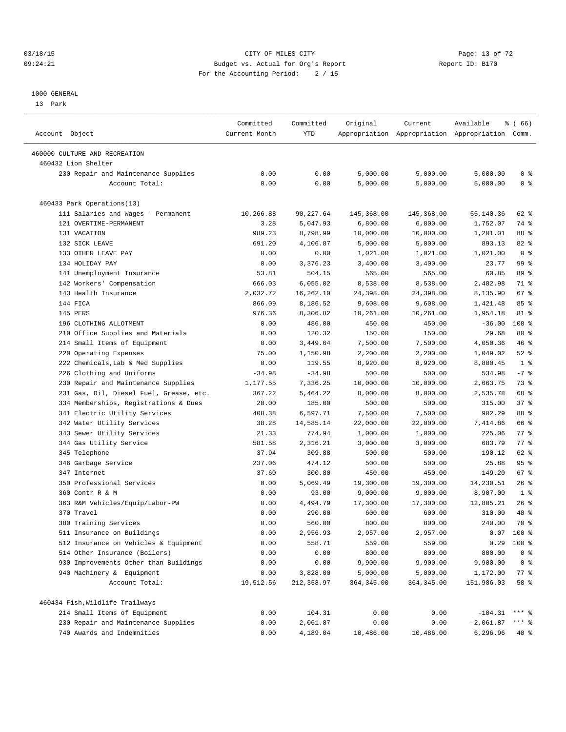CITY OF MILES CITY
Budget vs. Actual for Org's Report
For the Accounting Period: 2 / 15

03/18/15 09:24:21 Report ID: B170

1000 GENERAL
13 Park

| Account Object | Committed Current Month | Committed YTD | Original Appropriation | Current Appropriation | Available Appropriation | % ( 66) Comm. |
|---|---|---|---|---|---|---|
| 460000 CULTURE AND RECREATION | | | | | | |
| 460432 Lion Shelter | | | | | | |
| 230 Repair and Maintenance Supplies | 0.00 | 0.00 | 5,000.00 | 5,000.00 | 5,000.00 | 0 % |
| Account Total: | 0.00 | 0.00 | 5,000.00 | 5,000.00 | 5,000.00 | 0 % |
| 460433 Park Operations(13) | | | | | | |
| 111 Salaries and Wages - Permanent | 10,266.88 | 90,227.64 | 145,368.00 | 145,368.00 | 55,140.36 | 62 % |
| 121 OVERTIME-PERMANENT | 3.28 | 5,047.93 | 6,800.00 | 6,800.00 | 1,752.07 | 74 % |
| 131 VACATION | 989.23 | 8,798.99 | 10,000.00 | 10,000.00 | 1,201.01 | 88 % |
| 132 SICK LEAVE | 691.20 | 4,106.87 | 5,000.00 | 5,000.00 | 893.13 | 82 % |
| 133 OTHER LEAVE PAY | 0.00 | 0.00 | 1,021.00 | 1,021.00 | 1,021.00 | 0 % |
| 134 HOLIDAY PAY | 0.00 | 3,376.23 | 3,400.00 | 3,400.00 | 23.77 | 99 % |
| 141 Unemployment Insurance | 53.81 | 504.15 | 565.00 | 565.00 | 60.85 | 89 % |
| 142 Workers' Compensation | 666.03 | 6,055.02 | 8,538.00 | 8,538.00 | 2,482.98 | 71 % |
| 143 Health Insurance | 2,032.72 | 16,262.10 | 24,398.00 | 24,398.00 | 8,135.90 | 67 % |
| 144 FICA | 866.09 | 8,186.52 | 9,608.00 | 9,608.00 | 1,421.48 | 85 % |
| 145 PERS | 976.36 | 8,306.82 | 10,261.00 | 10,261.00 | 1,954.18 | 81 % |
| 196 CLOTHING ALLOTMENT | 0.00 | 486.00 | 450.00 | 450.00 | -36.00 | 108 % |
| 210 Office Supplies and Materials | 0.00 | 120.32 | 150.00 | 150.00 | 29.68 | 80 % |
| 214 Small Items of Equipment | 0.00 | 3,449.64 | 7,500.00 | 7,500.00 | 4,050.36 | 46 % |
| 220 Operating Expenses | 75.00 | 1,150.98 | 2,200.00 | 2,200.00 | 1,049.02 | 52 % |
| 222 Chemicals,Lab & Med Supplies | 0.00 | 119.55 | 8,920.00 | 8,920.00 | 8,800.45 | 1 % |
| 226 Clothing and Uniforms | -34.98 | -34.98 | 500.00 | 500.00 | 534.98 | -7 % |
| 230 Repair and Maintenance Supplies | 1,177.55 | 7,336.25 | 10,000.00 | 10,000.00 | 2,663.75 | 73 % |
| 231 Gas, Oil, Diesel Fuel, Grease, etc. | 367.22 | 5,464.22 | 8,000.00 | 8,000.00 | 2,535.78 | 68 % |
| 334 Memberships, Registrations & Dues | 20.00 | 185.00 | 500.00 | 500.00 | 315.00 | 37 % |
| 341 Electric Utility Services | 408.38 | 6,597.71 | 7,500.00 | 7,500.00 | 902.29 | 88 % |
| 342 Water Utility Services | 38.28 | 14,585.14 | 22,000.00 | 22,000.00 | 7,414.86 | 66 % |
| 343 Sewer Utility Services | 21.33 | 774.94 | 1,000.00 | 1,000.00 | 225.06 | 77 % |
| 344 Gas Utility Service | 581.58 | 2,316.21 | 3,000.00 | 3,000.00 | 683.79 | 77 % |
| 345 Telephone | 37.94 | 309.88 | 500.00 | 500.00 | 190.12 | 62 % |
| 346 Garbage Service | 237.06 | 474.12 | 500.00 | 500.00 | 25.88 | 95 % |
| 347 Internet | 37.60 | 300.80 | 450.00 | 450.00 | 149.20 | 67 % |
| 350 Professional Services | 0.00 | 5,069.49 | 19,300.00 | 19,300.00 | 14,230.51 | 26 % |
| 360 Contr R & M | 0.00 | 93.00 | 9,000.00 | 9,000.00 | 8,907.00 | 1 % |
| 363 R&M Vehicles/Equip/Labor-PW | 0.00 | 4,494.79 | 17,300.00 | 17,300.00 | 12,805.21 | 26 % |
| 370 Travel | 0.00 | 290.00 | 600.00 | 600.00 | 310.00 | 48 % |
| 380 Training Services | 0.00 | 560.00 | 800.00 | 800.00 | 240.00 | 70 % |
| 511 Insurance on Buildings | 0.00 | 2,956.93 | 2,957.00 | 2,957.00 | 0.07 | 100 % |
| 512 Insurance on Vehicles & Equipment | 0.00 | 558.71 | 559.00 | 559.00 | 0.29 | 100 % |
| 514 Other Insurance (Boilers) | 0.00 | 0.00 | 800.00 | 800.00 | 800.00 | 0 % |
| 930 Improvements Other than Buildings | 0.00 | 0.00 | 9,900.00 | 9,900.00 | 9,900.00 | 0 % |
| 940 Machinery & Equipment | 0.00 | 3,828.00 | 5,000.00 | 5,000.00 | 1,172.00 | 77 % |
| Account Total: | 19,512.56 | 212,358.97 | 364,345.00 | 364,345.00 | 151,986.03 | 58 % |
| 460434 Fish,Wildlife Trailways | | | | | | |
| 214 Small Items of Equipment | 0.00 | 104.31 | 0.00 | 0.00 | -104.31 | *** % |
| 230 Repair and Maintenance Supplies | 0.00 | 2,061.87 | 0.00 | 0.00 | -2,061.87 | *** % |
| 740 Awards and Indemnities | 0.00 | 4,189.04 | 10,486.00 | 10,486.00 | 6,296.96 | 40 % |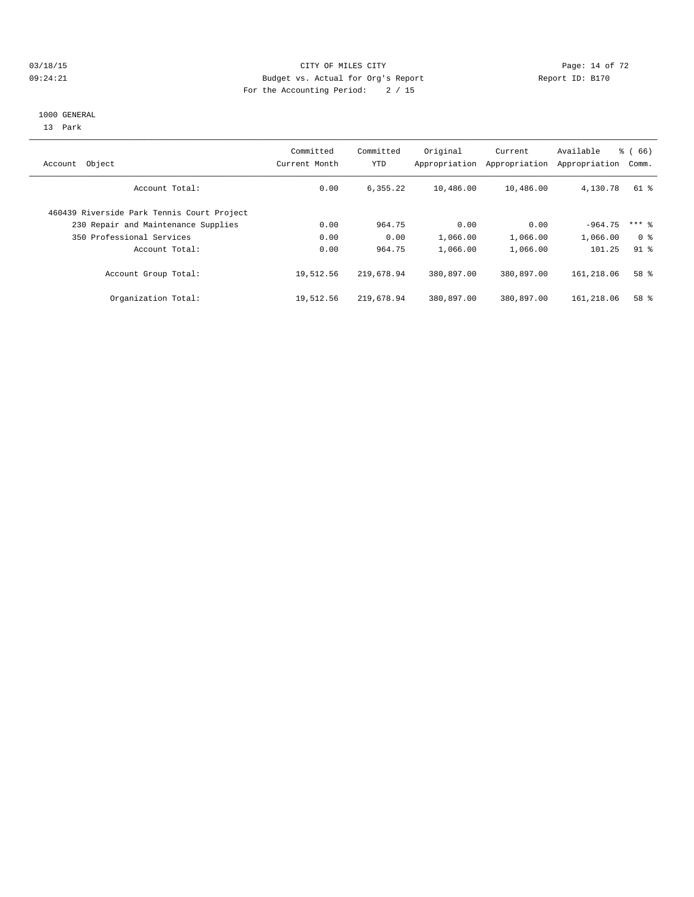03/18/15 CITY OF MILES CITY
09:24:21 Budget vs. Actual for Org's Report Report ID: B170
For the Accounting Period: 2 / 15

1000 GENERAL
13 Park

| Account Object | Committed Current Month | Committed YTD | Original Appropriation | Current Appropriation | Available Appropriation | % ( 66) Comm. |
|---|---|---|---|---|---|---|
| Account Total: | 0.00 | 6,355.22 | 10,486.00 | 10,486.00 | 4,130.78 | 61 % |
| 460439 Riverside Park Tennis Court Project | | | | | | |
| 230 Repair and Maintenance Supplies | 0.00 | 964.75 | 0.00 | 0.00 | -964.75 | *** % |
| 350 Professional Services | 0.00 | 0.00 | 1,066.00 | 1,066.00 | 1,066.00 | 0 % |
| Account Total: | 0.00 | 964.75 | 1,066.00 | 1,066.00 | 101.25 | 91 % |
| Account Group Total: | 19,512.56 | 219,678.94 | 380,897.00 | 380,897.00 | 161,218.06 | 58 % |
| Organization Total: | 19,512.56 | 219,678.94 | 380,897.00 | 380,897.00 | 161,218.06 | 58 % |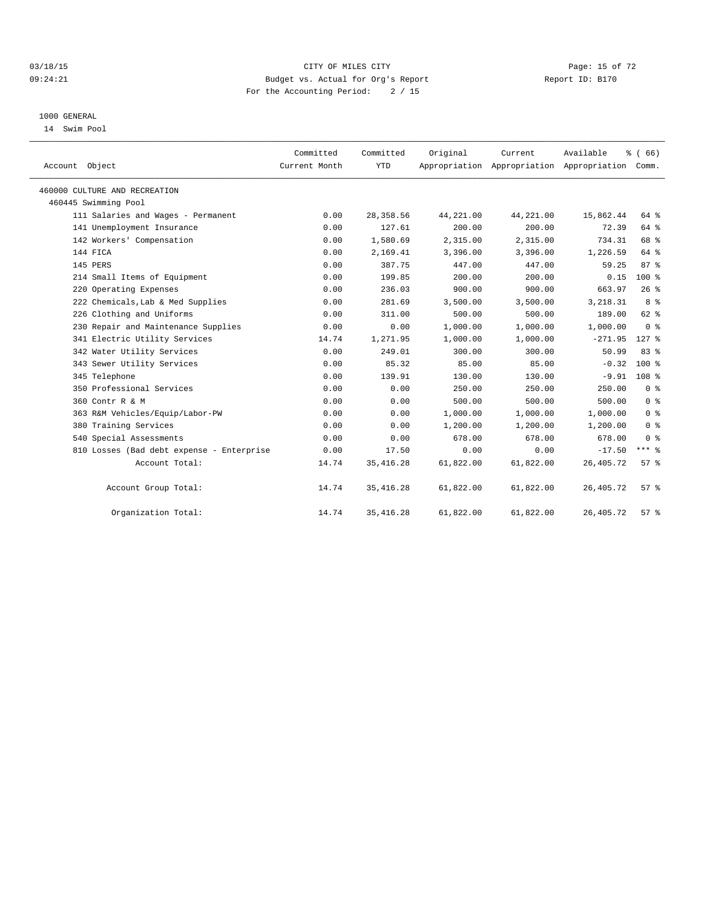CITY OF MILES CITY
Budget vs. Actual for Org's Report
For the Accounting Period: 2 / 15

03/18/15
09:24:21

Report ID: B170

1000 GENERAL
14 Swim Pool

| Account Object | Committed Current Month | Committed YTD | Original Appropriation | Current Appropriation | Available Appropriation | % ( 66) Comm. |
|---|---|---|---|---|---|---|
| 460000 CULTURE AND RECREATION | | | | | | |
| 460445 Swimming Pool | | | | | | |
| 111 Salaries and Wages - Permanent | 0.00 | 28,358.56 | 44,221.00 | 44,221.00 | 15,862.44 | 64 % |
| 141 Unemployment Insurance | 0.00 | 127.61 | 200.00 | 200.00 | 72.39 | 64 % |
| 142 Workers' Compensation | 0.00 | 1,580.69 | 2,315.00 | 2,315.00 | 734.31 | 68 % |
| 144 FICA | 0.00 | 2,169.41 | 3,396.00 | 3,396.00 | 1,226.59 | 64 % |
| 145 PERS | 0.00 | 387.75 | 447.00 | 447.00 | 59.25 | 87 % |
| 214 Small Items of Equipment | 0.00 | 199.85 | 200.00 | 200.00 | 0.15 | 100 % |
| 220 Operating Expenses | 0.00 | 236.03 | 900.00 | 900.00 | 663.97 | 26 % |
| 222 Chemicals,Lab & Med Supplies | 0.00 | 281.69 | 3,500.00 | 3,500.00 | 3,218.31 | 8 % |
| 226 Clothing and Uniforms | 0.00 | 311.00 | 500.00 | 500.00 | 189.00 | 62 % |
| 230 Repair and Maintenance Supplies | 0.00 | 0.00 | 1,000.00 | 1,000.00 | 1,000.00 | 0 % |
| 341 Electric Utility Services | 14.74 | 1,271.95 | 1,000.00 | 1,000.00 | -271.95 | 127 % |
| 342 Water Utility Services | 0.00 | 249.01 | 300.00 | 300.00 | 50.99 | 83 % |
| 343 Sewer Utility Services | 0.00 | 85.32 | 85.00 | 85.00 | -0.32 | 100 % |
| 345 Telephone | 0.00 | 139.91 | 130.00 | 130.00 | -9.91 | 108 % |
| 350 Professional Services | 0.00 | 0.00 | 250.00 | 250.00 | 250.00 | 0 % |
| 360 Contr R & M | 0.00 | 0.00 | 500.00 | 500.00 | 500.00 | 0 % |
| 363 R&M Vehicles/Equip/Labor-PW | 0.00 | 0.00 | 1,000.00 | 1,000.00 | 1,000.00 | 0 % |
| 380 Training Services | 0.00 | 0.00 | 1,200.00 | 1,200.00 | 1,200.00 | 0 % |
| 540 Special Assessments | 0.00 | 0.00 | 678.00 | 678.00 | 678.00 | 0 % |
| 810 Losses (Bad debt expense - Enterprise | 0.00 | 17.50 | 0.00 | 0.00 | -17.50 | *** % |
| Account Total: | 14.74 | 35,416.28 | 61,822.00 | 61,822.00 | 26,405.72 | 57 % |
| Account Group Total: | 14.74 | 35,416.28 | 61,822.00 | 61,822.00 | 26,405.72 | 57 % |
| Organization Total: | 14.74 | 35,416.28 | 61,822.00 | 61,822.00 | 26,405.72 | 57 % |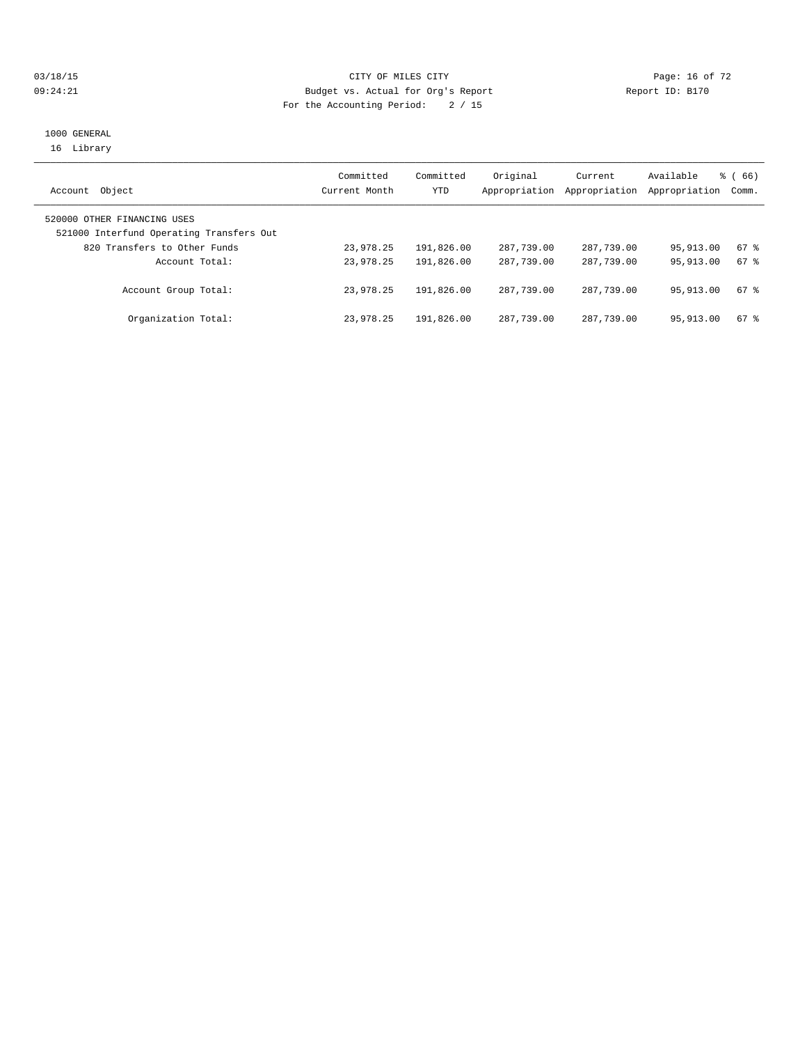CITY OF MILES CITY
Budget vs. Actual for Org's Report
For the Accounting Period: 2 / 15

03/18/15
09:24:21

Report ID: B170

1000 GENERAL
16 Library

| Account Object | Committed Current Month | Committed YTD | Original Appropriation | Current Appropriation | Available Appropriation | % ( 66) Comm. |
|---|---|---|---|---|---|---|
| 520000 OTHER FINANCING USES | | | | | | |
| 521000 Interfund Operating Transfers Out | | | | | | |
| 820 Transfers to Other Funds | 23,978.25 | 191,826.00 | 287,739.00 | 287,739.00 | 95,913.00 | 67 % |
| Account Total: | 23,978.25 | 191,826.00 | 287,739.00 | 287,739.00 | 95,913.00 | 67 % |
| Account Group Total: | 23,978.25 | 191,826.00 | 287,739.00 | 287,739.00 | 95,913.00 | 67 % |
| Organization Total: | 23,978.25 | 191,826.00 | 287,739.00 | 287,739.00 | 95,913.00 | 67 % |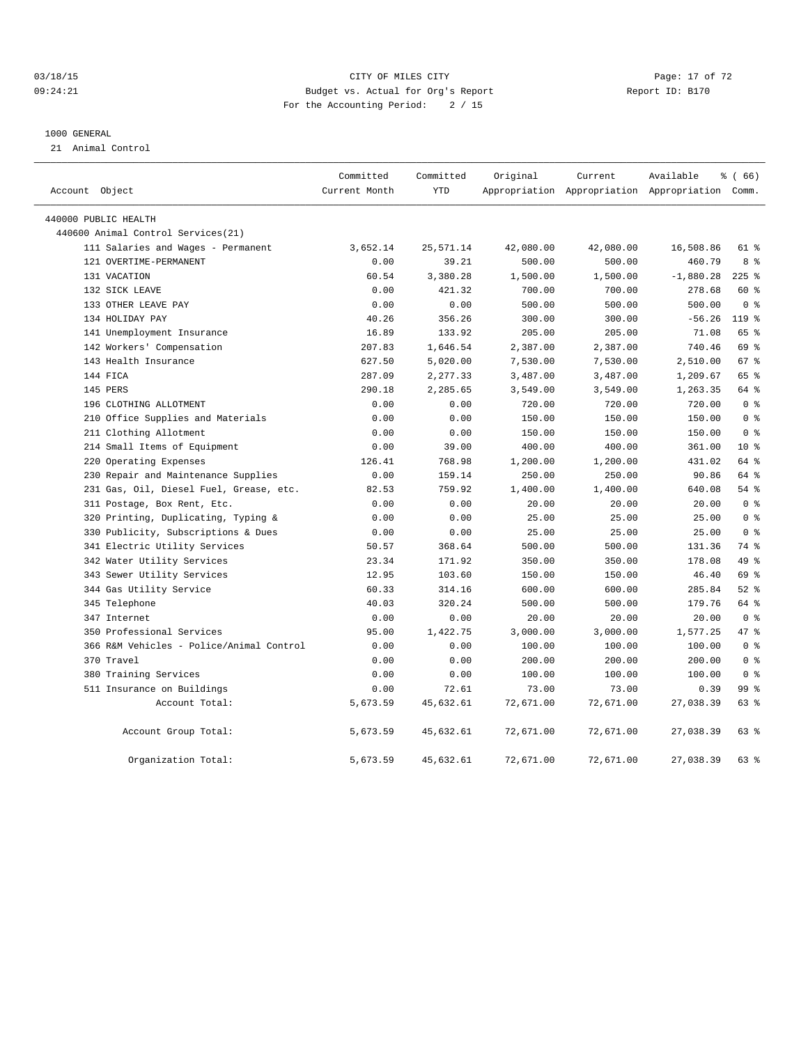CITY OF MILES CITY

Budget vs. Actual for Org's Report

For the Accounting Period: 2 / 15

03/18/15 09:24:21 Report ID: B170

1000 GENERAL

21 Animal Control

| Account Object | Committed Current Month | Committed YTD | Original Appropriation | Current Appropriation | Available Appropriation | % ( 66) Comm. |
|---|---|---|---|---|---|---|
| 440000 PUBLIC HEALTH | | | | | | |
| 440600 Animal Control Services(21) | | | | | | |
| 111 Salaries and Wages - Permanent | 3,652.14 | 25,571.14 | 42,080.00 | 42,080.00 | 16,508.86 | 61 % |
| 121 OVERTIME-PERMANENT | 0.00 | 39.21 | 500.00 | 500.00 | 460.79 | 8 % |
| 131 VACATION | 60.54 | 3,380.28 | 1,500.00 | 1,500.00 | -1,880.28 | 225 % |
| 132 SICK LEAVE | 0.00 | 421.32 | 700.00 | 700.00 | 278.68 | 60 % |
| 133 OTHER LEAVE PAY | 0.00 | 0.00 | 500.00 | 500.00 | 500.00 | 0 % |
| 134 HOLIDAY PAY | 40.26 | 356.26 | 300.00 | 300.00 | -56.26 | 119 % |
| 141 Unemployment Insurance | 16.89 | 133.92 | 205.00 | 205.00 | 71.08 | 65 % |
| 142 Workers' Compensation | 207.83 | 1,646.54 | 2,387.00 | 2,387.00 | 740.46 | 69 % |
| 143 Health Insurance | 627.50 | 5,020.00 | 7,530.00 | 7,530.00 | 2,510.00 | 67 % |
| 144 FICA | 287.09 | 2,277.33 | 3,487.00 | 3,487.00 | 1,209.67 | 65 % |
| 145 PERS | 290.18 | 2,285.65 | 3,549.00 | 3,549.00 | 1,263.35 | 64 % |
| 196 CLOTHING ALLOTMENT | 0.00 | 0.00 | 720.00 | 720.00 | 720.00 | 0 % |
| 210 Office Supplies and Materials | 0.00 | 0.00 | 150.00 | 150.00 | 150.00 | 0 % |
| 211 Clothing Allotment | 0.00 | 0.00 | 150.00 | 150.00 | 150.00 | 0 % |
| 214 Small Items of Equipment | 0.00 | 39.00 | 400.00 | 400.00 | 361.00 | 10 % |
| 220 Operating Expenses | 126.41 | 768.98 | 1,200.00 | 1,200.00 | 431.02 | 64 % |
| 230 Repair and Maintenance Supplies | 0.00 | 159.14 | 250.00 | 250.00 | 90.86 | 64 % |
| 231 Gas, Oil, Diesel Fuel, Grease, etc. | 82.53 | 759.92 | 1,400.00 | 1,400.00 | 640.08 | 54 % |
| 311 Postage, Box Rent, Etc. | 0.00 | 0.00 | 20.00 | 20.00 | 20.00 | 0 % |
| 320 Printing, Duplicating, Typing & | 0.00 | 0.00 | 25.00 | 25.00 | 25.00 | 0 % |
| 330 Publicity, Subscriptions & Dues | 0.00 | 0.00 | 25.00 | 25.00 | 25.00 | 0 % |
| 341 Electric Utility Services | 50.57 | 368.64 | 500.00 | 500.00 | 131.36 | 74 % |
| 342 Water Utility Services | 23.34 | 171.92 | 350.00 | 350.00 | 178.08 | 49 % |
| 343 Sewer Utility Services | 12.95 | 103.60 | 150.00 | 150.00 | 46.40 | 69 % |
| 344 Gas Utility Service | 60.33 | 314.16 | 600.00 | 600.00 | 285.84 | 52 % |
| 345 Telephone | 40.03 | 320.24 | 500.00 | 500.00 | 179.76 | 64 % |
| 347 Internet | 0.00 | 0.00 | 20.00 | 20.00 | 20.00 | 0 % |
| 350 Professional Services | 95.00 | 1,422.75 | 3,000.00 | 3,000.00 | 1,577.25 | 47 % |
| 366 R&M Vehicles - Police/Animal Control | 0.00 | 0.00 | 100.00 | 100.00 | 100.00 | 0 % |
| 370 Travel | 0.00 | 0.00 | 200.00 | 200.00 | 200.00 | 0 % |
| 380 Training Services | 0.00 | 0.00 | 100.00 | 100.00 | 100.00 | 0 % |
| 511 Insurance on Buildings | 0.00 | 72.61 | 73.00 | 73.00 | 0.39 | 99 % |
| Account Total: | 5,673.59 | 45,632.61 | 72,671.00 | 72,671.00 | 27,038.39 | 63 % |
| Account Group Total: | 5,673.59 | 45,632.61 | 72,671.00 | 72,671.00 | 27,038.39 | 63 % |
| Organization Total: | 5,673.59 | 45,632.61 | 72,671.00 | 72,671.00 | 27,038.39 | 63 % |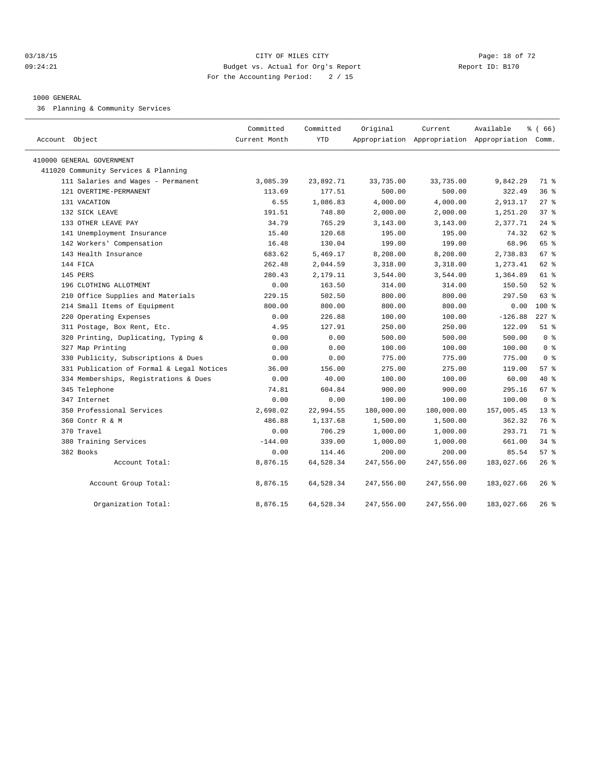CITY OF MILES CITY
Budget vs. Actual for Org's Report
For the Accounting Period: 2 / 15

03/18/15 09:24:21 — Report ID: B170

## 1000 GENERAL

36 Planning & Community Services

| Account Object | Committed Current Month | Committed YTD | Original Appropriation | Current Appropriation | Available Appropriation | % ( 66) Comm. |
|---|---|---|---|---|---|---|
| 410000 GENERAL GOVERNMENT | | | | | | |
| 411020 Community Services & Planning | | | | | | |
| 111 Salaries and Wages - Permanent | 3,085.39 | 23,892.71 | 33,735.00 | 33,735.00 | 9,842.29 | 71 % |
| 121 OVERTIME-PERMANENT | 113.69 | 177.51 | 500.00 | 500.00 | 322.49 | 36 % |
| 131 VACATION | 6.55 | 1,086.83 | 4,000.00 | 4,000.00 | 2,913.17 | 27 % |
| 132 SICK LEAVE | 191.51 | 748.80 | 2,000.00 | 2,000.00 | 1,251.20 | 37 % |
| 133 OTHER LEAVE PAY | 34.79 | 765.29 | 3,143.00 | 3,143.00 | 2,377.71 | 24 % |
| 141 Unemployment Insurance | 15.40 | 120.68 | 195.00 | 195.00 | 74.32 | 62 % |
| 142 Workers' Compensation | 16.48 | 130.04 | 199.00 | 199.00 | 68.96 | 65 % |
| 143 Health Insurance | 683.62 | 5,469.17 | 8,208.00 | 8,208.00 | 2,738.83 | 67 % |
| 144 FICA | 262.48 | 2,044.59 | 3,318.00 | 3,318.00 | 1,273.41 | 62 % |
| 145 PERS | 280.43 | 2,179.11 | 3,544.00 | 3,544.00 | 1,364.89 | 61 % |
| 196 CLOTHING ALLOTMENT | 0.00 | 163.50 | 314.00 | 314.00 | 150.50 | 52 % |
| 210 Office Supplies and Materials | 229.15 | 502.50 | 800.00 | 800.00 | 297.50 | 63 % |
| 214 Small Items of Equipment | 800.00 | 800.00 | 800.00 | 800.00 | 0.00 | 100 % |
| 220 Operating Expenses | 0.00 | 226.88 | 100.00 | 100.00 | -126.88 | 227 % |
| 311 Postage, Box Rent, Etc. | 4.95 | 127.91 | 250.00 | 250.00 | 122.09 | 51 % |
| 320 Printing, Duplicating, Typing & | 0.00 | 0.00 | 500.00 | 500.00 | 500.00 | 0 % |
| 327 Map Printing | 0.00 | 0.00 | 100.00 | 100.00 | 100.00 | 0 % |
| 330 Publicity, Subscriptions & Dues | 0.00 | 0.00 | 775.00 | 775.00 | 775.00 | 0 % |
| 331 Publication of Formal & Legal Notices | 36.00 | 156.00 | 275.00 | 275.00 | 119.00 | 57 % |
| 334 Memberships, Registrations & Dues | 0.00 | 40.00 | 100.00 | 100.00 | 60.00 | 40 % |
| 345 Telephone | 74.81 | 604.84 | 900.00 | 900.00 | 295.16 | 67 % |
| 347 Internet | 0.00 | 0.00 | 100.00 | 100.00 | 100.00 | 0 % |
| 350 Professional Services | 2,698.02 | 22,994.55 | 180,000.00 | 180,000.00 | 157,005.45 | 13 % |
| 360 Contr R & M | 486.88 | 1,137.68 | 1,500.00 | 1,500.00 | 362.32 | 76 % |
| 370 Travel | 0.00 | 706.29 | 1,000.00 | 1,000.00 | 293.71 | 71 % |
| 380 Training Services | -144.00 | 339.00 | 1,000.00 | 1,000.00 | 661.00 | 34 % |
| 382 Books | 0.00 | 114.46 | 200.00 | 200.00 | 85.54 | 57 % |
| Account Total: | 8,876.15 | 64,528.34 | 247,556.00 | 247,556.00 | 183,027.66 | 26 % |
| Account Group Total: | 8,876.15 | 64,528.34 | 247,556.00 | 247,556.00 | 183,027.66 | 26 % |
| Organization Total: | 8,876.15 | 64,528.34 | 247,556.00 | 247,556.00 | 183,027.66 | 26 % |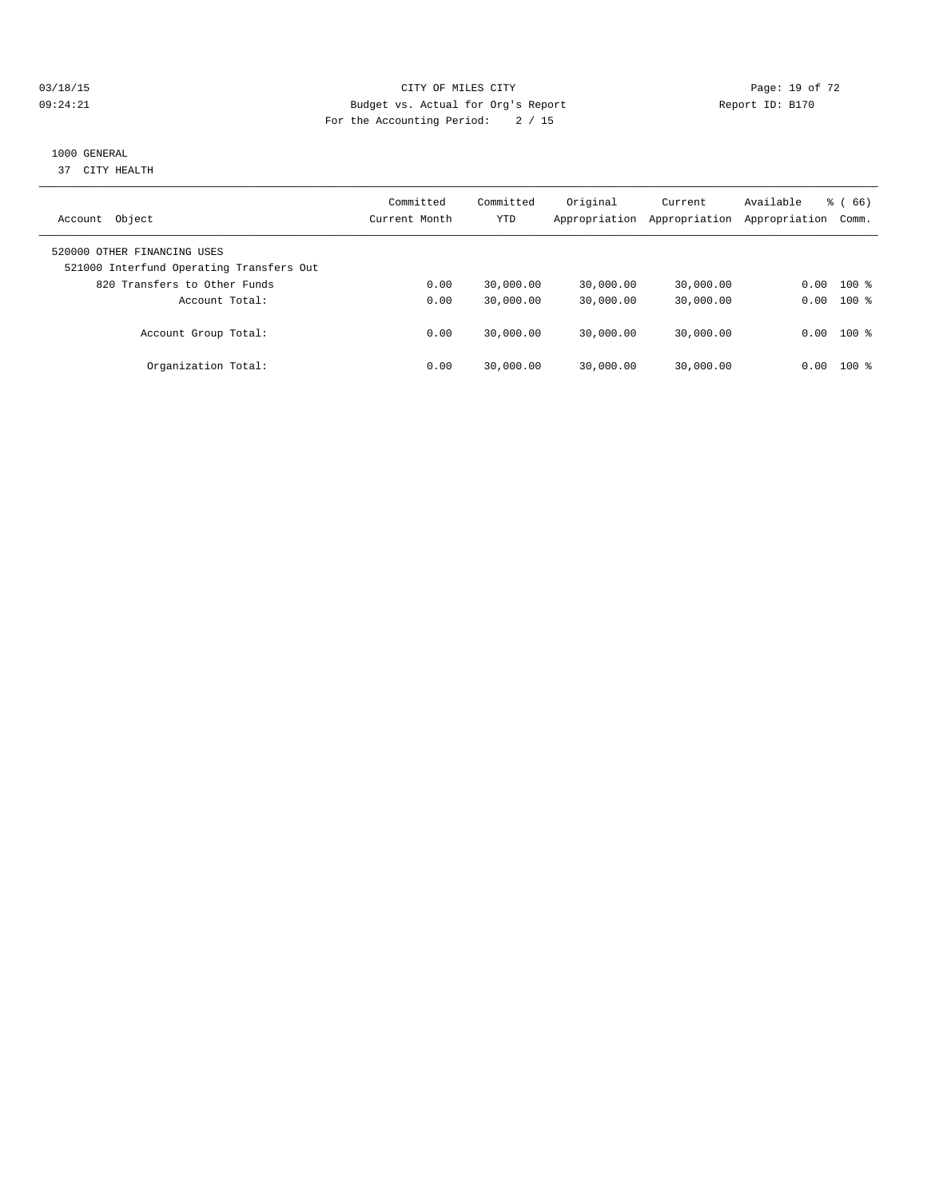CITY OF MILES CITY
Budget vs. Actual for Org's Report
For the Accounting Period: 2 / 15

03/18/15 09:24:21 Report ID: B170

1000 GENERAL
37 CITY HEALTH

| Account Object | Committed Current Month | Committed YTD | Original Appropriation | Current Appropriation | Available Appropriation | % ( 66) Comm. |
|---|---|---|---|---|---|---|
| 520000 OTHER FINANCING USES | | | | | | |
| 521000 Interfund Operating Transfers Out | | | | | | |
| 820 Transfers to Other Funds | 0.00 | 30,000.00 | 30,000.00 | 30,000.00 | 0.00 | 100 % |
| Account Total: | 0.00 | 30,000.00 | 30,000.00 | 30,000.00 | 0.00 | 100 % |
| Account Group Total: | 0.00 | 30,000.00 | 30,000.00 | 30,000.00 | 0.00 | 100 % |
| Organization Total: | 0.00 | 30,000.00 | 30,000.00 | 30,000.00 | 0.00 | 100 % |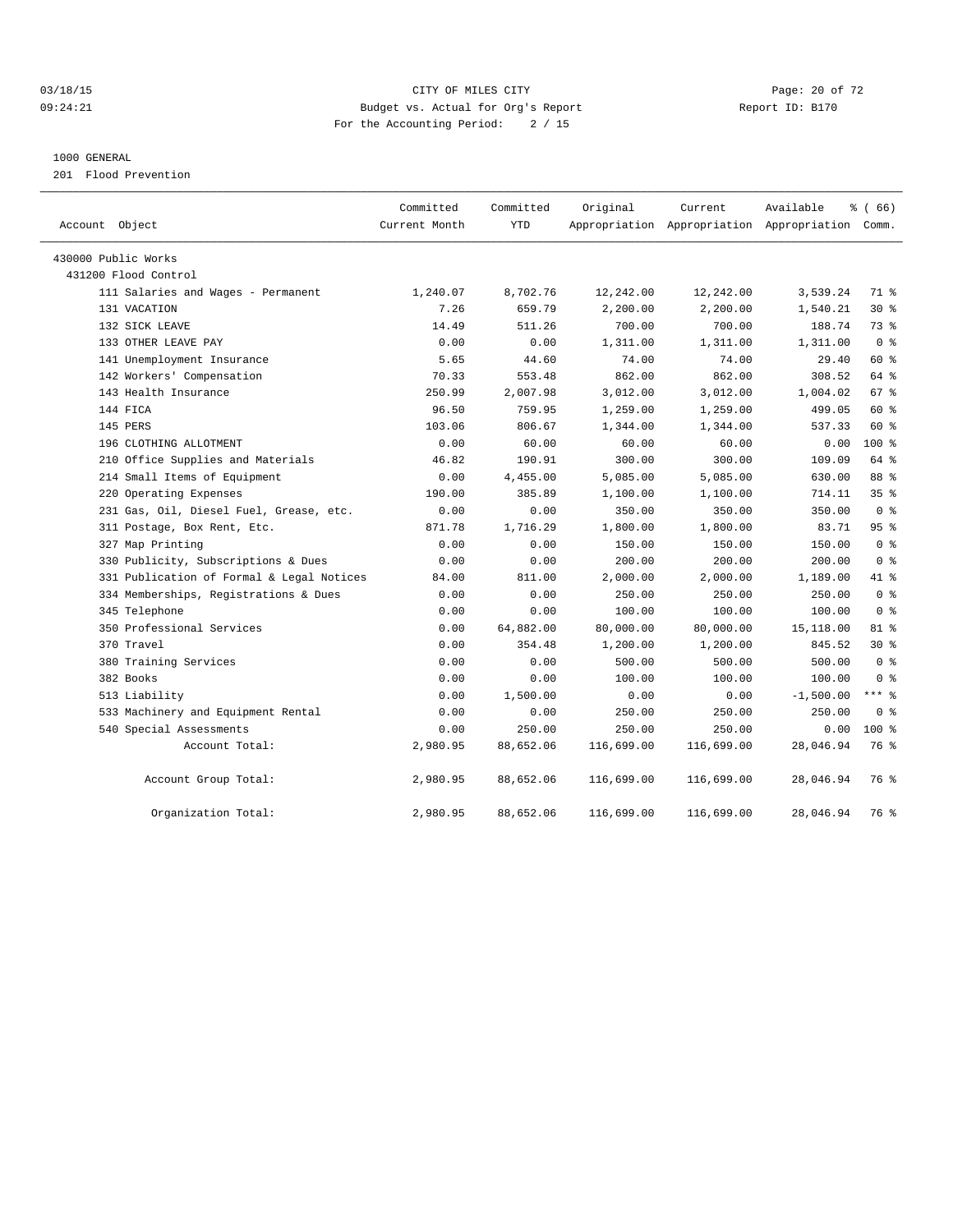CITY OF MILES CITY

Budget vs. Actual for Org's Report

For the Accounting Period: 2 / 15

03/18/15 09:24:21 — Report ID: B170

1000 GENERAL

201 Flood Prevention

| Account Object | Committed Current Month | Committed YTD | Original Appropriation | Current Appropriation | Available Appropriation | % ( 66) Comm. |
|---|---|---|---|---|---|---|
| 430000 Public Works | | | | | | |
| 431200 Flood Control | | | | | | |
| 111 Salaries and Wages - Permanent | 1,240.07 | 8,702.76 | 12,242.00 | 12,242.00 | 3,539.24 | 71 % |
| 131 VACATION | 7.26 | 659.79 | 2,200.00 | 2,200.00 | 1,540.21 | 30 % |
| 132 SICK LEAVE | 14.49 | 511.26 | 700.00 | 700.00 | 188.74 | 73 % |
| 133 OTHER LEAVE PAY | 0.00 | 0.00 | 1,311.00 | 1,311.00 | 1,311.00 | 0 % |
| 141 Unemployment Insurance | 5.65 | 44.60 | 74.00 | 74.00 | 29.40 | 60 % |
| 142 Workers' Compensation | 70.33 | 553.48 | 862.00 | 862.00 | 308.52 | 64 % |
| 143 Health Insurance | 250.99 | 2,007.98 | 3,012.00 | 3,012.00 | 1,004.02 | 67 % |
| 144 FICA | 96.50 | 759.95 | 1,259.00 | 1,259.00 | 499.05 | 60 % |
| 145 PERS | 103.06 | 806.67 | 1,344.00 | 1,344.00 | 537.33 | 60 % |
| 196 CLOTHING ALLOTMENT | 0.00 | 60.00 | 60.00 | 60.00 | 0.00 | 100 % |
| 210 Office Supplies and Materials | 46.82 | 190.91 | 300.00 | 300.00 | 109.09 | 64 % |
| 214 Small Items of Equipment | 0.00 | 4,455.00 | 5,085.00 | 5,085.00 | 630.00 | 88 % |
| 220 Operating Expenses | 190.00 | 385.89 | 1,100.00 | 1,100.00 | 714.11 | 35 % |
| 231 Gas, Oil, Diesel Fuel, Grease, etc. | 0.00 | 0.00 | 350.00 | 350.00 | 350.00 | 0 % |
| 311 Postage, Box Rent, Etc. | 871.78 | 1,716.29 | 1,800.00 | 1,800.00 | 83.71 | 95 % |
| 327 Map Printing | 0.00 | 0.00 | 150.00 | 150.00 | 150.00 | 0 % |
| 330 Publicity, Subscriptions & Dues | 0.00 | 0.00 | 200.00 | 200.00 | 200.00 | 0 % |
| 331 Publication of Formal & Legal Notices | 84.00 | 811.00 | 2,000.00 | 2,000.00 | 1,189.00 | 41 % |
| 334 Memberships, Registrations & Dues | 0.00 | 0.00 | 250.00 | 250.00 | 250.00 | 0 % |
| 345 Telephone | 0.00 | 0.00 | 100.00 | 100.00 | 100.00 | 0 % |
| 350 Professional Services | 0.00 | 64,882.00 | 80,000.00 | 80,000.00 | 15,118.00 | 81 % |
| 370 Travel | 0.00 | 354.48 | 1,200.00 | 1,200.00 | 845.52 | 30 % |
| 380 Training Services | 0.00 | 0.00 | 500.00 | 500.00 | 500.00 | 0 % |
| 382 Books | 0.00 | 0.00 | 100.00 | 100.00 | 100.00 | 0 % |
| 513 Liability | 0.00 | 1,500.00 | 0.00 | 0.00 | -1,500.00 | *** % |
| 533 Machinery and Equipment Rental | 0.00 | 0.00 | 250.00 | 250.00 | 250.00 | 0 % |
| 540 Special Assessments | 0.00 | 250.00 | 250.00 | 250.00 | 0.00 | 100 % |
| Account Total: | 2,980.95 | 88,652.06 | 116,699.00 | 116,699.00 | 28,046.94 | 76 % |
| Account Group Total: | 2,980.95 | 88,652.06 | 116,699.00 | 116,699.00 | 28,046.94 | 76 % |
| Organization Total: | 2,980.95 | 88,652.06 | 116,699.00 | 116,699.00 | 28,046.94 | 76 % |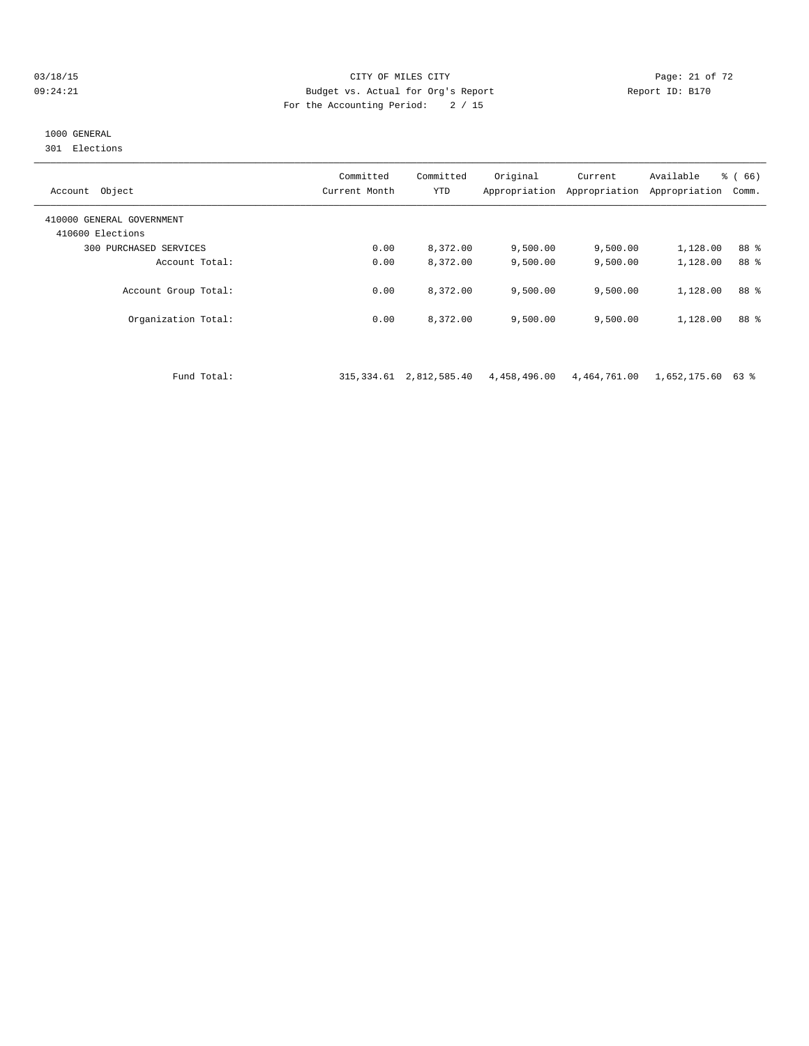CITY OF MILES CITY
Budget vs. Actual for Org's Report
For the Accounting Period: 2 / 15

03/18/15
09:24:21

Report ID: B170

1000 GENERAL
301 Elections

| Account Object | Committed Current Month | Committed YTD | Original Appropriation | Current Appropriation | Available Appropriation | % ( 66) Comm. |
|---|---|---|---|---|---|---|
| 410000 GENERAL GOVERNMENT | | | | | | |
| 410600 Elections | | | | | | |
| 300 PURCHASED SERVICES | 0.00 | 8,372.00 | 9,500.00 | 9,500.00 | 1,128.00 | 88 % |
| Account Total: | 0.00 | 8,372.00 | 9,500.00 | 9,500.00 | 1,128.00 | 88 % |
| Account Group Total: | 0.00 | 8,372.00 | 9,500.00 | 9,500.00 | 1,128.00 | 88 % |
| Organization Total: | 0.00 | 8,372.00 | 9,500.00 | 9,500.00 | 1,128.00 | 88 % |
| Fund Total: | 315,334.61 | 2,812,585.40 | 4,458,496.00 | 4,464,761.00 | 1,652,175.60 | 63 % |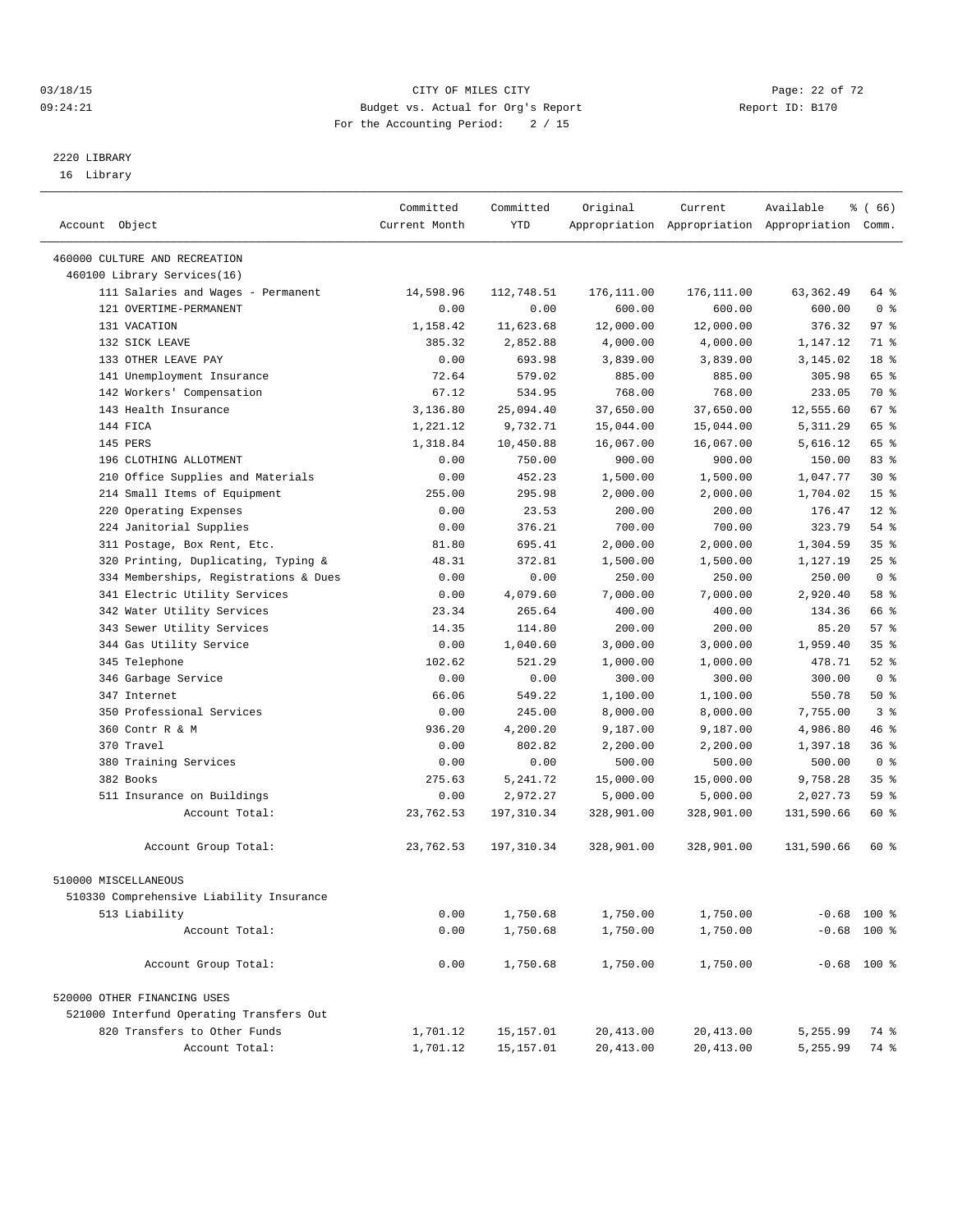CITY OF MILES CITY
Budget vs. Actual for Org's Report
For the Accounting Period: 2 / 15

03/18/15 09:24:21 — Report ID: B170

## 2220 LIBRARY

16 Library

| Account Object | Committed Current Month | Committed YTD | Original Appropriation | Current Appropriation | Available Appropriation | % ( 66) Comm. |
|---|---|---|---|---|---|---|
| 460000 CULTURE AND RECREATION | | | | | | |
| 460100 Library Services(16) | | | | | | |
| 111 Salaries and Wages - Permanent | 14,598.96 | 112,748.51 | 176,111.00 | 176,111.00 | 63,362.49 | 64 % |
| 121 OVERTIME-PERMANENT | 0.00 | 0.00 | 600.00 | 600.00 | 600.00 | 0 % |
| 131 VACATION | 1,158.42 | 11,623.68 | 12,000.00 | 12,000.00 | 376.32 | 97 % |
| 132 SICK LEAVE | 385.32 | 2,852.88 | 4,000.00 | 4,000.00 | 1,147.12 | 71 % |
| 133 OTHER LEAVE PAY | 0.00 | 693.98 | 3,839.00 | 3,839.00 | 3,145.02 | 18 % |
| 141 Unemployment Insurance | 72.64 | 579.02 | 885.00 | 885.00 | 305.98 | 65 % |
| 142 Workers' Compensation | 67.12 | 534.95 | 768.00 | 768.00 | 233.05 | 70 % |
| 143 Health Insurance | 3,136.80 | 25,094.40 | 37,650.00 | 37,650.00 | 12,555.60 | 67 % |
| 144 FICA | 1,221.12 | 9,732.71 | 15,044.00 | 15,044.00 | 5,311.29 | 65 % |
| 145 PERS | 1,318.84 | 10,450.88 | 16,067.00 | 16,067.00 | 5,616.12 | 65 % |
| 196 CLOTHING ALLOTMENT | 0.00 | 750.00 | 900.00 | 900.00 | 150.00 | 83 % |
| 210 Office Supplies and Materials | 0.00 | 452.23 | 1,500.00 | 1,500.00 | 1,047.77 | 30 % |
| 214 Small Items of Equipment | 255.00 | 295.98 | 2,000.00 | 2,000.00 | 1,704.02 | 15 % |
| 220 Operating Expenses | 0.00 | 23.53 | 200.00 | 200.00 | 176.47 | 12 % |
| 224 Janitorial Supplies | 0.00 | 376.21 | 700.00 | 700.00 | 323.79 | 54 % |
| 311 Postage, Box Rent, Etc. | 81.80 | 695.41 | 2,000.00 | 2,000.00 | 1,304.59 | 35 % |
| 320 Printing, Duplicating, Typing & | 48.31 | 372.81 | 1,500.00 | 1,500.00 | 1,127.19 | 25 % |
| 334 Memberships, Registrations & Dues | 0.00 | 0.00 | 250.00 | 250.00 | 250.00 | 0 % |
| 341 Electric Utility Services | 0.00 | 4,079.60 | 7,000.00 | 7,000.00 | 2,920.40 | 58 % |
| 342 Water Utility Services | 23.34 | 265.64 | 400.00 | 400.00 | 134.36 | 66 % |
| 343 Sewer Utility Services | 14.35 | 114.80 | 200.00 | 200.00 | 85.20 | 57 % |
| 344 Gas Utility Service | 0.00 | 1,040.60 | 3,000.00 | 3,000.00 | 1,959.40 | 35 % |
| 345 Telephone | 102.62 | 521.29 | 1,000.00 | 1,000.00 | 478.71 | 52 % |
| 346 Garbage Service | 0.00 | 0.00 | 300.00 | 300.00 | 300.00 | 0 % |
| 347 Internet | 66.06 | 549.22 | 1,100.00 | 1,100.00 | 550.78 | 50 % |
| 350 Professional Services | 0.00 | 245.00 | 8,000.00 | 8,000.00 | 7,755.00 | 3 % |
| 360 Contr R & M | 936.20 | 4,200.20 | 9,187.00 | 9,187.00 | 4,986.80 | 46 % |
| 370 Travel | 0.00 | 802.82 | 2,200.00 | 2,200.00 | 1,397.18 | 36 % |
| 380 Training Services | 0.00 | 0.00 | 500.00 | 500.00 | 500.00 | 0 % |
| 382 Books | 275.63 | 5,241.72 | 15,000.00 | 15,000.00 | 9,758.28 | 35 % |
| 511 Insurance on Buildings | 0.00 | 2,972.27 | 5,000.00 | 5,000.00 | 2,027.73 | 59 % |
| Account Total: | 23,762.53 | 197,310.34 | 328,901.00 | 328,901.00 | 131,590.66 | 60 % |
| Account Group Total: | 23,762.53 | 197,310.34 | 328,901.00 | 328,901.00 | 131,590.66 | 60 % |
| 510000 MISCELLANEOUS | | | | | | |
| 510330 Comprehensive Liability Insurance | | | | | | |
| 513 Liability | 0.00 | 1,750.68 | 1,750.00 | 1,750.00 | -0.68 | 100 % |
| Account Total: | 0.00 | 1,750.68 | 1,750.00 | 1,750.00 | -0.68 | 100 % |
| Account Group Total: | 0.00 | 1,750.68 | 1,750.00 | 1,750.00 | -0.68 | 100 % |
| 520000 OTHER FINANCING USES | | | | | | |
| 521000 Interfund Operating Transfers Out | | | | | | |
| 820 Transfers to Other Funds | 1,701.12 | 15,157.01 | 20,413.00 | 20,413.00 | 5,255.99 | 74 % |
| Account Total: | 1,701.12 | 15,157.01 | 20,413.00 | 20,413.00 | 5,255.99 | 74 % |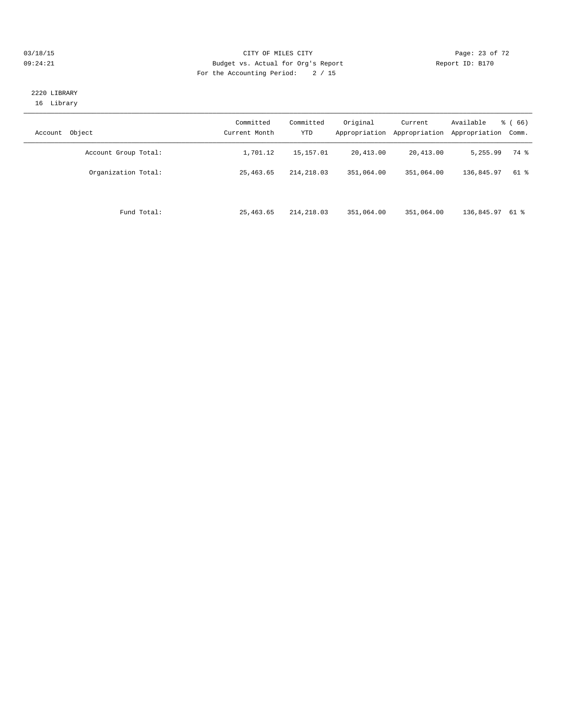CITY OF MILES CITY
Budget vs. Actual for Org's Report
For the Accounting Period: 2 / 15

03/18/15
09:24:21

Report ID: B170

2220 LIBRARY
16 Library

| Account Object | Committed Current Month | Committed YTD | Original Appropriation | Current Appropriation | Available Appropriation | % ( 66) Comm. |
|---|---|---|---|---|---|---|
| Account Group Total: | 1,701.12 | 15,157.01 | 20,413.00 | 20,413.00 | 5,255.99 | 74 % |
| Organization Total: | 25,463.65 | 214,218.03 | 351,064.00 | 351,064.00 | 136,845.97 | 61 % |
| Fund Total: | 25,463.65 | 214,218.03 | 351,064.00 | 351,064.00 | 136,845.97 | 61 % |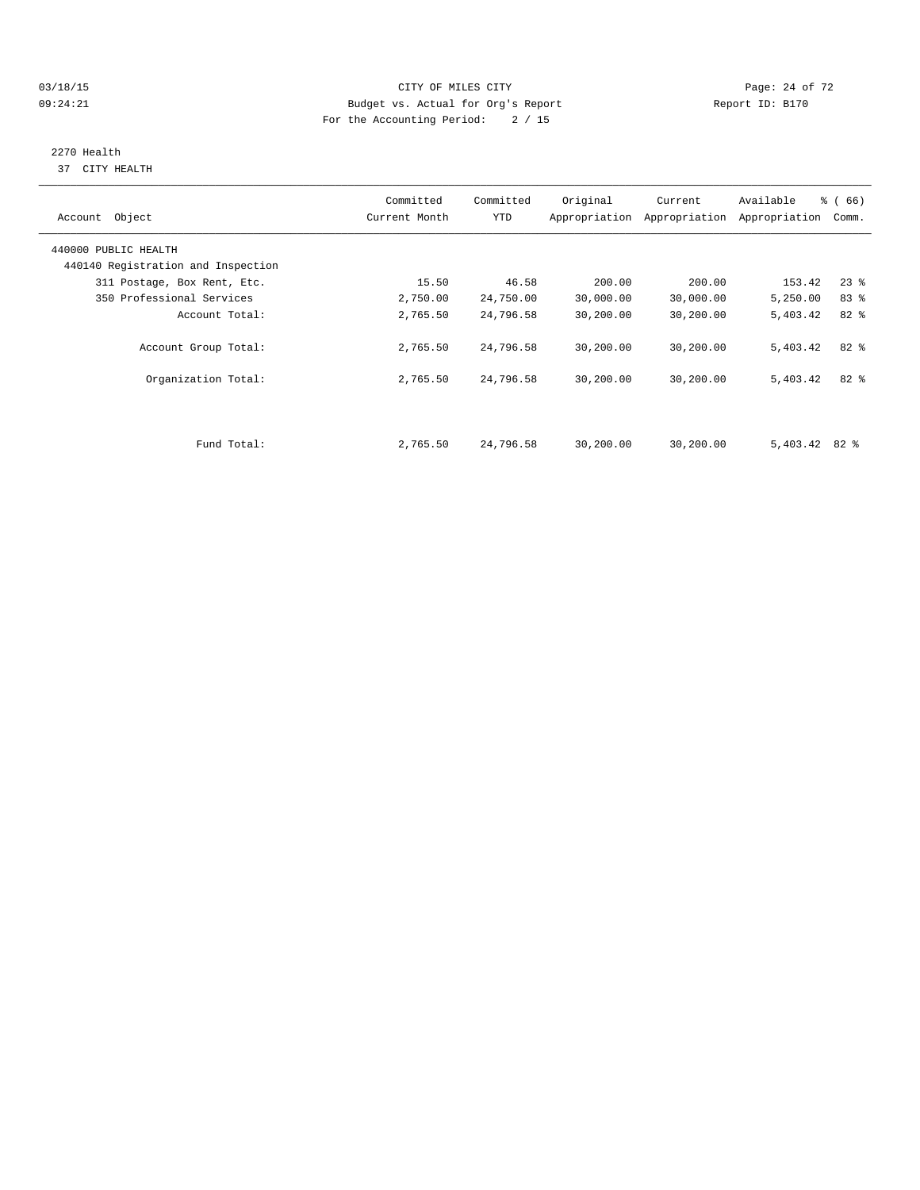CITY OF MILES CITY
Budget vs. Actual for Org's Report
For the Accounting Period: 2 / 15

03/18/15
09:24:21

Report ID: B170

2270 Health
37 CITY HEALTH

| Account Object | Committed Current Month | Committed YTD | Original Appropriation | Current Appropriation | Available Appropriation | % ( 66) Comm. |
|---|---|---|---|---|---|---|
| 440000 PUBLIC HEALTH | | | | | | |
| 440140 Registration and Inspection | | | | | | |
| 311 Postage, Box Rent, Etc. | 15.50 | 46.58 | 200.00 | 200.00 | 153.42 | 23 % |
| 350 Professional Services | 2,750.00 | 24,750.00 | 30,000.00 | 30,000.00 | 5,250.00 | 83 % |
| Account Total: | 2,765.50 | 24,796.58 | 30,200.00 | 30,200.00 | 5,403.42 | 82 % |
| Account Group Total: | 2,765.50 | 24,796.58 | 30,200.00 | 30,200.00 | 5,403.42 | 82 % |
| Organization Total: | 2,765.50 | 24,796.58 | 30,200.00 | 30,200.00 | 5,403.42 | 82 % |
| Fund Total: | 2,765.50 | 24,796.58 | 30,200.00 | 30,200.00 | 5,403.42 | 82 % |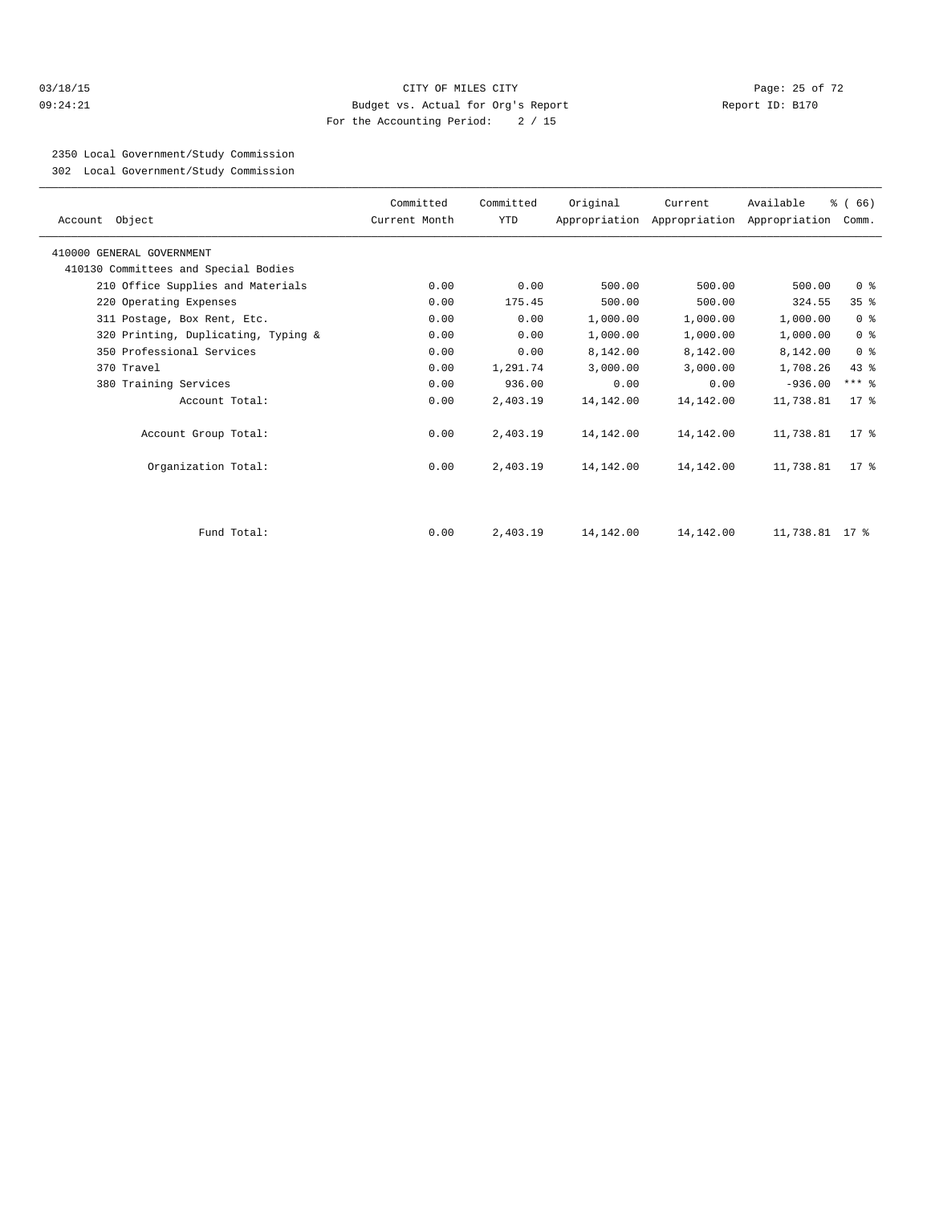CITY OF MILES CITY
Budget vs. Actual for Org's Report
For the Accounting Period: 2 / 15

03/18/15
09:24:21

Report ID: B170

2350 Local Government/Study Commission
302 Local Government/Study Commission

| Account Object | Committed Current Month | Committed YTD | Original Appropriation | Current Appropriation | Available Appropriation | % ( 66) Comm. |
|---|---|---|---|---|---|---|
| 410000 GENERAL GOVERNMENT | | | | | | |
| 410130 Committees and Special Bodies | | | | | | |
| 210 Office Supplies and Materials | 0.00 | 0.00 | 500.00 | 500.00 | 500.00 | 0 % |
| 220 Operating Expenses | 0.00 | 175.45 | 500.00 | 500.00 | 324.55 | 35 % |
| 311 Postage, Box Rent, Etc. | 0.00 | 0.00 | 1,000.00 | 1,000.00 | 1,000.00 | 0 % |
| 320 Printing, Duplicating, Typing & | 0.00 | 0.00 | 1,000.00 | 1,000.00 | 1,000.00 | 0 % |
| 350 Professional Services | 0.00 | 0.00 | 8,142.00 | 8,142.00 | 8,142.00 | 0 % |
| 370 Travel | 0.00 | 1,291.74 | 3,000.00 | 3,000.00 | 1,708.26 | 43 % |
| 380 Training Services | 0.00 | 936.00 | 0.00 | 0.00 | -936.00 | *** % |
| Account Total: | 0.00 | 2,403.19 | 14,142.00 | 14,142.00 | 11,738.81 | 17 % |
| Account Group Total: | 0.00 | 2,403.19 | 14,142.00 | 14,142.00 | 11,738.81 | 17 % |
| Organization Total: | 0.00 | 2,403.19 | 14,142.00 | 14,142.00 | 11,738.81 | 17 % |
| Fund Total: | 0.00 | 2,403.19 | 14,142.00 | 14,142.00 | 11,738.81 | 17 % |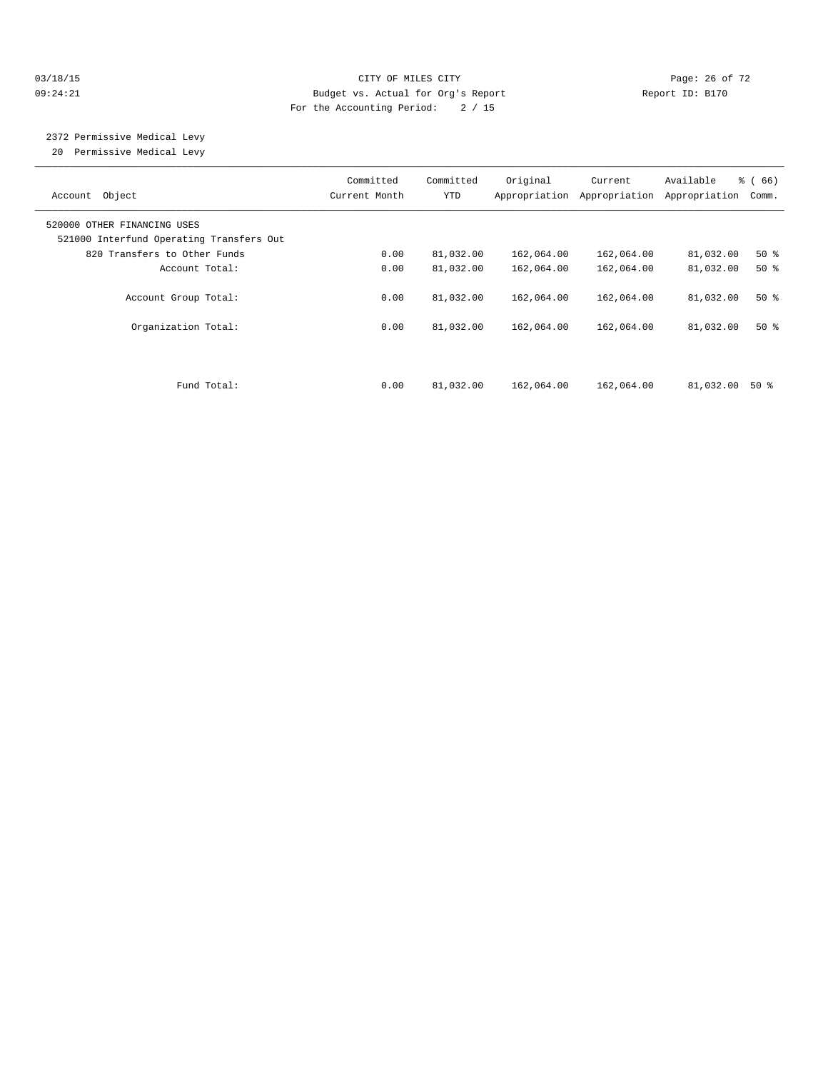CITY OF MILES CITY
Budget vs. Actual for Org's Report
For the Accounting Period: 2 / 15

03/18/15
09:24:21

Report ID: B170

2372 Permissive Medical Levy
20 Permissive Medical Levy

| Account Object | Committed Current Month | Committed YTD | Original Appropriation | Current Appropriation | Available Appropriation | % ( 66) Comm. |
|---|---|---|---|---|---|---|
| 520000 OTHER FINANCING USES | | | | | | |
| 521000 Interfund Operating Transfers Out | | | | | | |
| 820 Transfers to Other Funds | 0.00 | 81,032.00 | 162,064.00 | 162,064.00 | 81,032.00 | 50 % |
| Account Total: | 0.00 | 81,032.00 | 162,064.00 | 162,064.00 | 81,032.00 | 50 % |
| Account Group Total: | 0.00 | 81,032.00 | 162,064.00 | 162,064.00 | 81,032.00 | 50 % |
| Organization Total: | 0.00 | 81,032.00 | 162,064.00 | 162,064.00 | 81,032.00 | 50 % |
| Fund Total: | 0.00 | 81,032.00 | 162,064.00 | 162,064.00 | 81,032.00 | 50 % |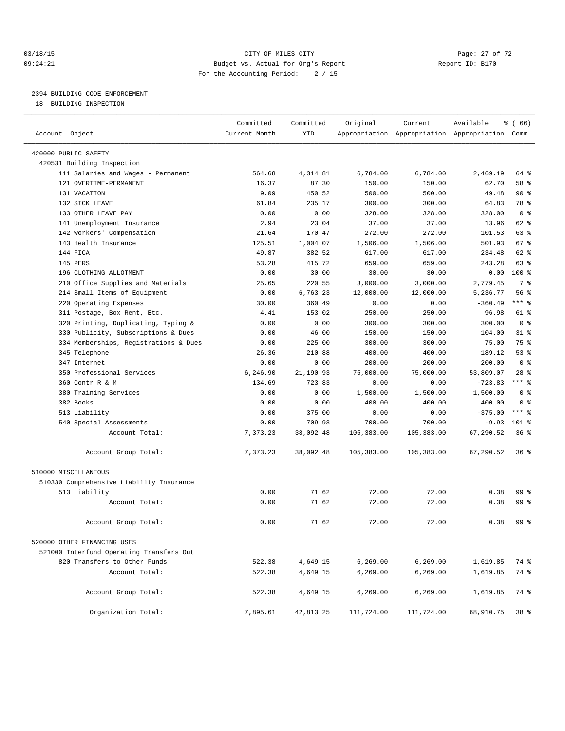CITY OF MILES CITY
Budget vs. Actual for Org's Report
For the Accounting Period: 2 / 15

03/18/15
09:24:21

Report ID: B170

## 2394 BUILDING CODE ENFORCEMENT

18 BUILDING INSPECTION

| Account Object | Committed Current Month | Committed YTD | Original Appropriation | Current Appropriation | Available Appropriation | % ( 66) Comm. |
|---|---|---|---|---|---|---|
| 420000 PUBLIC SAFETY | | | | | | |
| 420531 Building Inspection | | | | | | |
| 111 Salaries and Wages - Permanent | 564.68 | 4,314.81 | 6,784.00 | 6,784.00 | 2,469.19 | 64 % |
| 121 OVERTIME-PERMANENT | 16.37 | 87.30 | 150.00 | 150.00 | 62.70 | 58 % |
| 131 VACATION | 9.09 | 450.52 | 500.00 | 500.00 | 49.48 | 90 % |
| 132 SICK LEAVE | 61.84 | 235.17 | 300.00 | 300.00 | 64.83 | 78 % |
| 133 OTHER LEAVE PAY | 0.00 | 0.00 | 328.00 | 328.00 | 328.00 | 0 % |
| 141 Unemployment Insurance | 2.94 | 23.04 | 37.00 | 37.00 | 13.96 | 62 % |
| 142 Workers' Compensation | 21.64 | 170.47 | 272.00 | 272.00 | 101.53 | 63 % |
| 143 Health Insurance | 125.51 | 1,004.07 | 1,506.00 | 1,506.00 | 501.93 | 67 % |
| 144 FICA | 49.87 | 382.52 | 617.00 | 617.00 | 234.48 | 62 % |
| 145 PERS | 53.28 | 415.72 | 659.00 | 659.00 | 243.28 | 63 % |
| 196 CLOTHING ALLOTMENT | 0.00 | 30.00 | 30.00 | 30.00 | 0.00 | 100 % |
| 210 Office Supplies and Materials | 25.65 | 220.55 | 3,000.00 | 3,000.00 | 2,779.45 | 7 % |
| 214 Small Items of Equipment | 0.00 | 6,763.23 | 12,000.00 | 12,000.00 | 5,236.77 | 56 % |
| 220 Operating Expenses | 30.00 | 360.49 | 0.00 | 0.00 | -360.49 | *** % |
| 311 Postage, Box Rent, Etc. | 4.41 | 153.02 | 250.00 | 250.00 | 96.98 | 61 % |
| 320 Printing, Duplicating, Typing & | 0.00 | 0.00 | 300.00 | 300.00 | 300.00 | 0 % |
| 330 Publicity, Subscriptions & Dues | 0.00 | 46.00 | 150.00 | 150.00 | 104.00 | 31 % |
| 334 Memberships, Registrations & Dues | 0.00 | 225.00 | 300.00 | 300.00 | 75.00 | 75 % |
| 345 Telephone | 26.36 | 210.88 | 400.00 | 400.00 | 189.12 | 53 % |
| 347 Internet | 0.00 | 0.00 | 200.00 | 200.00 | 200.00 | 0 % |
| 350 Professional Services | 6,246.90 | 21,190.93 | 75,000.00 | 75,000.00 | 53,809.07 | 28 % |
| 360 Contr R & M | 134.69 | 723.83 | 0.00 | 0.00 | -723.83 | *** % |
| 380 Training Services | 0.00 | 0.00 | 1,500.00 | 1,500.00 | 1,500.00 | 0 % |
| 382 Books | 0.00 | 0.00 | 400.00 | 400.00 | 400.00 | 0 % |
| 513 Liability | 0.00 | 375.00 | 0.00 | 0.00 | -375.00 | *** % |
| 540 Special Assessments | 0.00 | 709.93 | 700.00 | 700.00 | -9.93 | 101 % |
| Account Total: | 7,373.23 | 38,092.48 | 105,383.00 | 105,383.00 | 67,290.52 | 36 % |
| Account Group Total: | 7,373.23 | 38,092.48 | 105,383.00 | 105,383.00 | 67,290.52 | 36 % |
| 510000 MISCELLANEOUS | | | | | | |
| 510330 Comprehensive Liability Insurance | | | | | | |
| 513 Liability | 0.00 | 71.62 | 72.00 | 72.00 | 0.38 | 99 % |
| Account Total: | 0.00 | 71.62 | 72.00 | 72.00 | 0.38 | 99 % |
| Account Group Total: | 0.00 | 71.62 | 72.00 | 72.00 | 0.38 | 99 % |
| 520000 OTHER FINANCING USES | | | | | | |
| 521000 Interfund Operating Transfers Out | | | | | | |
| 820 Transfers to Other Funds | 522.38 | 4,649.15 | 6,269.00 | 6,269.00 | 1,619.85 | 74 % |
| Account Total: | 522.38 | 4,649.15 | 6,269.00 | 6,269.00 | 1,619.85 | 74 % |
| Account Group Total: | 522.38 | 4,649.15 | 6,269.00 | 6,269.00 | 1,619.85 | 74 % |
| Organization Total: | 7,895.61 | 42,813.25 | 111,724.00 | 111,724.00 | 68,910.75 | 38 % |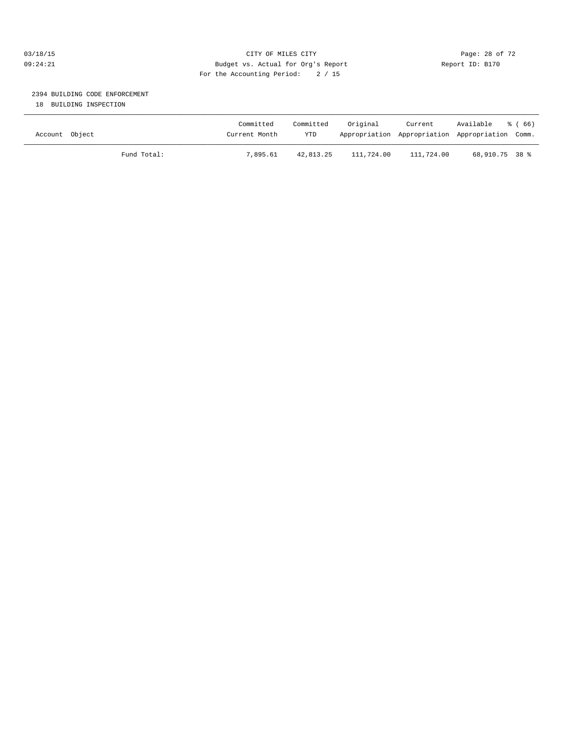03/18/15 CITY OF MILES CITY
09:24:21 Budget vs. Actual for Org's Report Report ID: B170
For the Accounting Period: 2 / 15

## 2394 BUILDING CODE ENFORCEMENT

18 BUILDING INSPECTION

| Account Object | Committed Current Month | Committed YTD | Original Appropriation | Current Appropriation | Available Appropriation | % ( 66) Comm. |
|---|---|---|---|---|---|---|
| Fund Total: | 7,895.61 | 42,813.25 | 111,724.00 | 111,724.00 | 68,910.75 | 38 % |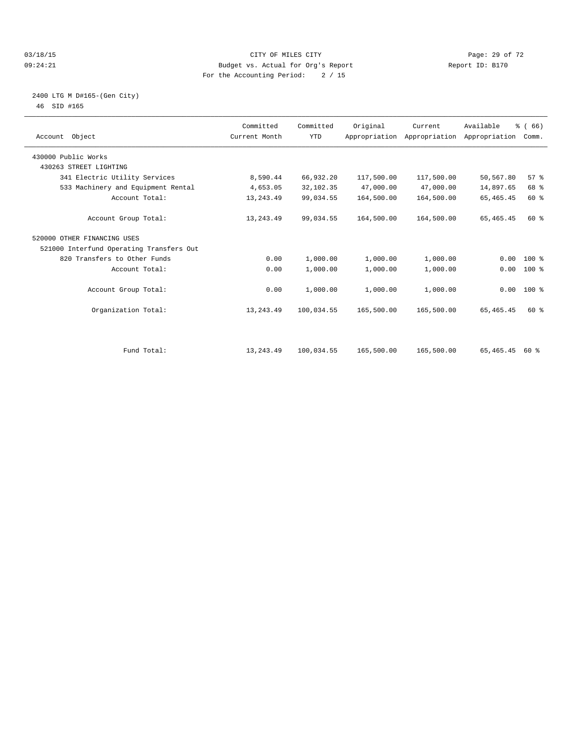CITY OF MILES CITY
Budget vs. Actual for Org's Report
For the Accounting Period: 2 / 15

03/18/15
09:24:21

Report ID: B170

2400 LTG M D#165-(Gen City)
46 SID #165

| Account Object | Committed Current Month | Committed YTD | Original Appropriation | Current Appropriation | Available Appropriation | % ( 66) Comm. |
|---|---|---|---|---|---|---|
| 430000 Public Works | | | | | | |
| 430263 STREET LIGHTING | | | | | | |
| 341 Electric Utility Services | 8,590.44 | 66,932.20 | 117,500.00 | 117,500.00 | 50,567.80 | 57 % |
| 533 Machinery and Equipment Rental | 4,653.05 | 32,102.35 | 47,000.00 | 47,000.00 | 14,897.65 | 68 % |
| Account Total: | 13,243.49 | 99,034.55 | 164,500.00 | 164,500.00 | 65,465.45 | 60 % |
| Account Group Total: | 13,243.49 | 99,034.55 | 164,500.00 | 164,500.00 | 65,465.45 | 60 % |
| 520000 OTHER FINANCING USES | | | | | | |
| 521000 Interfund Operating Transfers Out | | | | | | |
| 820 Transfers to Other Funds | 0.00 | 1,000.00 | 1,000.00 | 1,000.00 | 0.00 | 100 % |
| Account Total: | 0.00 | 1,000.00 | 1,000.00 | 1,000.00 | 0.00 | 100 % |
| Account Group Total: | 0.00 | 1,000.00 | 1,000.00 | 1,000.00 | 0.00 | 100 % |
| Organization Total: | 13,243.49 | 100,034.55 | 165,500.00 | 165,500.00 | 65,465.45 | 60 % |
| Fund Total: | 13,243.49 | 100,034.55 | 165,500.00 | 165,500.00 | 65,465.45 | 60 % |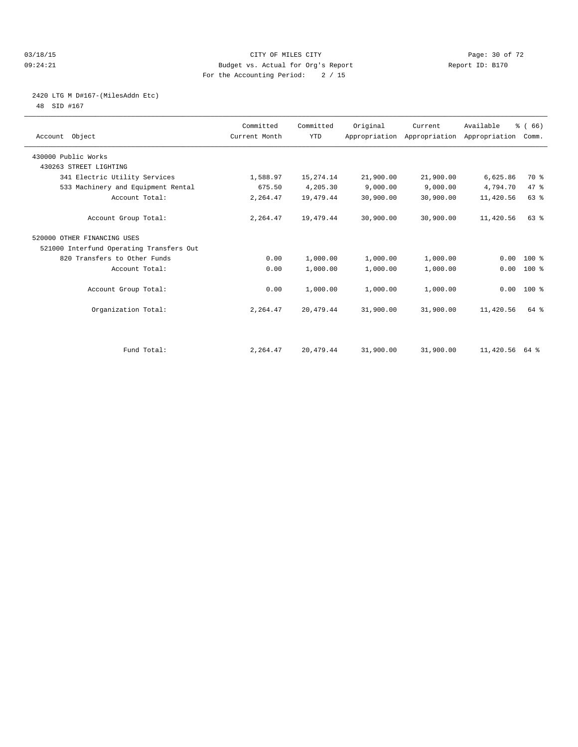CITY OF MILES CITY
Budget vs. Actual for Org's Report
For the Accounting Period: 2 / 15

03/18/15
09:24:21

Report ID: B170

## 2420 LTG M D#167-(MilesAddn Etc)

48 SID #167

| Account Object | Committed Current Month | Committed YTD | Original Appropriation | Current Appropriation | Available Appropriation | % ( 66) Comm. |
|---|---|---|---|---|---|---|
| 430000 Public Works | | | | | | |
| 430263 STREET LIGHTING | | | | | | |
| 341 Electric Utility Services | 1,588.97 | 15,274.14 | 21,900.00 | 21,900.00 | 6,625.86 | 70 % |
| 533 Machinery and Equipment Rental | 675.50 | 4,205.30 | 9,000.00 | 9,000.00 | 4,794.70 | 47 % |
| Account Total: | 2,264.47 | 19,479.44 | 30,900.00 | 30,900.00 | 11,420.56 | 63 % |
| Account Group Total: | 2,264.47 | 19,479.44 | 30,900.00 | 30,900.00 | 11,420.56 | 63 % |
| 520000 OTHER FINANCING USES | | | | | | |
| 521000 Interfund Operating Transfers Out | | | | | | |
| 820 Transfers to Other Funds | 0.00 | 1,000.00 | 1,000.00 | 1,000.00 | 0.00 | 100 % |
| Account Total: | 0.00 | 1,000.00 | 1,000.00 | 1,000.00 | 0.00 | 100 % |
| Account Group Total: | 0.00 | 1,000.00 | 1,000.00 | 1,000.00 | 0.00 | 100 % |
| Organization Total: | 2,264.47 | 20,479.44 | 31,900.00 | 31,900.00 | 11,420.56 | 64 % |
| Fund Total: | 2,264.47 | 20,479.44 | 31,900.00 | 31,900.00 | 11,420.56 | 64 % |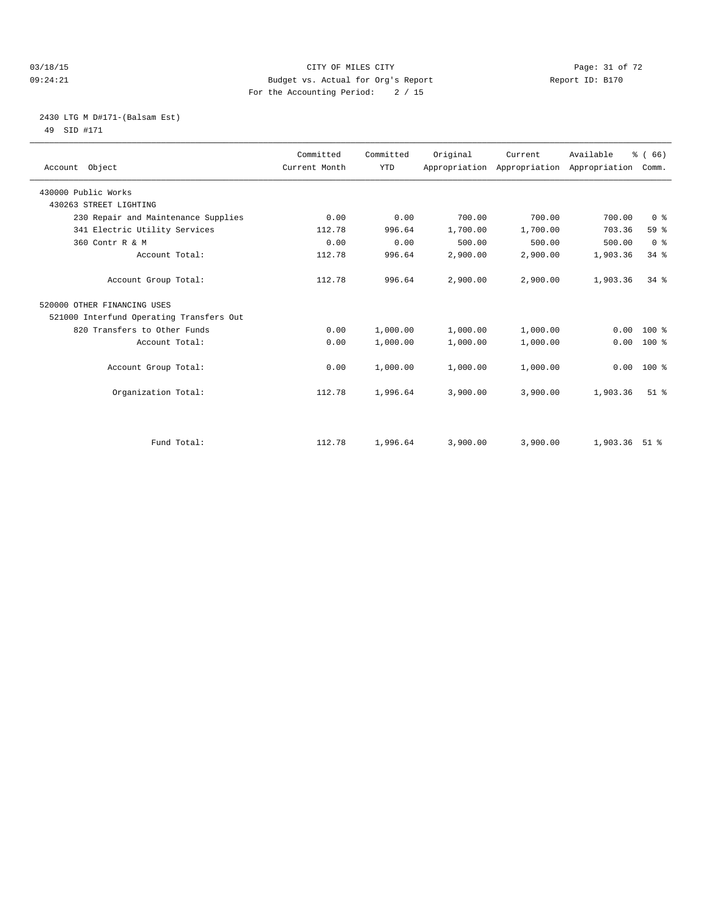CITY OF MILES CITY
Budget vs. Actual for Org's Report
For the Accounting Period: 2 / 15

03/18/15
09:24:21

Report ID: B170

## 2430 LTG M D#171-(Balsam Est)

49 SID #171

| Account Object | Committed Current Month | Committed YTD | Original Appropriation | Current Appropriation | Available Appropriation | % ( 66) Comm. |
|---|---|---|---|---|---|---|
| 430000 Public Works | | | | | | |
| 430263 STREET LIGHTING | | | | | | |
| 230 Repair and Maintenance Supplies | 0.00 | 0.00 | 700.00 | 700.00 | 700.00 | 0 % |
| 341 Electric Utility Services | 112.78 | 996.64 | 1,700.00 | 1,700.00 | 703.36 | 59 % |
| 360 Contr R & M | 0.00 | 0.00 | 500.00 | 500.00 | 500.00 | 0 % |
| Account Total: | 112.78 | 996.64 | 2,900.00 | 2,900.00 | 1,903.36 | 34 % |
| Account Group Total: | 112.78 | 996.64 | 2,900.00 | 2,900.00 | 1,903.36 | 34 % |
| 520000 OTHER FINANCING USES | | | | | | |
| 521000 Interfund Operating Transfers Out | | | | | | |
| 820 Transfers to Other Funds | 0.00 | 1,000.00 | 1,000.00 | 1,000.00 | 0.00 | 100 % |
| Account Total: | 0.00 | 1,000.00 | 1,000.00 | 1,000.00 | 0.00 | 100 % |
| Account Group Total: | 0.00 | 1,000.00 | 1,000.00 | 1,000.00 | 0.00 | 100 % |
| Organization Total: | 112.78 | 1,996.64 | 3,900.00 | 3,900.00 | 1,903.36 | 51 % |
| Fund Total: | 112.78 | 1,996.64 | 3,900.00 | 3,900.00 | 1,903.36 | 51 % |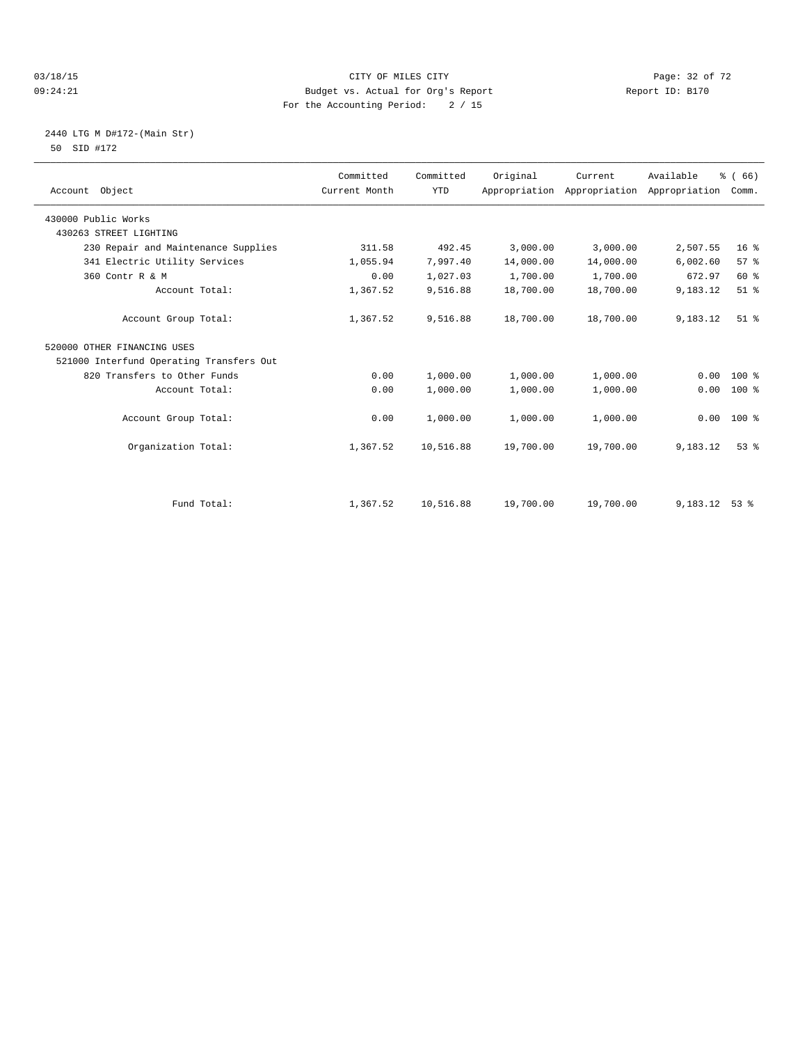CITY OF MILES CITY
Budget vs. Actual for Org's Report
For the Accounting Period: 2 / 15

03/18/15
09:24:21

Report ID: B170

2440 LTG M D#172-(Main Str)
50 SID #172

| Account Object | Committed Current Month | Committed YTD | Original Appropriation | Current Appropriation | Available Appropriation | % ( 66) Comm. |
|---|---|---|---|---|---|---|
| 430000 Public Works | | | | | | |
| 430263 STREET LIGHTING | | | | | | |
| 230 Repair and Maintenance Supplies | 311.58 | 492.45 | 3,000.00 | 3,000.00 | 2,507.55 | 16 % |
| 341 Electric Utility Services | 1,055.94 | 7,997.40 | 14,000.00 | 14,000.00 | 6,002.60 | 57 % |
| 360 Contr R & M | 0.00 | 1,027.03 | 1,700.00 | 1,700.00 | 672.97 | 60 % |
| Account Total: | 1,367.52 | 9,516.88 | 18,700.00 | 18,700.00 | 9,183.12 | 51 % |
| Account Group Total: | 1,367.52 | 9,516.88 | 18,700.00 | 18,700.00 | 9,183.12 | 51 % |
| 520000 OTHER FINANCING USES | | | | | | |
| 521000 Interfund Operating Transfers Out | | | | | | |
| 820 Transfers to Other Funds | 0.00 | 1,000.00 | 1,000.00 | 1,000.00 | 0.00 | 100 % |
| Account Total: | 0.00 | 1,000.00 | 1,000.00 | 1,000.00 | 0.00 | 100 % |
| Account Group Total: | 0.00 | 1,000.00 | 1,000.00 | 1,000.00 | 0.00 | 100 % |
| Organization Total: | 1,367.52 | 10,516.88 | 19,700.00 | 19,700.00 | 9,183.12 | 53 % |
| Fund Total: | 1,367.52 | 10,516.88 | 19,700.00 | 19,700.00 | 9,183.12 | 53 % |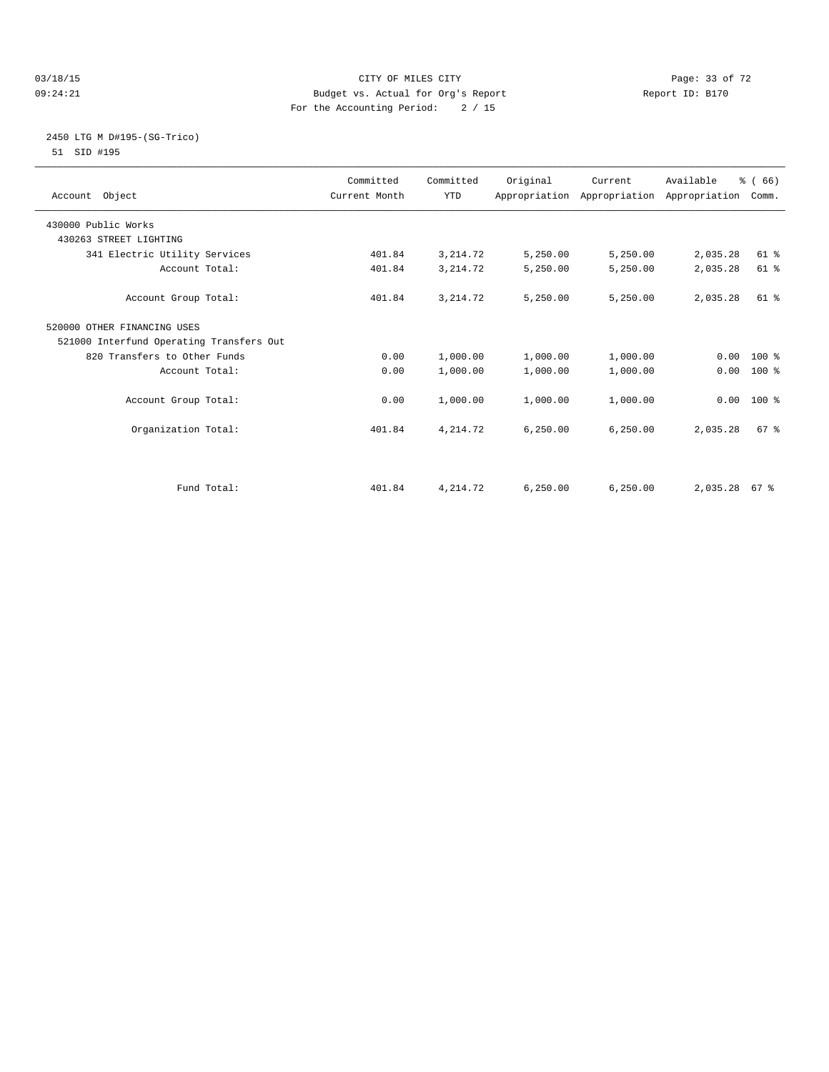CITY OF MILES CITY
Budget vs. Actual for Org's Report
For the Accounting Period: 2 / 15

03/18/15
09:24:21

Report ID: B170

## 2450 LTG M D#195-(SG-Trico)

51 SID #195

| Account Object | Committed Current Month | Committed YTD | Original Appropriation | Current Appropriation | Available Appropriation | % ( 66) Comm. |
|---|---|---|---|---|---|---|
| 430000 Public Works | | | | | | |
| 430263 STREET LIGHTING | | | | | | |
| 341 Electric Utility Services | 401.84 | 3,214.72 | 5,250.00 | 5,250.00 | 2,035.28 | 61 % |
| Account Total: | 401.84 | 3,214.72 | 5,250.00 | 5,250.00 | 2,035.28 | 61 % |
| Account Group Total: | 401.84 | 3,214.72 | 5,250.00 | 5,250.00 | 2,035.28 | 61 % |
| 520000 OTHER FINANCING USES | | | | | | |
| 521000 Interfund Operating Transfers Out | | | | | | |
| 820 Transfers to Other Funds | 0.00 | 1,000.00 | 1,000.00 | 1,000.00 | 0.00 | 100 % |
| Account Total: | 0.00 | 1,000.00 | 1,000.00 | 1,000.00 | 0.00 | 100 % |
| Account Group Total: | 0.00 | 1,000.00 | 1,000.00 | 1,000.00 | 0.00 | 100 % |
| Organization Total: | 401.84 | 4,214.72 | 6,250.00 | 6,250.00 | 2,035.28 | 67 % |
| Fund Total: | 401.84 | 4,214.72 | 6,250.00 | 6,250.00 | 2,035.28 | 67 % |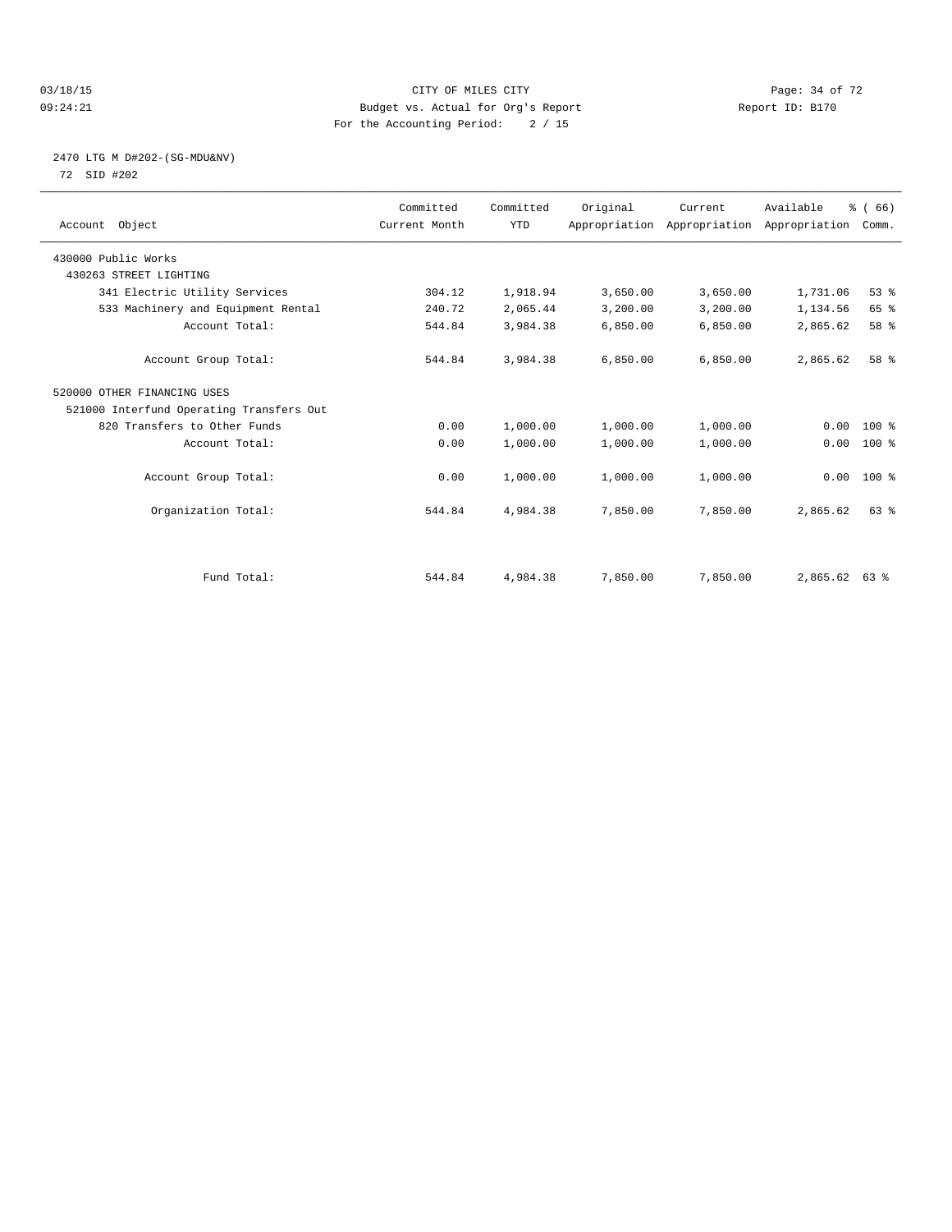CITY OF MILES CITY
Budget vs. Actual for Org's Report
For the Accounting Period: 2 / 15

03/18/15
09:24:21

Report ID: B170

2470 LTG M D#202-(SG-MDU&NV)
72 SID #202

| Account Object | Committed Current Month | Committed YTD | Original Appropriation | Current Appropriation | Available Appropriation | % ( 66) Comm. |
|---|---|---|---|---|---|---|
| 430000 Public Works | | | | | | |
| 430263 STREET LIGHTING | | | | | | |
| 341 Electric Utility Services | 304.12 | 1,918.94 | 3,650.00 | 3,650.00 | 1,731.06 | 53 % |
| 533 Machinery and Equipment Rental | 240.72 | 2,065.44 | 3,200.00 | 3,200.00 | 1,134.56 | 65 % |
| Account Total: | 544.84 | 3,984.38 | 6,850.00 | 6,850.00 | 2,865.62 | 58 % |
| Account Group Total: | 544.84 | 3,984.38 | 6,850.00 | 6,850.00 | 2,865.62 | 58 % |
| 520000 OTHER FINANCING USES | | | | | | |
| 521000 Interfund Operating Transfers Out | | | | | | |
| 820 Transfers to Other Funds | 0.00 | 1,000.00 | 1,000.00 | 1,000.00 | 0.00 | 100 % |
| Account Total: | 0.00 | 1,000.00 | 1,000.00 | 1,000.00 | 0.00 | 100 % |
| Account Group Total: | 0.00 | 1,000.00 | 1,000.00 | 1,000.00 | 0.00 | 100 % |
| Organization Total: | 544.84 | 4,984.38 | 7,850.00 | 7,850.00 | 2,865.62 | 63 % |
| Fund Total: | 544.84 | 4,984.38 | 7,850.00 | 7,850.00 | 2,865.62 | 63 % |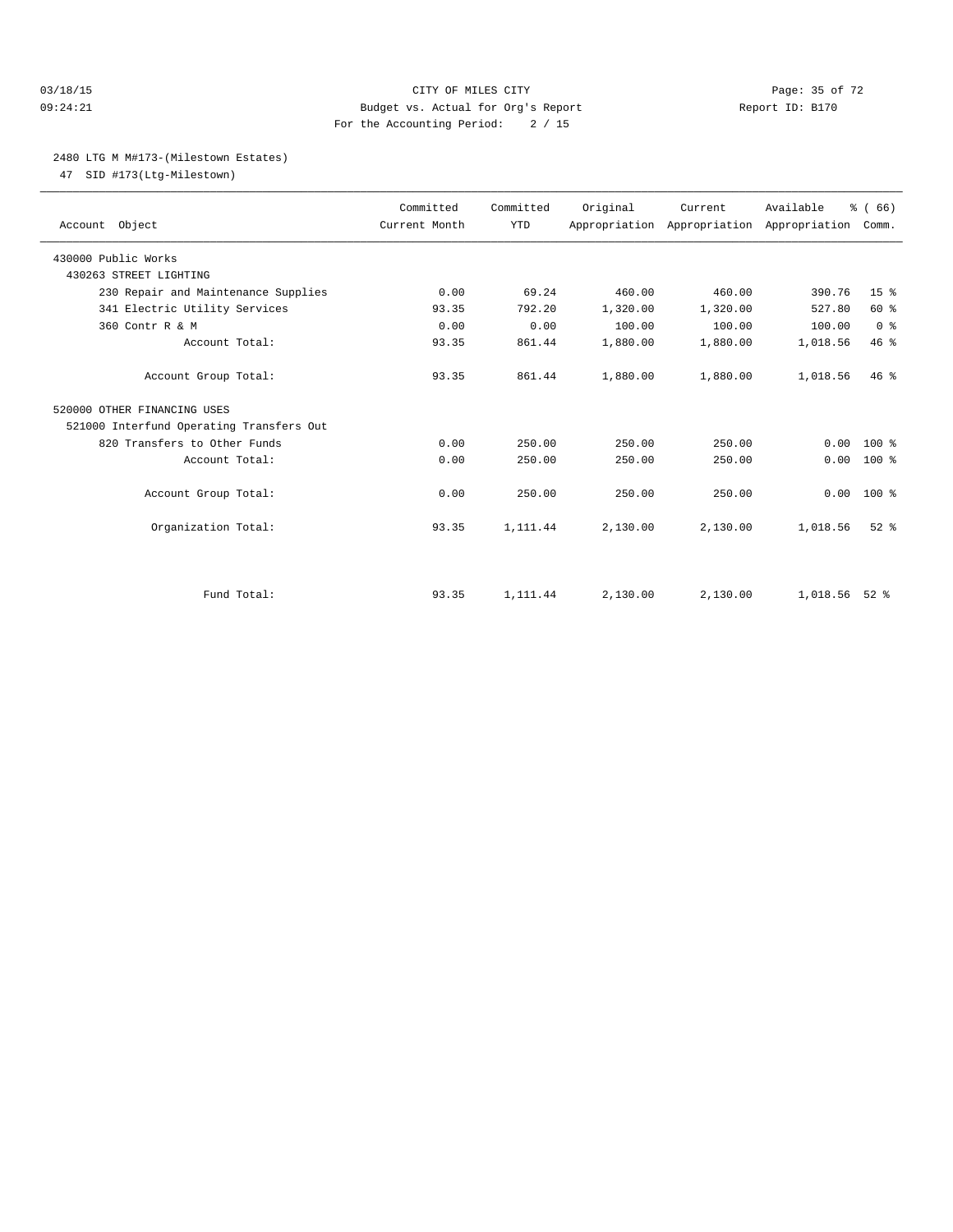CITY OF MILES CITY
Budget vs. Actual for Org's Report
For the Accounting Period: 2 / 15

03/18/15 09:24:21 Report ID: B170

## 2480 LTG M M#173-(Milestown Estates)

47 SID #173(Ltg-Milestown)

| Account Object | Committed Current Month | Committed YTD | Original Appropriation | Current Appropriation | Available Appropriation | % ( 66) Comm. |
|---|---|---|---|---|---|---|
| 430000 Public Works | | | | | | |
| 430263 STREET LIGHTING | | | | | | |
| 230 Repair and Maintenance Supplies | 0.00 | 69.24 | 460.00 | 460.00 | 390.76 | 15 % |
| 341 Electric Utility Services | 93.35 | 792.20 | 1,320.00 | 1,320.00 | 527.80 | 60 % |
| 360 Contr R & M | 0.00 | 0.00 | 100.00 | 100.00 | 100.00 | 0 % |
| Account Total: | 93.35 | 861.44 | 1,880.00 | 1,880.00 | 1,018.56 | 46 % |
| Account Group Total: | 93.35 | 861.44 | 1,880.00 | 1,880.00 | 1,018.56 | 46 % |
| 520000 OTHER FINANCING USES | | | | | | |
| 521000 Interfund Operating Transfers Out | | | | | | |
| 820 Transfers to Other Funds | 0.00 | 250.00 | 250.00 | 250.00 | 0.00 | 100 % |
| Account Total: | 0.00 | 250.00 | 250.00 | 250.00 | 0.00 | 100 % |
| Account Group Total: | 0.00 | 250.00 | 250.00 | 250.00 | 0.00 | 100 % |
| Organization Total: | 93.35 | 1,111.44 | 2,130.00 | 2,130.00 | 1,018.56 | 52 % |
| Fund Total: | 93.35 | 1,111.44 | 2,130.00 | 2,130.00 | 1,018.56 | 52 % |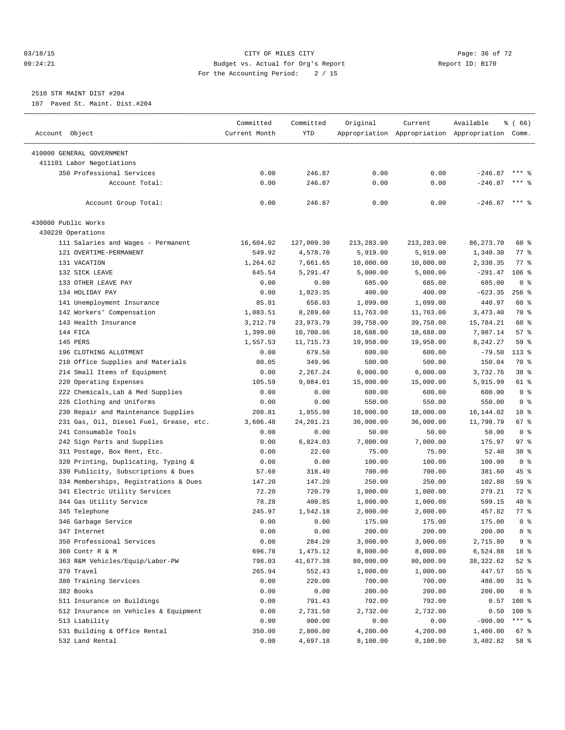CITY OF MILES CITY
Budget vs. Actual for Org's Report
For the Accounting Period: 2 / 15

03/18/15
09:24:21

Report ID: B170

2510 STR MAINT DIST #204
107 Paved St. Maint. Dist.#204

| Account Object | Committed Current Month | Committed YTD | Original Appropriation | Current Appropriation | Available Appropriation | % ( 66) Comm. |
|---|---|---|---|---|---|---|
| 410000 GENERAL GOVERNMENT | | | | | | |
| 411101 Labor Negotiations | | | | | | |
| 350 Professional Services | 0.00 | 246.87 | 0.00 | 0.00 | -246.87 | *** % |
| Account Total: | 0.00 | 246.87 | 0.00 | 0.00 | -246.87 | *** % |
| Account Group Total: | 0.00 | 246.87 | 0.00 | 0.00 | -246.87 | *** % |
| 430000 Public Works | | | | | | |
| 430220 Operations | | | | | | |
| 111 Salaries and Wages - Permanent | 16,604.02 | 127,009.30 | 213,283.00 | 213,283.00 | 86,273.70 | 60 % |
| 121 OVERTIME-PERMANENT | 549.92 | 4,578.70 | 5,919.00 | 5,919.00 | 1,340.30 | 77 % |
| 131 VACATION | 1,264.62 | 7,661.65 | 10,000.00 | 10,000.00 | 2,338.35 | 77 % |
| 132 SICK LEAVE | 645.54 | 5,291.47 | 5,000.00 | 5,000.00 | -291.47 | 106 % |
| 133 OTHER LEAVE PAY | 0.00 | 0.00 | 685.00 | 685.00 | 685.00 | 0 % |
| 134 HOLIDAY PAY | 0.00 | 1,023.35 | 400.00 | 400.00 | -623.35 | 256 % |
| 141 Unemployment Insurance | 85.81 | 658.03 | 1,099.00 | 1,099.00 | 440.97 | 60 % |
| 142 Workers' Compensation | 1,083.51 | 8,289.60 | 11,763.00 | 11,763.00 | 3,473.40 | 70 % |
| 143 Health Insurance | 3,212.79 | 23,973.79 | 39,758.00 | 39,758.00 | 15,784.21 | 60 % |
| 144 FICA | 1,399.80 | 10,700.86 | 18,688.00 | 18,688.00 | 7,987.14 | 57 % |
| 145 PERS | 1,557.53 | 11,715.73 | 19,958.00 | 19,958.00 | 8,242.27 | 59 % |
| 196 CLOTHING ALLOTMENT | 0.00 | 679.50 | 600.00 | 600.00 | -79.50 | 113 % |
| 210 Office Supplies and Materials | 80.05 | 349.96 | 500.00 | 500.00 | 150.04 | 70 % |
| 214 Small Items of Equipment | 0.00 | 2,267.24 | 6,000.00 | 6,000.00 | 3,732.76 | 38 % |
| 220 Operating Expenses | 105.59 | 9,084.01 | 15,000.00 | 15,000.00 | 5,915.99 | 61 % |
| 222 Chemicals,Lab & Med Supplies | 0.00 | 0.00 | 600.00 | 600.00 | 600.00 | 0 % |
| 226 Clothing and Uniforms | 0.00 | 0.00 | 550.00 | 550.00 | 550.00 | 0 % |
| 230 Repair and Maintenance Supplies | 208.81 | 1,855.98 | 18,000.00 | 18,000.00 | 16,144.02 | 10 % |
| 231 Gas, Oil, Diesel Fuel, Grease, etc. | 3,606.48 | 24,201.21 | 36,000.00 | 36,000.00 | 11,798.79 | 67 % |
| 241 Consumable Tools | 0.00 | 0.00 | 50.00 | 50.00 | 50.00 | 0 % |
| 242 Sign Parts and Supplies | 0.00 | 6,824.03 | 7,000.00 | 7,000.00 | 175.97 | 97 % |
| 311 Postage, Box Rent, Etc. | 0.00 | 22.60 | 75.00 | 75.00 | 52.40 | 30 % |
| 320 Printing, Duplicating, Typing & | 0.00 | 0.00 | 100.00 | 100.00 | 100.00 | 0 % |
| 330 Publicity, Subscriptions & Dues | 57.60 | 318.40 | 700.00 | 700.00 | 381.60 | 45 % |
| 334 Memberships, Registrations & Dues | 147.20 | 147.20 | 250.00 | 250.00 | 102.80 | 59 % |
| 341 Electric Utility Services | 72.20 | 720.79 | 1,000.00 | 1,000.00 | 279.21 | 72 % |
| 344 Gas Utility Service | 78.28 | 400.85 | 1,000.00 | 1,000.00 | 599.15 | 40 % |
| 345 Telephone | 245.97 | 1,542.18 | 2,000.00 | 2,000.00 | 457.82 | 77 % |
| 346 Garbage Service | 0.00 | 0.00 | 175.00 | 175.00 | 175.00 | 0 % |
| 347 Internet | 0.00 | 0.00 | 200.00 | 200.00 | 200.00 | 0 % |
| 350 Professional Services | 0.00 | 284.20 | 3,000.00 | 3,000.00 | 2,715.80 | 9 % |
| 360 Contr R & M | 696.78 | 1,475.12 | 8,000.00 | 8,000.00 | 6,524.88 | 18 % |
| 363 R&M Vehicles/Equip/Labor-PW | 798.03 | 41,677.38 | 80,000.00 | 80,000.00 | 38,322.62 | 52 % |
| 370 Travel | 265.94 | 552.43 | 1,000.00 | 1,000.00 | 447.57 | 55 % |
| 380 Training Services | 0.00 | 220.00 | 700.00 | 700.00 | 480.00 | 31 % |
| 382 Books | 0.00 | 0.00 | 200.00 | 200.00 | 200.00 | 0 % |
| 511 Insurance on Buildings | 0.00 | 791.43 | 792.00 | 792.00 | 0.57 | 100 % |
| 512 Insurance on Vehicles & Equipment | 0.00 | 2,731.50 | 2,732.00 | 2,732.00 | 0.50 | 100 % |
| 513 Liability | 0.00 | 900.00 | 0.00 | 0.00 | -900.00 | *** % |
| 531 Building & Office Rental | 350.00 | 2,800.00 | 4,200.00 | 4,200.00 | 1,400.00 | 67 % |
| 532 Land Rental | 0.00 | 4,697.18 | 8,100.00 | 8,100.00 | 3,402.82 | 58 % |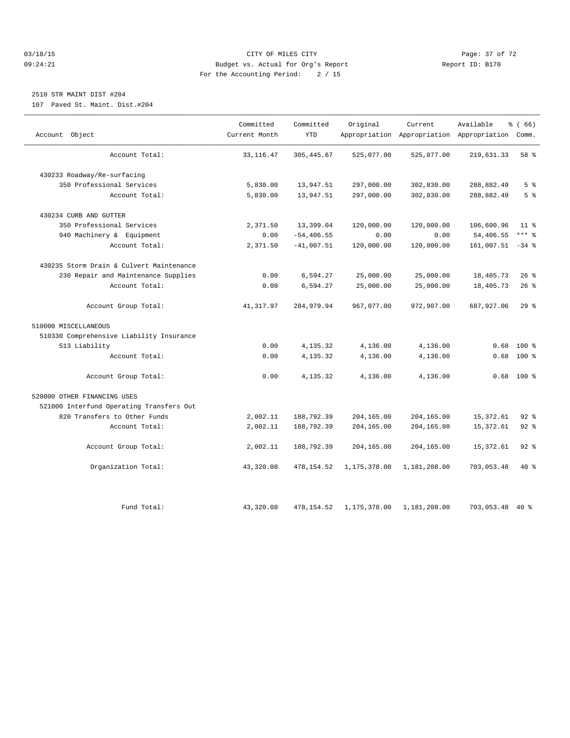CITY OF MILES CITY
Budget vs. Actual for Org's Report
For the Accounting Period: 2 / 15

03/18/15
09:24:21

Report ID: B170

2510 STR MAINT DIST #204
107 Paved St. Maint. Dist.#204

| Account Object | Committed Current Month | Committed YTD | Original Appropriation | Current Appropriation | Available Appropriation | % ( 66) Comm. |
|---|---|---|---|---|---|---|
| Account Total: | 33,116.47 | 305,445.67 | 525,077.00 | 525,077.00 | 219,631.33 | 58 % |
| 430233 Roadway/Re-surfacing | | | | | | |
| 350 Professional Services | 5,830.00 | 13,947.51 | 297,000.00 | 302,830.00 | 288,882.49 | 5 % |
| Account Total: | 5,830.00 | 13,947.51 | 297,000.00 | 302,830.00 | 288,882.49 | 5 % |
| 430234 CURB AND GUTTER | | | | | | |
| 350 Professional Services | 2,371.50 | 13,399.04 | 120,000.00 | 120,000.00 | 106,600.96 | 11 % |
| 940 Machinery & Equipment | 0.00 | -54,406.55 | 0.00 | 0.00 | 54,406.55 | *** % |
| Account Total: | 2,371.50 | -41,007.51 | 120,000.00 | 120,000.00 | 161,007.51 | -34 % |
| 430235 Storm Drain & Culvert Maintenance | | | | | | |
| 230 Repair and Maintenance Supplies | 0.00 | 6,594.27 | 25,000.00 | 25,000.00 | 18,405.73 | 26 % |
| Account Total: | 0.00 | 6,594.27 | 25,000.00 | 25,000.00 | 18,405.73 | 26 % |
| Account Group Total: | 41,317.97 | 284,979.94 | 967,077.00 | 972,907.00 | 687,927.06 | 29 % |
| 510000 MISCELLANEOUS | | | | | | |
| 510330 Comprehensive Liability Insurance | | | | | | |
| 513 Liability | 0.00 | 4,135.32 | 4,136.00 | 4,136.00 | 0.68 | 100 % |
| Account Total: | 0.00 | 4,135.32 | 4,136.00 | 4,136.00 | 0.68 | 100 % |
| Account Group Total: | 0.00 | 4,135.32 | 4,136.00 | 4,136.00 | 0.68 | 100 % |
| 520000 OTHER FINANCING USES | | | | | | |
| 521000 Interfund Operating Transfers Out | | | | | | |
| 820 Transfers to Other Funds | 2,002.11 | 188,792.39 | 204,165.00 | 204,165.00 | 15,372.61 | 92 % |
| Account Total: | 2,002.11 | 188,792.39 | 204,165.00 | 204,165.00 | 15,372.61 | 92 % |
| Account Group Total: | 2,002.11 | 188,792.39 | 204,165.00 | 204,165.00 | 15,372.61 | 92 % |
| Organization Total: | 43,320.08 | 478,154.52 | 1,175,378.00 | 1,181,208.00 | 703,053.48 | 40 % |
| Fund Total: | 43,320.08 | 478,154.52 | 1,175,378.00 | 1,181,208.00 | 703,053.48 | 40 % |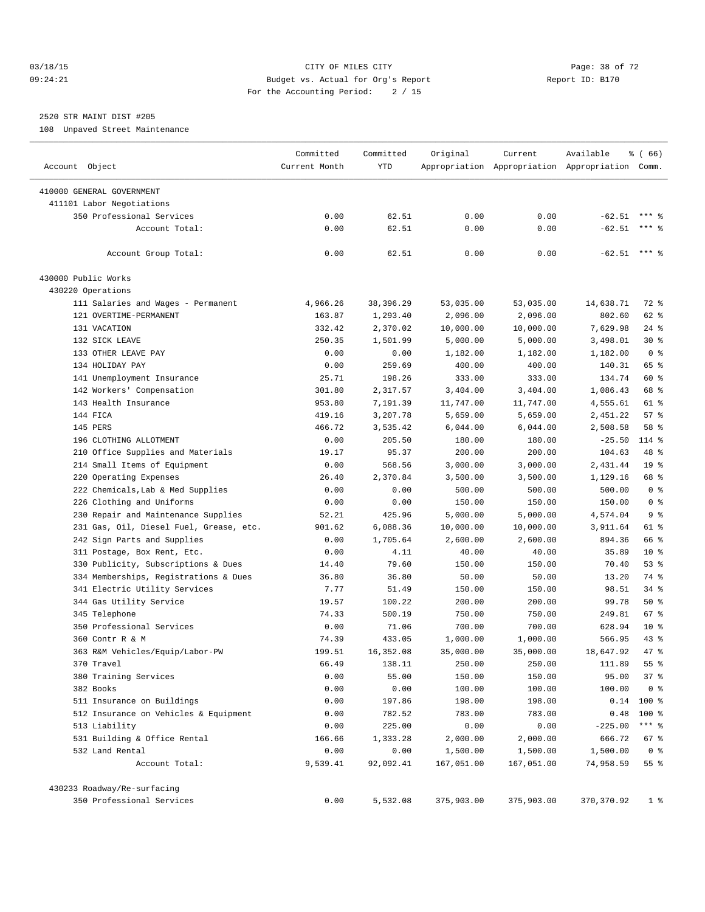CITY OF MILES CITY
Budget vs. Actual for Org's Report
For the Accounting Period: 2 / 15

03/18/15
09:24:21

Report ID: B170

2520 STR MAINT DIST #205
108 Unpaved Street Maintenance

| Account Object | Committed Current Month | Committed YTD | Original Appropriation | Current Appropriation | Available Appropriation | % ( 66) Comm. |
|---|---|---|---|---|---|---|
| 410000 GENERAL GOVERNMENT | | | | | | |
| 411101 Labor Negotiations | | | | | | |
| 350 Professional Services | 0.00 | 62.51 | 0.00 | 0.00 | -62.51 | *** % |
| Account Total: | 0.00 | 62.51 | 0.00 | 0.00 | -62.51 | *** % |
| Account Group Total: | 0.00 | 62.51 | 0.00 | 0.00 | -62.51 | *** % |
| 430000 Public Works | | | | | | |
| 430220 Operations | | | | | | |
| 111 Salaries and Wages - Permanent | 4,966.26 | 38,396.29 | 53,035.00 | 53,035.00 | 14,638.71 | 72 % |
| 121 OVERTIME-PERMANENT | 163.87 | 1,293.40 | 2,096.00 | 2,096.00 | 802.60 | 62 % |
| 131 VACATION | 332.42 | 2,370.02 | 10,000.00 | 10,000.00 | 7,629.98 | 24 % |
| 132 SICK LEAVE | 250.35 | 1,501.99 | 5,000.00 | 5,000.00 | 3,498.01 | 30 % |
| 133 OTHER LEAVE PAY | 0.00 | 0.00 | 1,182.00 | 1,182.00 | 1,182.00 | 0 % |
| 134 HOLIDAY PAY | 0.00 | 259.69 | 400.00 | 400.00 | 140.31 | 65 % |
| 141 Unemployment Insurance | 25.71 | 198.26 | 333.00 | 333.00 | 134.74 | 60 % |
| 142 Workers' Compensation | 301.80 | 2,317.57 | 3,404.00 | 3,404.00 | 1,086.43 | 68 % |
| 143 Health Insurance | 953.80 | 7,191.39 | 11,747.00 | 11,747.00 | 4,555.61 | 61 % |
| 144 FICA | 419.16 | 3,207.78 | 5,659.00 | 5,659.00 | 2,451.22 | 57 % |
| 145 PERS | 466.72 | 3,535.42 | 6,044.00 | 6,044.00 | 2,508.58 | 58 % |
| 196 CLOTHING ALLOTMENT | 0.00 | 205.50 | 180.00 | 180.00 | -25.50 | 114 % |
| 210 Office Supplies and Materials | 19.17 | 95.37 | 200.00 | 200.00 | 104.63 | 48 % |
| 214 Small Items of Equipment | 0.00 | 568.56 | 3,000.00 | 3,000.00 | 2,431.44 | 19 % |
| 220 Operating Expenses | 26.40 | 2,370.84 | 3,500.00 | 3,500.00 | 1,129.16 | 68 % |
| 222 Chemicals,Lab & Med Supplies | 0.00 | 0.00 | 500.00 | 500.00 | 500.00 | 0 % |
| 226 Clothing and Uniforms | 0.00 | 0.00 | 150.00 | 150.00 | 150.00 | 0 % |
| 230 Repair and Maintenance Supplies | 52.21 | 425.96 | 5,000.00 | 5,000.00 | 4,574.04 | 9 % |
| 231 Gas, Oil, Diesel Fuel, Grease, etc. | 901.62 | 6,088.36 | 10,000.00 | 10,000.00 | 3,911.64 | 61 % |
| 242 Sign Parts and Supplies | 0.00 | 1,705.64 | 2,600.00 | 2,600.00 | 894.36 | 66 % |
| 311 Postage, Box Rent, Etc. | 0.00 | 4.11 | 40.00 | 40.00 | 35.89 | 10 % |
| 330 Publicity, Subscriptions & Dues | 14.40 | 79.60 | 150.00 | 150.00 | 70.40 | 53 % |
| 334 Memberships, Registrations & Dues | 36.80 | 36.80 | 50.00 | 50.00 | 13.20 | 74 % |
| 341 Electric Utility Services | 7.77 | 51.49 | 150.00 | 150.00 | 98.51 | 34 % |
| 344 Gas Utility Service | 19.57 | 100.22 | 200.00 | 200.00 | 99.78 | 50 % |
| 345 Telephone | 74.33 | 500.19 | 750.00 | 750.00 | 249.81 | 67 % |
| 350 Professional Services | 0.00 | 71.06 | 700.00 | 700.00 | 628.94 | 10 % |
| 360 Contr R & M | 74.39 | 433.05 | 1,000.00 | 1,000.00 | 566.95 | 43 % |
| 363 R&M Vehicles/Equip/Labor-PW | 199.51 | 16,352.08 | 35,000.00 | 35,000.00 | 18,647.92 | 47 % |
| 370 Travel | 66.49 | 138.11 | 250.00 | 250.00 | 111.89 | 55 % |
| 380 Training Services | 0.00 | 55.00 | 150.00 | 150.00 | 95.00 | 37 % |
| 382 Books | 0.00 | 0.00 | 100.00 | 100.00 | 100.00 | 0 % |
| 511 Insurance on Buildings | 0.00 | 197.86 | 198.00 | 198.00 | 0.14 | 100 % |
| 512 Insurance on Vehicles & Equipment | 0.00 | 782.52 | 783.00 | 783.00 | 0.48 | 100 % |
| 513 Liability | 0.00 | 225.00 | 0.00 | 0.00 | -225.00 | *** % |
| 531 Building & Office Rental | 166.66 | 1,333.28 | 2,000.00 | 2,000.00 | 666.72 | 67 % |
| 532 Land Rental | 0.00 | 0.00 | 1,500.00 | 1,500.00 | 1,500.00 | 0 % |
| Account Total: | 9,539.41 | 92,092.41 | 167,051.00 | 167,051.00 | 74,958.59 | 55 % |
| 430233 Roadway/Re-surfacing | | | | | | |
| 350 Professional Services | 0.00 | 5,532.08 | 375,903.00 | 375,903.00 | 370,370.92 | 1 % |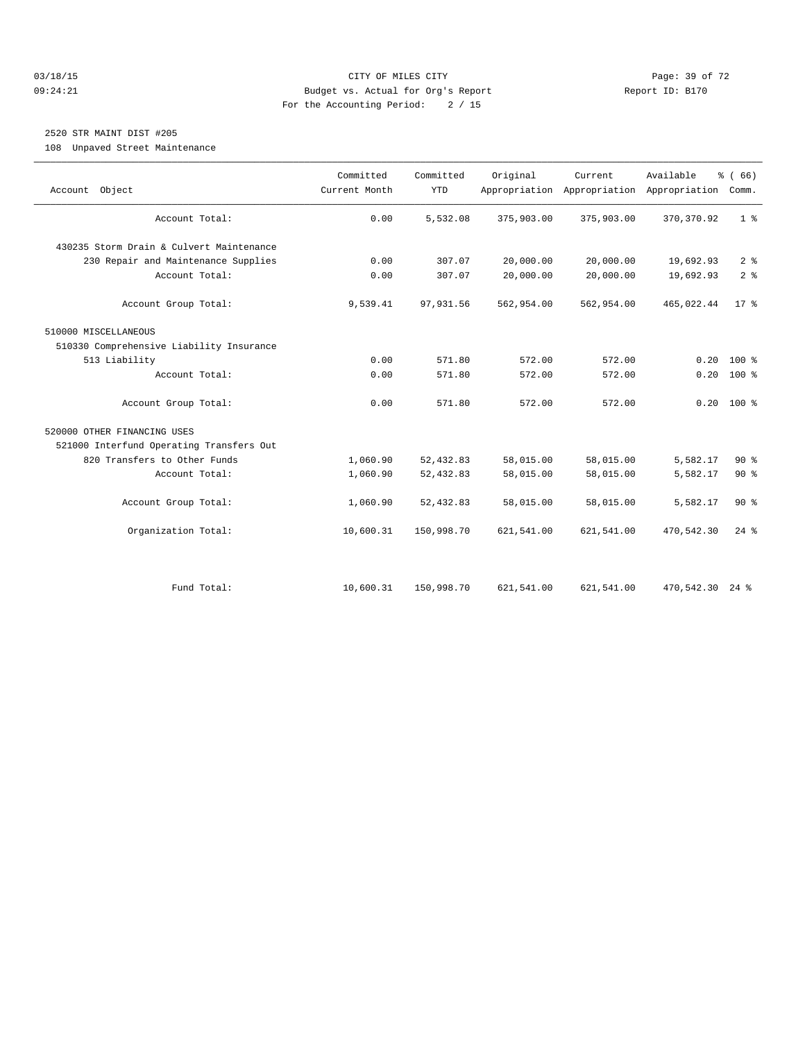CITY OF MILES CITY
Budget vs. Actual for Org's Report
For the Accounting Period: 2 / 15

03/18/15
09:24:21

Report ID: B170

## 2520 STR MAINT DIST #205

108 Unpaved Street Maintenance

| Account Object | Committed Current Month | Committed YTD | Original Appropriation | Current Appropriation | Available Appropriation | % ( 66) Comm. |
|---|---|---|---|---|---|---|
| Account Total: | 0.00 | 5,532.08 | 375,903.00 | 375,903.00 | 370,370.92 | 1 % |
| 430235 Storm Drain & Culvert Maintenance | | | | | | |
| 230 Repair and Maintenance Supplies | 0.00 | 307.07 | 20,000.00 | 20,000.00 | 19,692.93 | 2 % |
| Account Total: | 0.00 | 307.07 | 20,000.00 | 20,000.00 | 19,692.93 | 2 % |
| Account Group Total: | 9,539.41 | 97,931.56 | 562,954.00 | 562,954.00 | 465,022.44 | 17 % |
| 510000 MISCELLANEOUS | | | | | | |
| 510330 Comprehensive Liability Insurance | | | | | | |
| 513 Liability | 0.00 | 571.80 | 572.00 | 572.00 | 0.20 | 100 % |
| Account Total: | 0.00 | 571.80 | 572.00 | 572.00 | 0.20 | 100 % |
| Account Group Total: | 0.00 | 571.80 | 572.00 | 572.00 | 0.20 | 100 % |
| 520000 OTHER FINANCING USES | | | | | | |
| 521000 Interfund Operating Transfers Out | | | | | | |
| 820 Transfers to Other Funds | 1,060.90 | 52,432.83 | 58,015.00 | 58,015.00 | 5,582.17 | 90 % |
| Account Total: | 1,060.90 | 52,432.83 | 58,015.00 | 58,015.00 | 5,582.17 | 90 % |
| Account Group Total: | 1,060.90 | 52,432.83 | 58,015.00 | 58,015.00 | 5,582.17 | 90 % |
| Organization Total: | 10,600.31 | 150,998.70 | 621,541.00 | 621,541.00 | 470,542.30 | 24 % |
| Fund Total: | 10,600.31 | 150,998.70 | 621,541.00 | 621,541.00 | 470,542.30 | 24 % |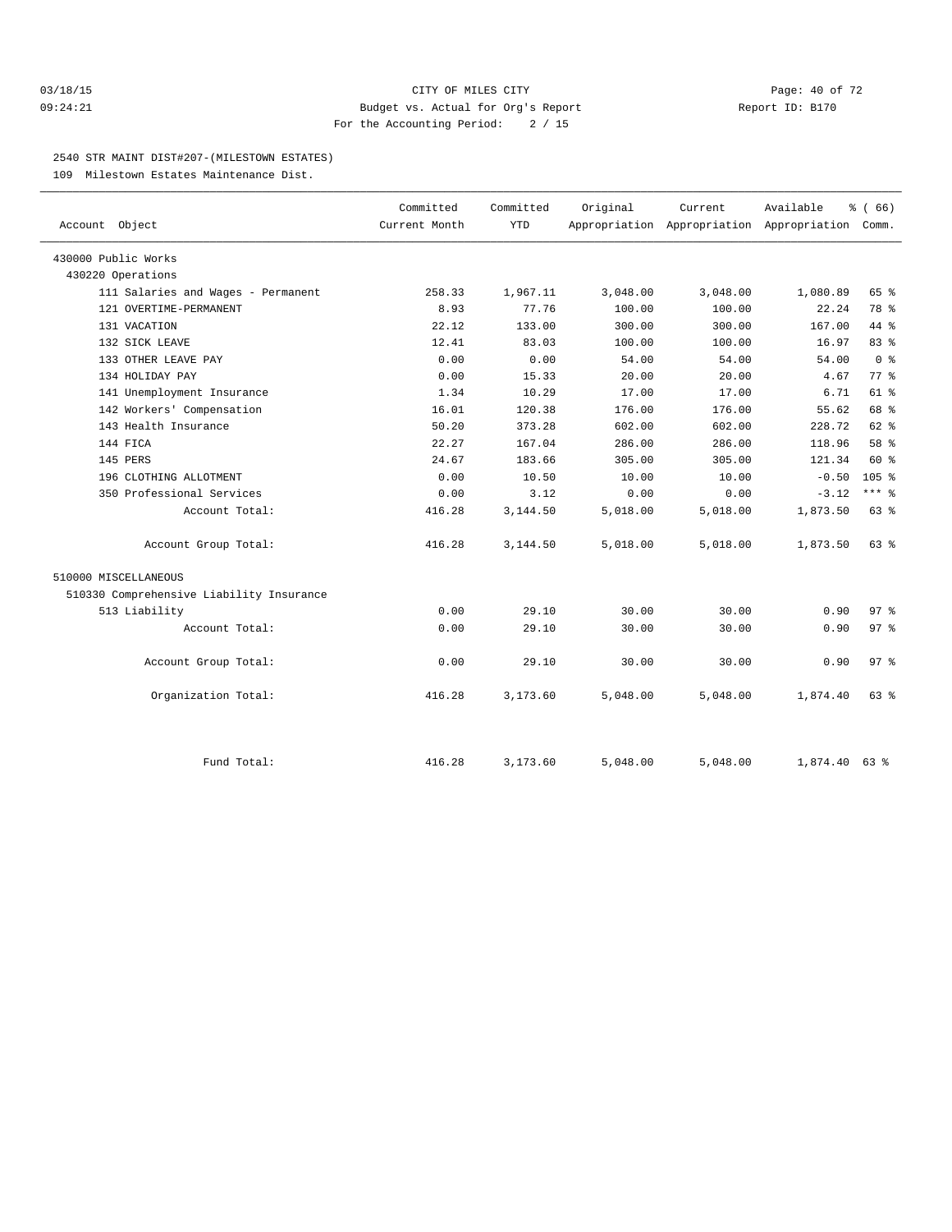CITY OF MILES CITY
Budget vs. Actual for Org's Report
For the Accounting Period: 2 / 15

03/18/15
09:24:21

Report ID: B170

## 2540 STR MAINT DIST#207-(MILESTOWN ESTATES)

109 Milestown Estates Maintenance Dist.

| Account Object | Committed Current Month | Committed YTD | Original Appropriation | Current Appropriation | Available Appropriation | % ( 66) Comm. |
|---|---|---|---|---|---|---|
| 430000 Public Works | | | | | | |
| 430220 Operations | | | | | | |
| 111 Salaries and Wages - Permanent | 258.33 | 1,967.11 | 3,048.00 | 3,048.00 | 1,080.89 | 65 % |
| 121 OVERTIME-PERMANENT | 8.93 | 77.76 | 100.00 | 100.00 | 22.24 | 78 % |
| 131 VACATION | 22.12 | 133.00 | 300.00 | 300.00 | 167.00 | 44 % |
| 132 SICK LEAVE | 12.41 | 83.03 | 100.00 | 100.00 | 16.97 | 83 % |
| 133 OTHER LEAVE PAY | 0.00 | 0.00 | 54.00 | 54.00 | 54.00 | 0 % |
| 134 HOLIDAY PAY | 0.00 | 15.33 | 20.00 | 20.00 | 4.67 | 77 % |
| 141 Unemployment Insurance | 1.34 | 10.29 | 17.00 | 17.00 | 6.71 | 61 % |
| 142 Workers' Compensation | 16.01 | 120.38 | 176.00 | 176.00 | 55.62 | 68 % |
| 143 Health Insurance | 50.20 | 373.28 | 602.00 | 602.00 | 228.72 | 62 % |
| 144 FICA | 22.27 | 167.04 | 286.00 | 286.00 | 118.96 | 58 % |
| 145 PERS | 24.67 | 183.66 | 305.00 | 305.00 | 121.34 | 60 % |
| 196 CLOTHING ALLOTMENT | 0.00 | 10.50 | 10.00 | 10.00 | -0.50 | 105 % |
| 350 Professional Services | 0.00 | 3.12 | 0.00 | 0.00 | -3.12 | *** % |
| Account Total: | 416.28 | 3,144.50 | 5,018.00 | 5,018.00 | 1,873.50 | 63 % |
| Account Group Total: | 416.28 | 3,144.50 | 5,018.00 | 5,018.00 | 1,873.50 | 63 % |
| 510000 MISCELLANEOUS | | | | | | |
| 510330 Comprehensive Liability Insurance | | | | | | |
| 513 Liability | 0.00 | 29.10 | 30.00 | 30.00 | 0.90 | 97 % |
| Account Total: | 0.00 | 29.10 | 30.00 | 30.00 | 0.90 | 97 % |
| Account Group Total: | 0.00 | 29.10 | 30.00 | 30.00 | 0.90 | 97 % |
| Organization Total: | 416.28 | 3,173.60 | 5,048.00 | 5,048.00 | 1,874.40 | 63 % |
| Fund Total: | 416.28 | 3,173.60 | 5,048.00 | 5,048.00 | 1,874.40 | 63 % |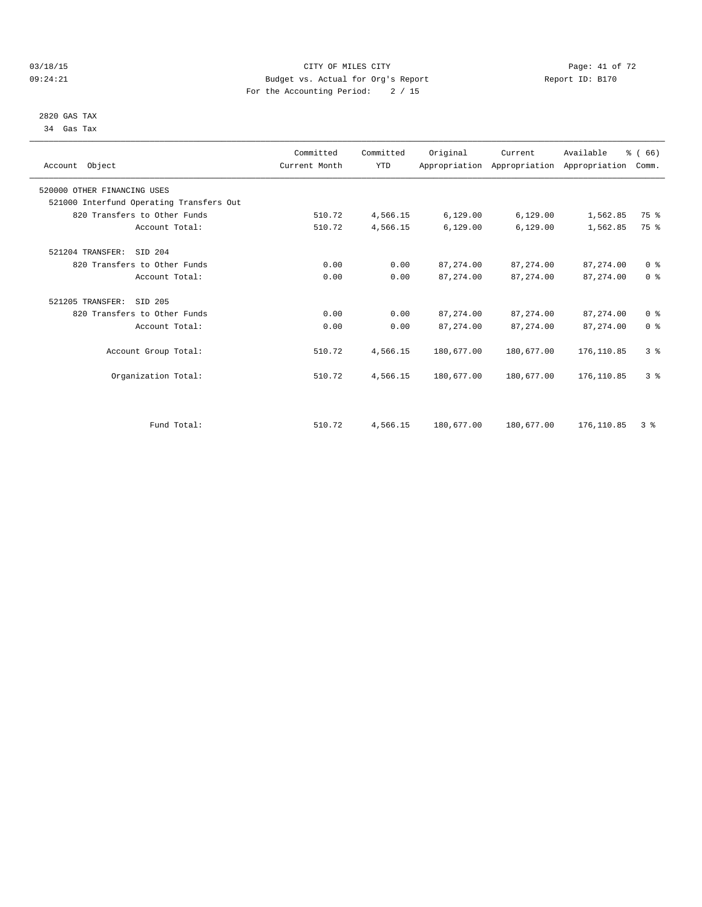CITY OF MILES CITY
Budget vs. Actual for Org's Report
For the Accounting Period: 2 / 15

03/18/15
09:24:21

Report ID: B170

2820 GAS TAX
34 Gas Tax

| Account Object | Committed Current Month | Committed YTD | Original Appropriation | Current Appropriation | Available Appropriation | % ( 66) Comm. |
|---|---|---|---|---|---|---|
| 520000 OTHER FINANCING USES | | | | | | |
| 521000 Interfund Operating Transfers Out | | | | | | |
| 820 Transfers to Other Funds | 510.72 | 4,566.15 | 6,129.00 | 6,129.00 | 1,562.85 | 75 % |
| Account Total: | 510.72 | 4,566.15 | 6,129.00 | 6,129.00 | 1,562.85 | 75 % |
| 521204 TRANSFER: SID 204 | | | | | | |
| 820 Transfers to Other Funds | 0.00 | 0.00 | 87,274.00 | 87,274.00 | 87,274.00 | 0 % |
| Account Total: | 0.00 | 0.00 | 87,274.00 | 87,274.00 | 87,274.00 | 0 % |
| 521205 TRANSFER: SID 205 | | | | | | |
| 820 Transfers to Other Funds | 0.00 | 0.00 | 87,274.00 | 87,274.00 | 87,274.00 | 0 % |
| Account Total: | 0.00 | 0.00 | 87,274.00 | 87,274.00 | 87,274.00 | 0 % |
| Account Group Total: | 510.72 | 4,566.15 | 180,677.00 | 180,677.00 | 176,110.85 | 3 % |
| Organization Total: | 510.72 | 4,566.15 | 180,677.00 | 180,677.00 | 176,110.85 | 3 % |
| Fund Total: | 510.72 | 4,566.15 | 180,677.00 | 180,677.00 | 176,110.85 | 3 % |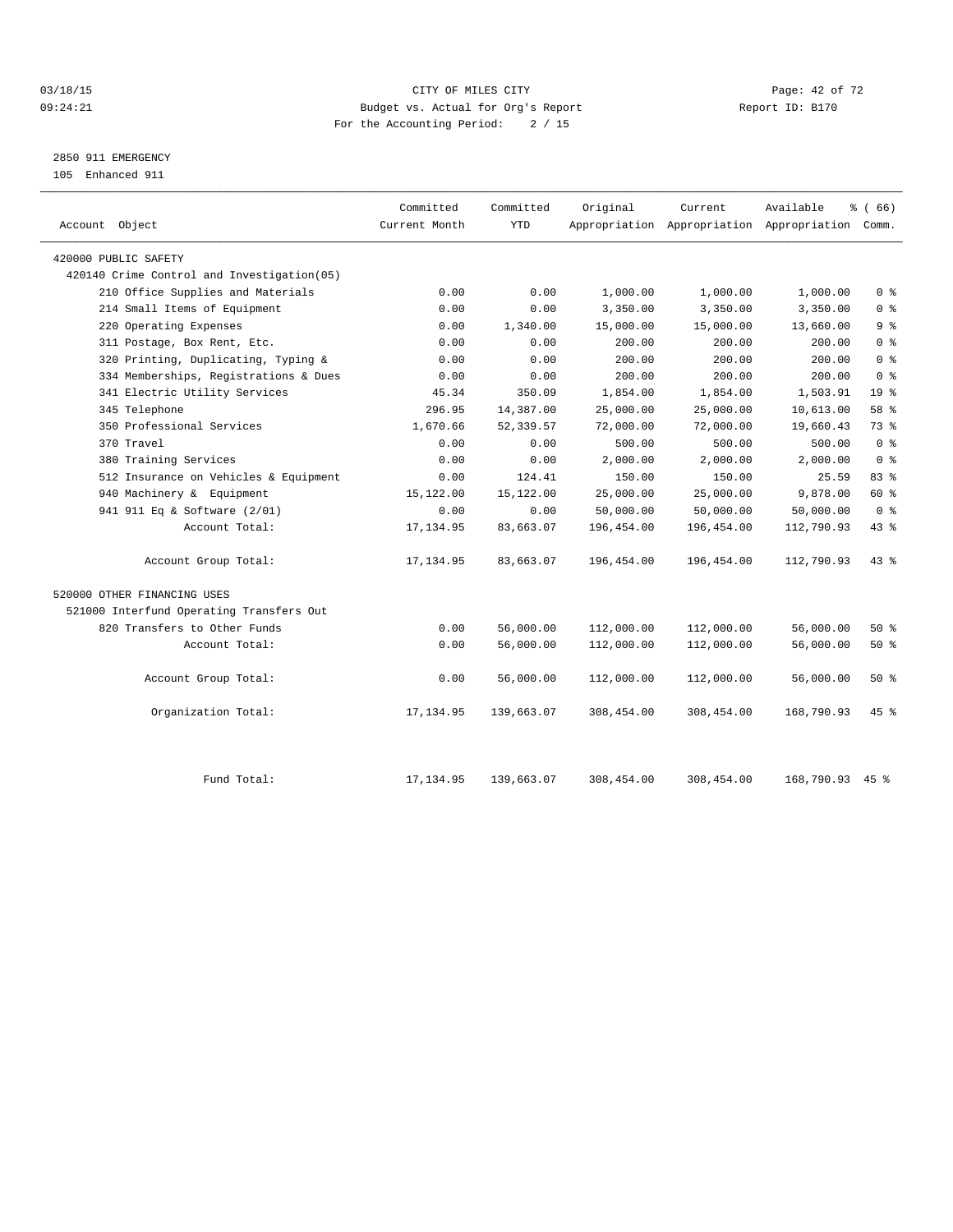CITY OF MILES CITY
Budget vs. Actual for Org's Report
For the Accounting Period: 2 / 15

03/18/15
09:24:21

Report ID: B170

2850 911 EMERGENCY
105 Enhanced 911

| Account Object | Committed Current Month | Committed YTD | Original Appropriation | Current Appropriation | Available Appropriation | % ( 66) Comm. |
|---|---|---|---|---|---|---|
| 420000 PUBLIC SAFETY | | | | | | |
| 420140 Crime Control and Investigation(05) | | | | | | |
| 210 Office Supplies and Materials | 0.00 | 0.00 | 1,000.00 | 1,000.00 | 1,000.00 | 0 % |
| 214 Small Items of Equipment | 0.00 | 0.00 | 3,350.00 | 3,350.00 | 3,350.00 | 0 % |
| 220 Operating Expenses | 0.00 | 1,340.00 | 15,000.00 | 15,000.00 | 13,660.00 | 9 % |
| 311 Postage, Box Rent, Etc. | 0.00 | 0.00 | 200.00 | 200.00 | 200.00 | 0 % |
| 320 Printing, Duplicating, Typing & | 0.00 | 0.00 | 200.00 | 200.00 | 200.00 | 0 % |
| 334 Memberships, Registrations & Dues | 0.00 | 0.00 | 200.00 | 200.00 | 200.00 | 0 % |
| 341 Electric Utility Services | 45.34 | 350.09 | 1,854.00 | 1,854.00 | 1,503.91 | 19 % |
| 345 Telephone | 296.95 | 14,387.00 | 25,000.00 | 25,000.00 | 10,613.00 | 58 % |
| 350 Professional Services | 1,670.66 | 52,339.57 | 72,000.00 | 72,000.00 | 19,660.43 | 73 % |
| 370 Travel | 0.00 | 0.00 | 500.00 | 500.00 | 500.00 | 0 % |
| 380 Training Services | 0.00 | 0.00 | 2,000.00 | 2,000.00 | 2,000.00 | 0 % |
| 512 Insurance on Vehicles & Equipment | 0.00 | 124.41 | 150.00 | 150.00 | 25.59 | 83 % |
| 940 Machinery & Equipment | 15,122.00 | 15,122.00 | 25,000.00 | 25,000.00 | 9,878.00 | 60 % |
| 941 911 Eq & Software (2/01) | 0.00 | 0.00 | 50,000.00 | 50,000.00 | 50,000.00 | 0 % |
| Account Total: | 17,134.95 | 83,663.07 | 196,454.00 | 196,454.00 | 112,790.93 | 43 % |
| Account Group Total: | 17,134.95 | 83,663.07 | 196,454.00 | 196,454.00 | 112,790.93 | 43 % |
| 520000 OTHER FINANCING USES | | | | | | |
| 521000 Interfund Operating Transfers Out | | | | | | |
| 820 Transfers to Other Funds | 0.00 | 56,000.00 | 112,000.00 | 112,000.00 | 56,000.00 | 50 % |
| Account Total: | 0.00 | 56,000.00 | 112,000.00 | 112,000.00 | 56,000.00 | 50 % |
| Account Group Total: | 0.00 | 56,000.00 | 112,000.00 | 112,000.00 | 56,000.00 | 50 % |
| Organization Total: | 17,134.95 | 139,663.07 | 308,454.00 | 308,454.00 | 168,790.93 | 45 % |
| Fund Total: | 17,134.95 | 139,663.07 | 308,454.00 | 308,454.00 | 168,790.93 | 45 % |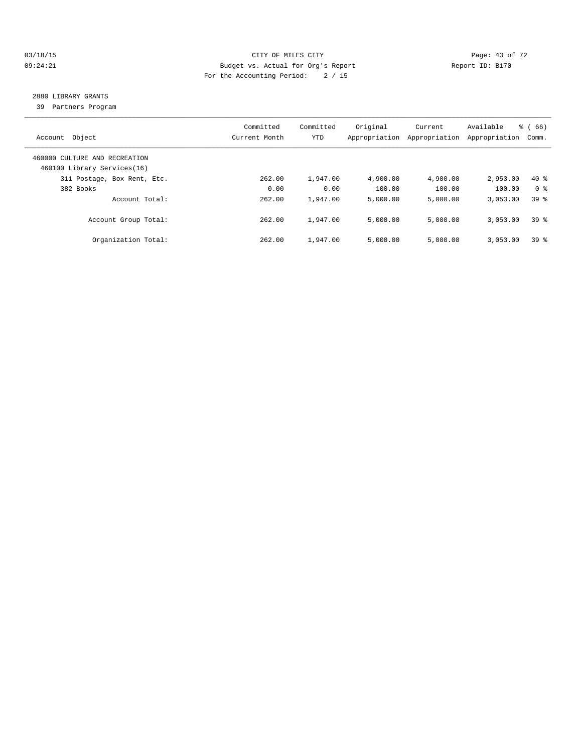CITY OF MILES CITY

Budget vs. Actual for Org's Report

For the Accounting Period: 2 / 15

03/18/15
09:24:21

Report ID: B170

## 2880 LIBRARY GRANTS

39 Partners Program

| Account Object | Committed Current Month | Committed YTD | Original Appropriation | Current Appropriation | Available Appropriation | % ( 66) Comm. |
|---|---|---|---|---|---|---|
| 460000 CULTURE AND RECREATION | | | | | | |
| 460100 Library Services(16) | | | | | | |
| 311 Postage, Box Rent, Etc. | 262.00 | 1,947.00 | 4,900.00 | 4,900.00 | 2,953.00 | 40 % |
| 382 Books | 0.00 | 0.00 | 100.00 | 100.00 | 100.00 | 0 % |
| Account Total: | 262.00 | 1,947.00 | 5,000.00 | 5,000.00 | 3,053.00 | 39 % |
| Account Group Total: | 262.00 | 1,947.00 | 5,000.00 | 5,000.00 | 3,053.00 | 39 % |
| Organization Total: | 262.00 | 1,947.00 | 5,000.00 | 5,000.00 | 3,053.00 | 39 % |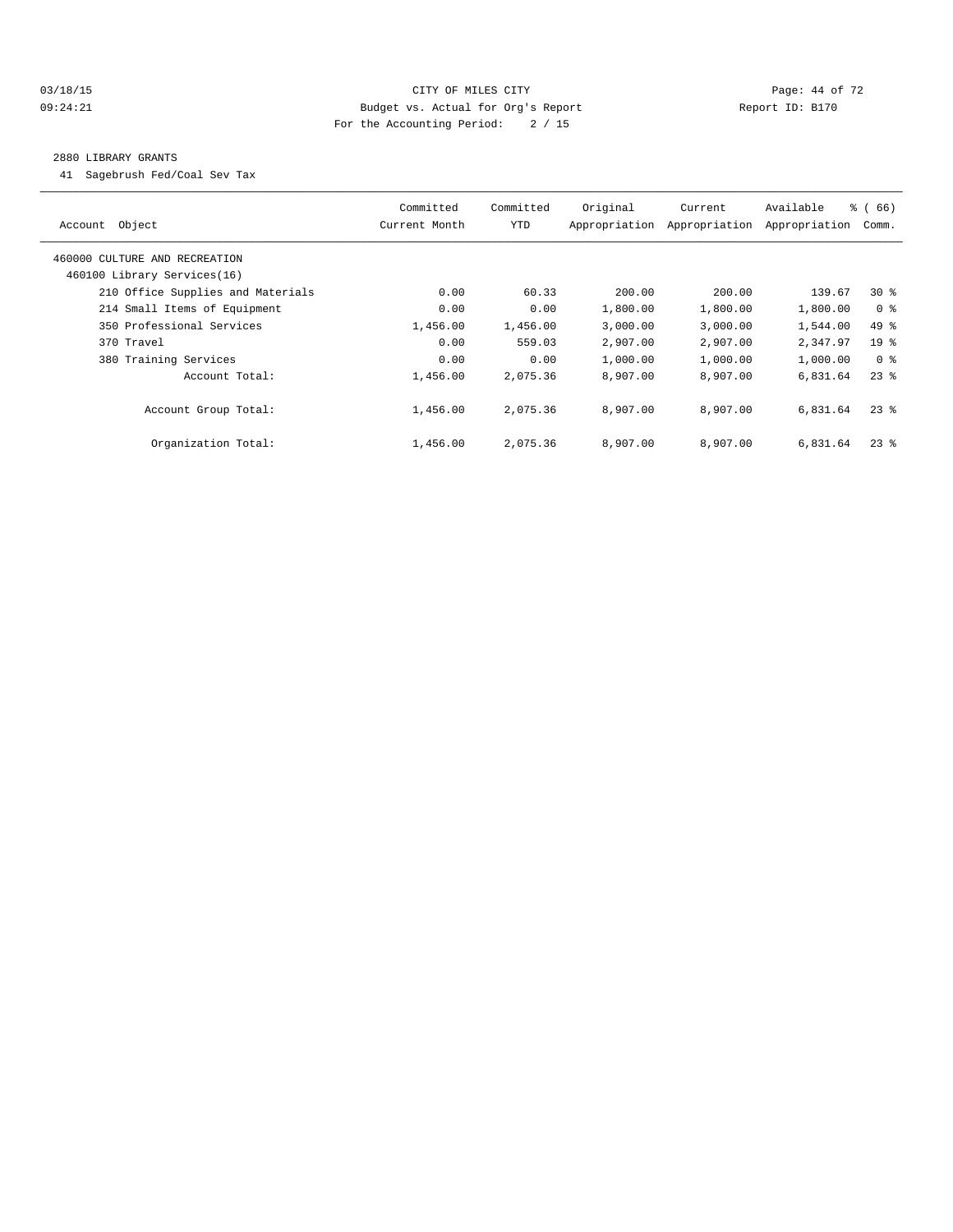CITY OF MILES CITY
Budget vs. Actual for Org's Report
For the Accounting Period: 2 / 15

03/18/15
09:24:21

Report ID: B170

## 2880 LIBRARY GRANTS

41 Sagebrush Fed/Coal Sev Tax

| Account Object | Committed Current Month | Committed YTD | Original Appropriation | Current Appropriation | Available Appropriation | % ( 66) Comm. |
|---|---|---|---|---|---|---|
| 460000 CULTURE AND RECREATION | | | | | | |
| 460100 Library Services(16) | | | | | | |
| 210 Office Supplies and Materials | 0.00 | 60.33 | 200.00 | 200.00 | 139.67 | 30 % |
| 214 Small Items of Equipment | 0.00 | 0.00 | 1,800.00 | 1,800.00 | 1,800.00 | 0 % |
| 350 Professional Services | 1,456.00 | 1,456.00 | 3,000.00 | 3,000.00 | 1,544.00 | 49 % |
| 370 Travel | 0.00 | 559.03 | 2,907.00 | 2,907.00 | 2,347.97 | 19 % |
| 380 Training Services | 0.00 | 0.00 | 1,000.00 | 1,000.00 | 1,000.00 | 0 % |
| Account Total: | 1,456.00 | 2,075.36 | 8,907.00 | 8,907.00 | 6,831.64 | 23 % |
| Account Group Total: | 1,456.00 | 2,075.36 | 8,907.00 | 8,907.00 | 6,831.64 | 23 % |
| Organization Total: | 1,456.00 | 2,075.36 | 8,907.00 | 8,907.00 | 6,831.64 | 23 % |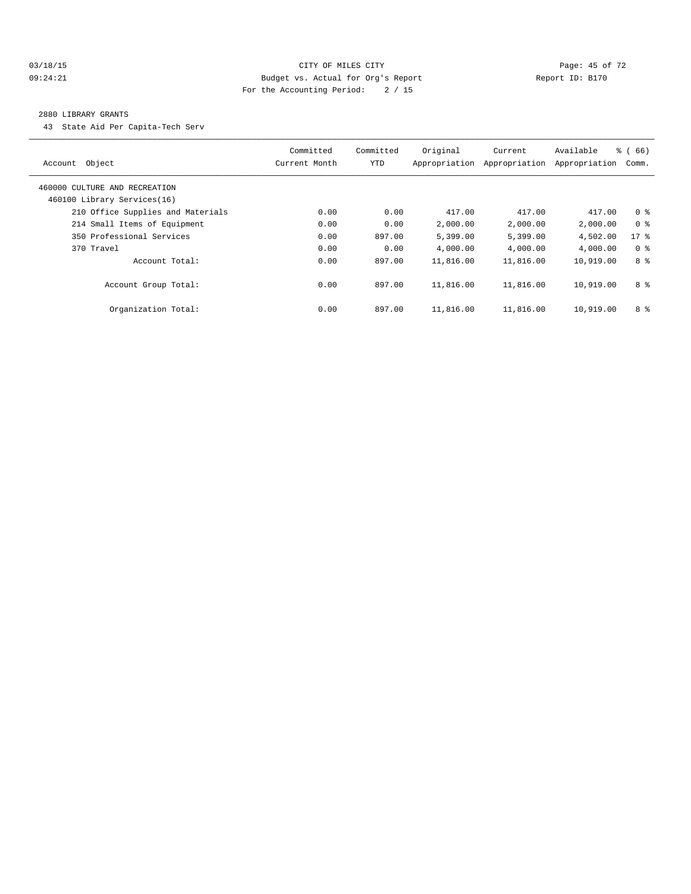03/18/15 CITY OF MILES CITY
09:24:21 Budget vs. Actual for Org's Report Report ID: B170
For the Accounting Period: 2 / 15

## 2880 LIBRARY GRANTS

43 State Aid Per Capita-Tech Serv

| Account Object | Committed Current Month | Committed YTD | Original Appropriation | Current Appropriation | Available Appropriation | % ( 66) Comm. |
|---|---|---|---|---|---|---|
| 460000 CULTURE AND RECREATION | | | | | | |
| 460100 Library Services(16) | | | | | | |
| 210 Office Supplies and Materials | 0.00 | 0.00 | 417.00 | 417.00 | 417.00 | 0 % |
| 214 Small Items of Equipment | 0.00 | 0.00 | 2,000.00 | 2,000.00 | 2,000.00 | 0 % |
| 350 Professional Services | 0.00 | 897.00 | 5,399.00 | 5,399.00 | 4,502.00 | 17 % |
| 370 Travel | 0.00 | 0.00 | 4,000.00 | 4,000.00 | 4,000.00 | 0 % |
| Account Total: | 0.00 | 897.00 | 11,816.00 | 11,816.00 | 10,919.00 | 8 % |
| Account Group Total: | 0.00 | 897.00 | 11,816.00 | 11,816.00 | 10,919.00 | 8 % |
| Organization Total: | 0.00 | 897.00 | 11,816.00 | 11,816.00 | 10,919.00 | 8 % |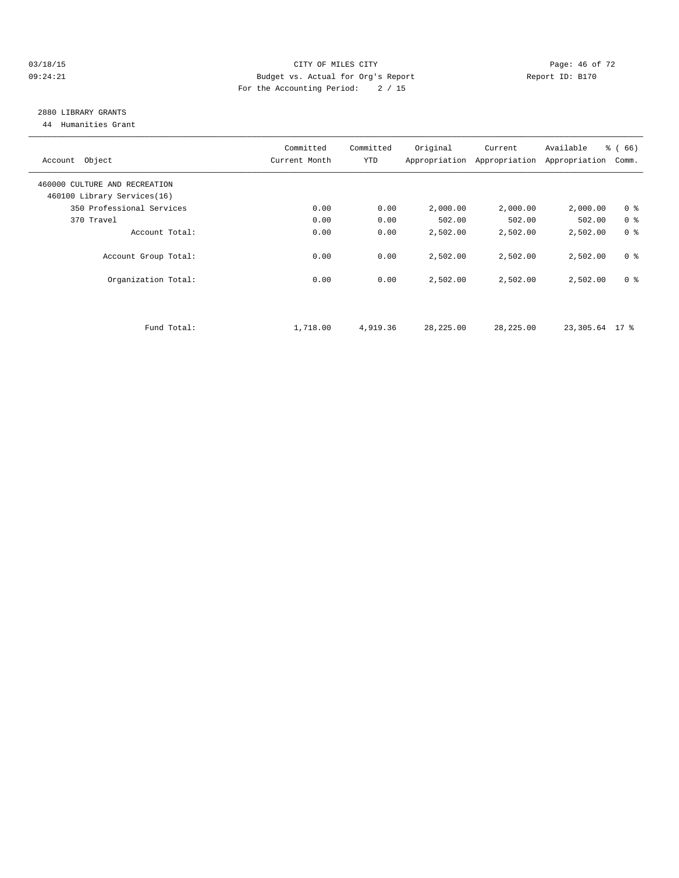CITY OF MILES CITY

Budget vs. Actual for Org's Report

For the Accounting Period: 2 / 15

03/18/15 09:24:21 — Report ID: B170

## 2880 LIBRARY GRANTS

44 Humanities Grant

| Account Object | Committed Current Month | Committed YTD | Original Appropriation | Current Appropriation | Available Appropriation | % ( 66) Comm. |
|---|---|---|---|---|---|---|
| 460000 CULTURE AND RECREATION | | | | | | |
| 460100 Library Services(16) | | | | | | |
| 350 Professional Services | 0.00 | 0.00 | 2,000.00 | 2,000.00 | 2,000.00 | 0 % |
| 370 Travel | 0.00 | 0.00 | 502.00 | 502.00 | 502.00 | 0 % |
| Account Total: | 0.00 | 0.00 | 2,502.00 | 2,502.00 | 2,502.00 | 0 % |
| Account Group Total: | 0.00 | 0.00 | 2,502.00 | 2,502.00 | 2,502.00 | 0 % |
| Organization Total: | 0.00 | 0.00 | 2,502.00 | 2,502.00 | 2,502.00 | 0 % |
| Fund Total: | 1,718.00 | 4,919.36 | 28,225.00 | 28,225.00 | 23,305.64 | 17 % |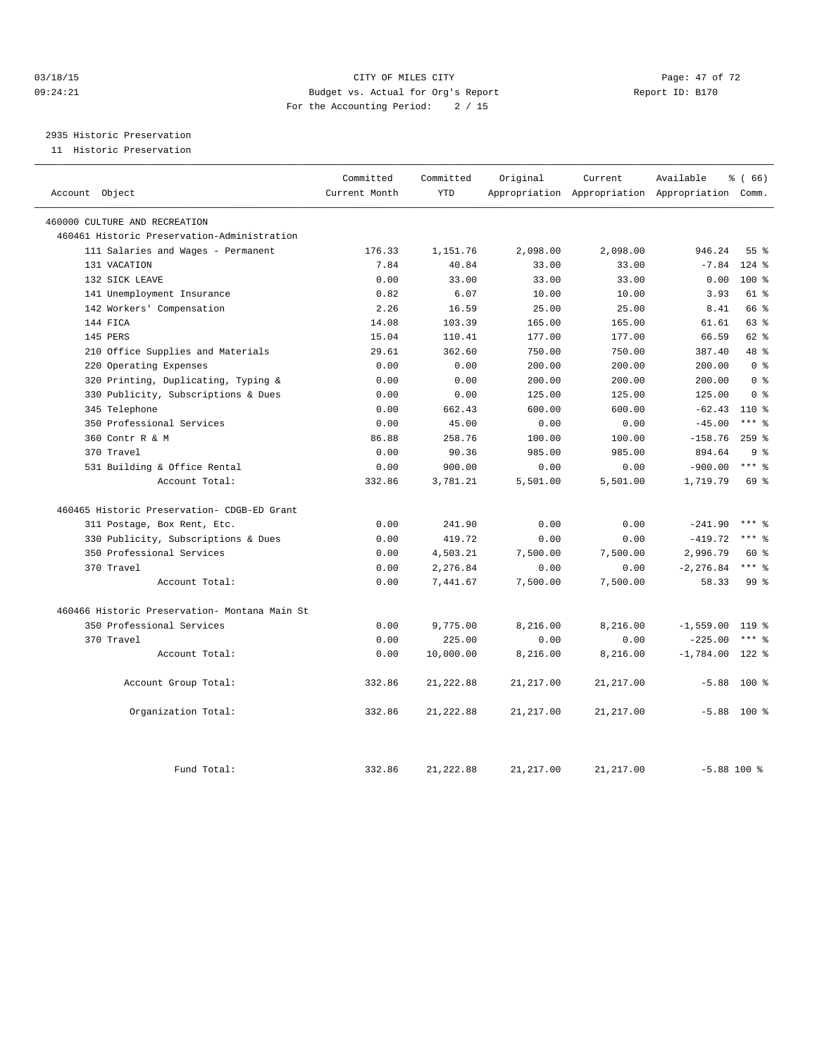CITY OF MILES CITY
Budget vs. Actual for Org's Report
For the Accounting Period: 2 / 15

03/18/15
09:24:21

Report ID: B170

2935 Historic Preservation
11 Historic Preservation

| Account Object | Committed Current Month | Committed YTD | Original Appropriation | Current Appropriation | Available Appropriation | % ( 66) Comm. |
|---|---|---|---|---|---|---|
| 460000 CULTURE AND RECREATION | | | | | | |
| 460461 Historic Preservation-Administration | | | | | | |
| 111 Salaries and Wages - Permanent | 176.33 | 1,151.76 | 2,098.00 | 2,098.00 | 946.24 | 55 % |
| 131 VACATION | 7.84 | 40.84 | 33.00 | 33.00 | -7.84 | 124 % |
| 132 SICK LEAVE | 0.00 | 33.00 | 33.00 | 33.00 | 0.00 | 100 % |
| 141 Unemployment Insurance | 0.82 | 6.07 | 10.00 | 10.00 | 3.93 | 61 % |
| 142 Workers' Compensation | 2.26 | 16.59 | 25.00 | 25.00 | 8.41 | 66 % |
| 144 FICA | 14.08 | 103.39 | 165.00 | 165.00 | 61.61 | 63 % |
| 145 PERS | 15.04 | 110.41 | 177.00 | 177.00 | 66.59 | 62 % |
| 210 Office Supplies and Materials | 29.61 | 362.60 | 750.00 | 750.00 | 387.40 | 48 % |
| 220 Operating Expenses | 0.00 | 0.00 | 200.00 | 200.00 | 200.00 | 0 % |
| 320 Printing, Duplicating, Typing & | 0.00 | 0.00 | 200.00 | 200.00 | 200.00 | 0 % |
| 330 Publicity, Subscriptions & Dues | 0.00 | 0.00 | 125.00 | 125.00 | 125.00 | 0 % |
| 345 Telephone | 0.00 | 662.43 | 600.00 | 600.00 | -62.43 | 110 % |
| 350 Professional Services | 0.00 | 45.00 | 0.00 | 0.00 | -45.00 | *** % |
| 360 Contr R & M | 86.88 | 258.76 | 100.00 | 100.00 | -158.76 | 259 % |
| 370 Travel | 0.00 | 90.36 | 985.00 | 985.00 | 894.64 | 9 % |
| 531 Building & Office Rental | 0.00 | 900.00 | 0.00 | 0.00 | -900.00 | *** % |
| Account Total: | 332.86 | 3,781.21 | 5,501.00 | 5,501.00 | 1,719.79 | 69 % |
| 460465 Historic Preservation- CDGB-ED Grant | | | | | | |
| 311 Postage, Box Rent, Etc. | 0.00 | 241.90 | 0.00 | 0.00 | -241.90 | *** % |
| 330 Publicity, Subscriptions & Dues | 0.00 | 419.72 | 0.00 | 0.00 | -419.72 | *** % |
| 350 Professional Services | 0.00 | 4,503.21 | 7,500.00 | 7,500.00 | 2,996.79 | 60 % |
| 370 Travel | 0.00 | 2,276.84 | 0.00 | 0.00 | -2,276.84 | *** % |
| Account Total: | 0.00 | 7,441.67 | 7,500.00 | 7,500.00 | 58.33 | 99 % |
| 460466 Historic Preservation- Montana Main St | | | | | | |
| 350 Professional Services | 0.00 | 9,775.00 | 8,216.00 | 8,216.00 | -1,559.00 | 119 % |
| 370 Travel | 0.00 | 225.00 | 0.00 | 0.00 | -225.00 | *** % |
| Account Total: | 0.00 | 10,000.00 | 8,216.00 | 8,216.00 | -1,784.00 | 122 % |
| Account Group Total: | 332.86 | 21,222.88 | 21,217.00 | 21,217.00 | -5.88 | 100 % |
| Organization Total: | 332.86 | 21,222.88 | 21,217.00 | 21,217.00 | -5.88 | 100 % |
| Fund Total: | 332.86 | 21,222.88 | 21,217.00 | 21,217.00 | -5.88 | 100 % |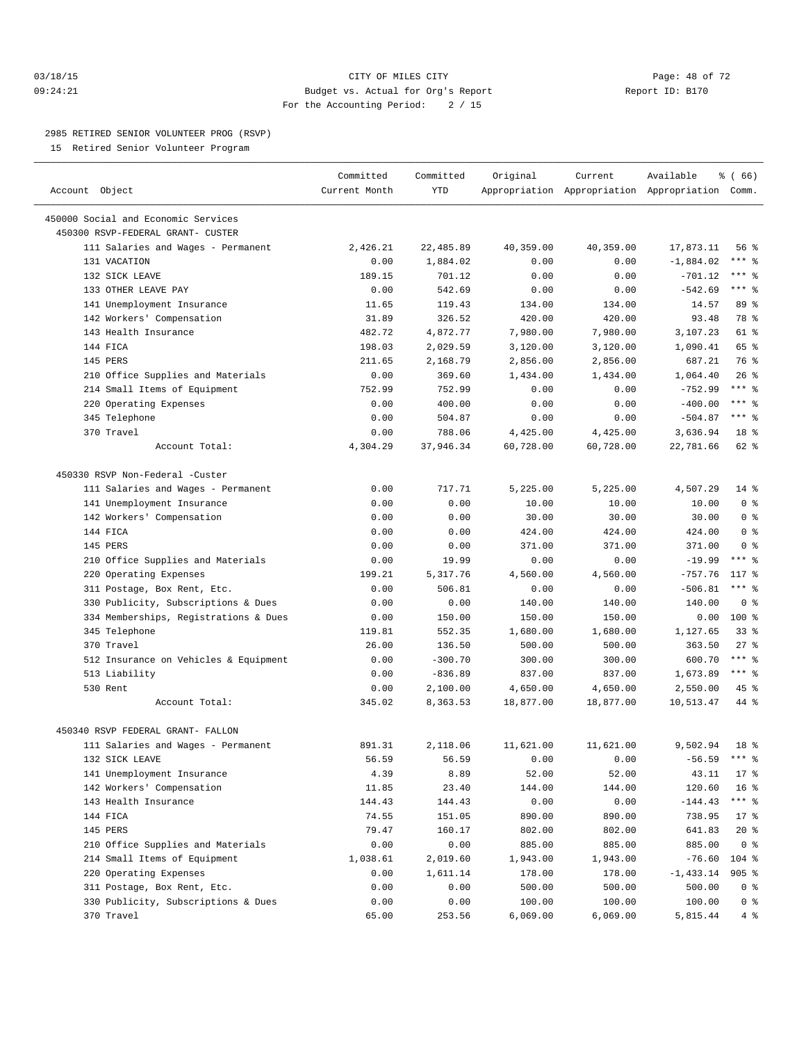CITY OF MILES CITY
Budget vs. Actual for Org's Report
For the Accounting Period: 2 / 15

03/18/15
09:24:21

Report ID: B170

## 2985 RETIRED SENIOR VOLUNTEER PROG (RSVP)

15 Retired Senior Volunteer Program

| Account Object | Committed Current Month | Committed YTD | Original Appropriation | Current Appropriation | Available Appropriation | % ( 66) Comm. |
|---|---|---|---|---|---|---|
| 450000 Social and Economic Services | | | | | | |
| 450300 RSVP-FEDERAL GRANT- CUSTER | | | | | | |
| 111 Salaries and Wages - Permanent | 2,426.21 | 22,485.89 | 40,359.00 | 40,359.00 | 17,873.11 | 56 % |
| 131 VACATION | 0.00 | 1,884.02 | 0.00 | 0.00 | -1,884.02 | *** % |
| 132 SICK LEAVE | 189.15 | 701.12 | 0.00 | 0.00 | -701.12 | *** % |
| 133 OTHER LEAVE PAY | 0.00 | 542.69 | 0.00 | 0.00 | -542.69 | *** % |
| 141 Unemployment Insurance | 11.65 | 119.43 | 134.00 | 134.00 | 14.57 | 89 % |
| 142 Workers' Compensation | 31.89 | 326.52 | 420.00 | 420.00 | 93.48 | 78 % |
| 143 Health Insurance | 482.72 | 4,872.77 | 7,980.00 | 7,980.00 | 3,107.23 | 61 % |
| 144 FICA | 198.03 | 2,029.59 | 3,120.00 | 3,120.00 | 1,090.41 | 65 % |
| 145 PERS | 211.65 | 2,168.79 | 2,856.00 | 2,856.00 | 687.21 | 76 % |
| 210 Office Supplies and Materials | 0.00 | 369.60 | 1,434.00 | 1,434.00 | 1,064.40 | 26 % |
| 214 Small Items of Equipment | 752.99 | 752.99 | 0.00 | 0.00 | -752.99 | *** % |
| 220 Operating Expenses | 0.00 | 400.00 | 0.00 | 0.00 | -400.00 | *** % |
| 345 Telephone | 0.00 | 504.87 | 0.00 | 0.00 | -504.87 | *** % |
| 370 Travel | 0.00 | 788.06 | 4,425.00 | 4,425.00 | 3,636.94 | 18 % |
| Account Total: | 4,304.29 | 37,946.34 | 60,728.00 | 60,728.00 | 22,781.66 | 62 % |
| 450330 RSVP Non-Federal -Custer | | | | | | |
| 111 Salaries and Wages - Permanent | 0.00 | 717.71 | 5,225.00 | 5,225.00 | 4,507.29 | 14 % |
| 141 Unemployment Insurance | 0.00 | 0.00 | 10.00 | 10.00 | 10.00 | 0 % |
| 142 Workers' Compensation | 0.00 | 0.00 | 30.00 | 30.00 | 30.00 | 0 % |
| 144 FICA | 0.00 | 0.00 | 424.00 | 424.00 | 424.00 | 0 % |
| 145 PERS | 0.00 | 0.00 | 371.00 | 371.00 | 371.00 | 0 % |
| 210 Office Supplies and Materials | 0.00 | 19.99 | 0.00 | 0.00 | -19.99 | *** % |
| 220 Operating Expenses | 199.21 | 5,317.76 | 4,560.00 | 4,560.00 | -757.76 | 117 % |
| 311 Postage, Box Rent, Etc. | 0.00 | 506.81 | 0.00 | 0.00 | -506.81 | *** % |
| 330 Publicity, Subscriptions & Dues | 0.00 | 0.00 | 140.00 | 140.00 | 140.00 | 0 % |
| 334 Memberships, Registrations & Dues | 0.00 | 150.00 | 150.00 | 150.00 | 0.00 | 100 % |
| 345 Telephone | 119.81 | 552.35 | 1,680.00 | 1,680.00 | 1,127.65 | 33 % |
| 370 Travel | 26.00 | 136.50 | 500.00 | 500.00 | 363.50 | 27 % |
| 512 Insurance on Vehicles & Equipment | 0.00 | -300.70 | 300.00 | 300.00 | 600.70 | *** % |
| 513 Liability | 0.00 | -836.89 | 837.00 | 837.00 | 1,673.89 | *** % |
| 530 Rent | 0.00 | 2,100.00 | 4,650.00 | 4,650.00 | 2,550.00 | 45 % |
| Account Total: | 345.02 | 8,363.53 | 18,877.00 | 18,877.00 | 10,513.47 | 44 % |
| 450340 RSVP FEDERAL GRANT- FALLON | | | | | | |
| 111 Salaries and Wages - Permanent | 891.31 | 2,118.06 | 11,621.00 | 11,621.00 | 9,502.94 | 18 % |
| 132 SICK LEAVE | 56.59 | 56.59 | 0.00 | 0.00 | -56.59 | *** % |
| 141 Unemployment Insurance | 4.39 | 8.89 | 52.00 | 52.00 | 43.11 | 17 % |
| 142 Workers' Compensation | 11.85 | 23.40 | 144.00 | 144.00 | 120.60 | 16 % |
| 143 Health Insurance | 144.43 | 144.43 | 0.00 | 0.00 | -144.43 | *** % |
| 144 FICA | 74.55 | 151.05 | 890.00 | 890.00 | 738.95 | 17 % |
| 145 PERS | 79.47 | 160.17 | 802.00 | 802.00 | 641.83 | 20 % |
| 210 Office Supplies and Materials | 0.00 | 0.00 | 885.00 | 885.00 | 885.00 | 0 % |
| 214 Small Items of Equipment | 1,038.61 | 2,019.60 | 1,943.00 | 1,943.00 | -76.60 | 104 % |
| 220 Operating Expenses | 0.00 | 1,611.14 | 178.00 | 178.00 | -1,433.14 | 905 % |
| 311 Postage, Box Rent, Etc. | 0.00 | 0.00 | 500.00 | 500.00 | 500.00 | 0 % |
| 330 Publicity, Subscriptions & Dues | 0.00 | 0.00 | 100.00 | 100.00 | 100.00 | 0 % |
| 370 Travel | 65.00 | 253.56 | 6,069.00 | 6,069.00 | 5,815.44 | 4 % |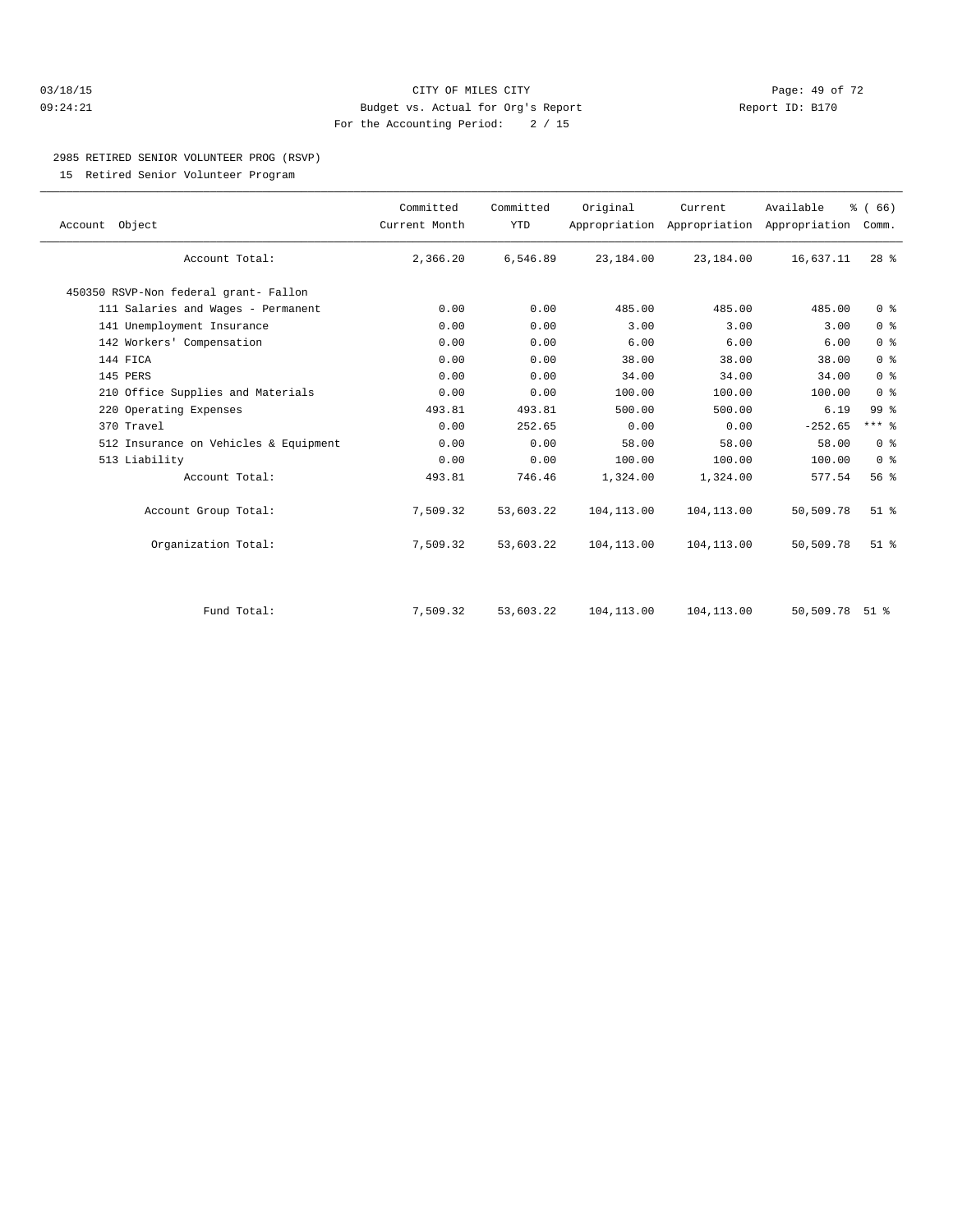CITY OF MILES CITY
Budget vs. Actual for Org's Report
For the Accounting Period: 2 / 15

03/18/15
09:24:21

Report ID: B170

## 2985 RETIRED SENIOR VOLUNTEER PROG (RSVP)

15 Retired Senior Volunteer Program

| Account Object | Committed Current Month | Committed YTD | Original Appropriation | Current Appropriation | Available Appropriation | % ( 66) Comm. |
|---|---|---|---|---|---|---|
| Account Total: | 2,366.20 | 6,546.89 | 23,184.00 | 23,184.00 | 16,637.11 | 28 % |
| 450350 RSVP-Non federal grant- Fallon | | | | | | |
| 111 Salaries and Wages - Permanent | 0.00 | 0.00 | 485.00 | 485.00 | 485.00 | 0 % |
| 141 Unemployment Insurance | 0.00 | 0.00 | 3.00 | 3.00 | 3.00 | 0 % |
| 142 Workers' Compensation | 0.00 | 0.00 | 6.00 | 6.00 | 6.00 | 0 % |
| 144 FICA | 0.00 | 0.00 | 38.00 | 38.00 | 38.00 | 0 % |
| 145 PERS | 0.00 | 0.00 | 34.00 | 34.00 | 34.00 | 0 % |
| 210 Office Supplies and Materials | 0.00 | 0.00 | 100.00 | 100.00 | 100.00 | 0 % |
| 220 Operating Expenses | 493.81 | 493.81 | 500.00 | 500.00 | 6.19 | 99 % |
| 370 Travel | 0.00 | 252.65 | 0.00 | 0.00 | -252.65 | *** % |
| 512 Insurance on Vehicles & Equipment | 0.00 | 0.00 | 58.00 | 58.00 | 58.00 | 0 % |
| 513 Liability | 0.00 | 0.00 | 100.00 | 100.00 | 100.00 | 0 % |
| Account Total: | 493.81 | 746.46 | 1,324.00 | 1,324.00 | 577.54 | 56 % |
| Account Group Total: | 7,509.32 | 53,603.22 | 104,113.00 | 104,113.00 | 50,509.78 | 51 % |
| Organization Total: | 7,509.32 | 53,603.22 | 104,113.00 | 104,113.00 | 50,509.78 | 51 % |
| Fund Total: | 7,509.32 | 53,603.22 | 104,113.00 | 104,113.00 | 50,509.78 | 51 % |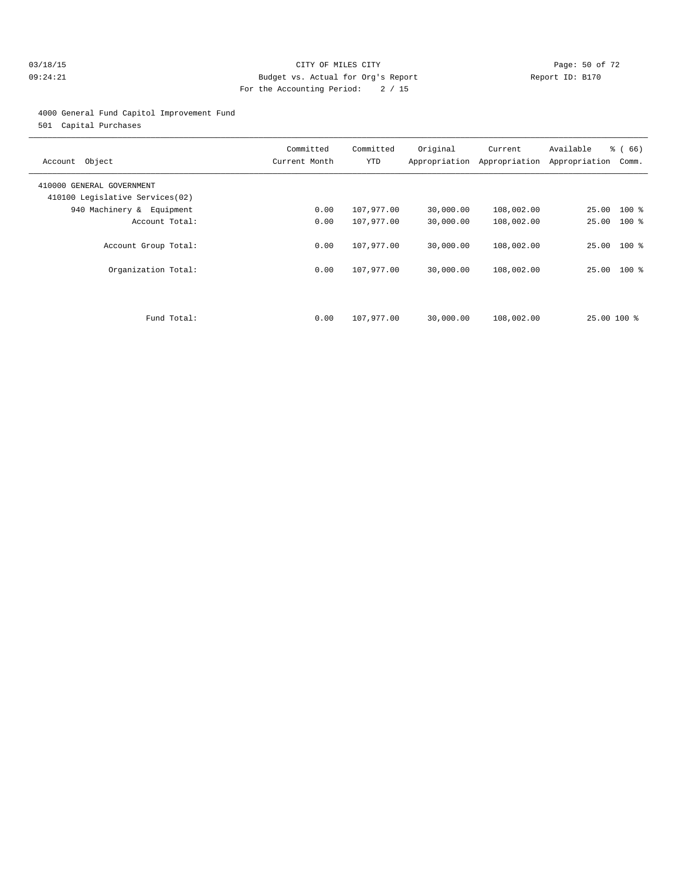CITY OF MILES CITY
Budget vs. Actual for Org's Report
For the Accounting Period: 2 / 15

03/18/15
09:24:21

Report ID: B170

4000 General Fund Capitol Improvement Fund
501 Capital Purchases

| Account Object | Committed Current Month | Committed YTD | Original Appropriation | Current Appropriation | Available Appropriation | % ( 66) Comm. |
|---|---|---|---|---|---|---|
| 410000 GENERAL GOVERNMENT | | | | | | |
| 410100 Legislative Services(02) | | | | | | |
| 940 Machinery & Equipment | 0.00 | 107,977.00 | 30,000.00 | 108,002.00 | 25.00 | 100 % |
| Account Total: | 0.00 | 107,977.00 | 30,000.00 | 108,002.00 | 25.00 | 100 % |
| Account Group Total: | 0.00 | 107,977.00 | 30,000.00 | 108,002.00 | 25.00 | 100 % |
| Organization Total: | 0.00 | 107,977.00 | 30,000.00 | 108,002.00 | 25.00 | 100 % |
| Fund Total: | 0.00 | 107,977.00 | 30,000.00 | 108,002.00 | 25.00 | 100 % |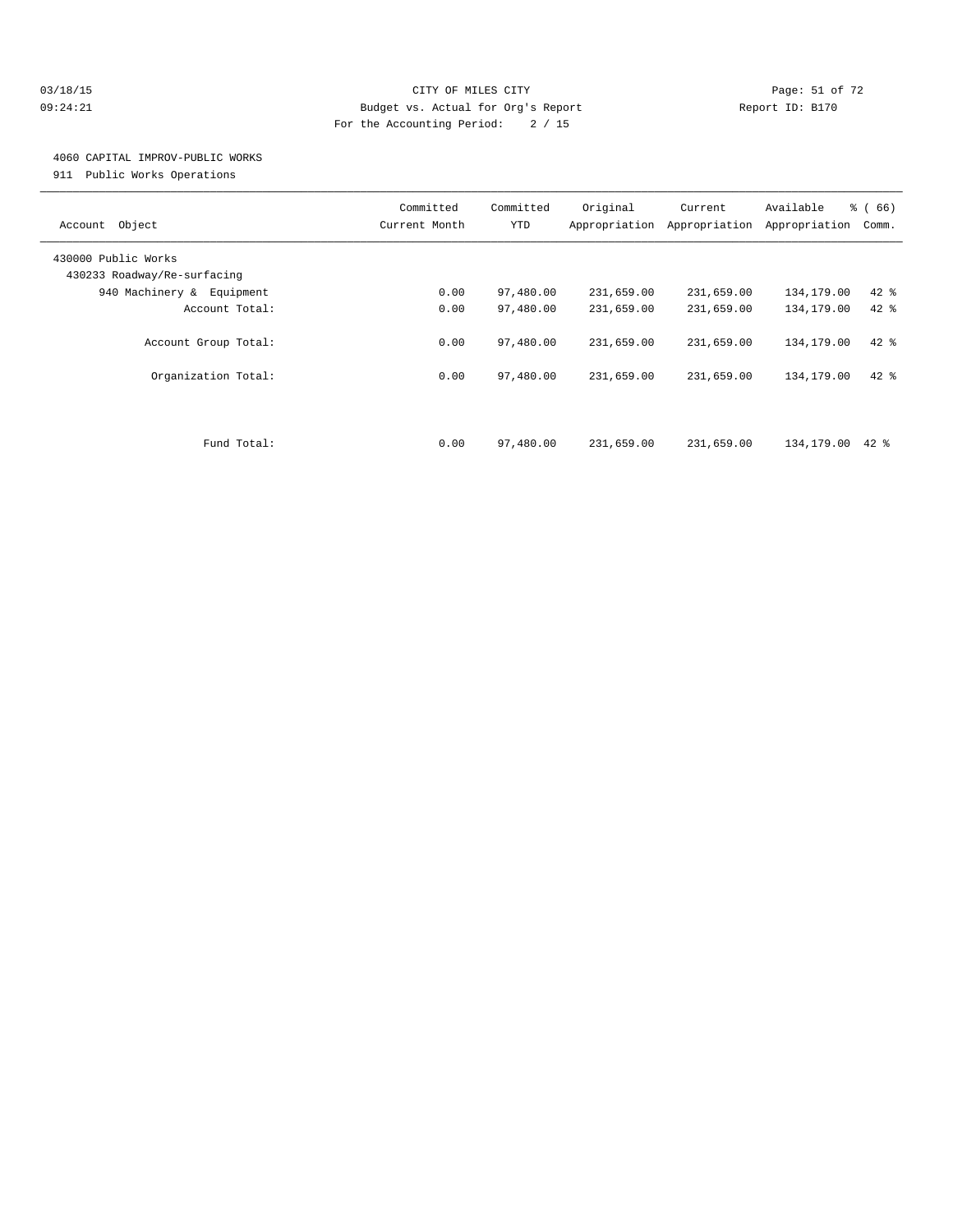CITY OF MILES CITY
Budget vs. Actual for Org's Report
For the Accounting Period: 2 / 15

03/18/15
09:24:21

Report ID: B170

4060 CAPITAL IMPROV-PUBLIC WORKS
911 Public Works Operations

| Account Object | Committed Current Month | Committed YTD | Original Appropriation | Current Appropriation | Available Appropriation | % ( 66) Comm. |
|---|---|---|---|---|---|---|
| 430000 Public Works | | | | | | |
| 430233 Roadway/Re-surfacing | | | | | | |
| 940 Machinery & Equipment | 0.00 | 97,480.00 | 231,659.00 | 231,659.00 | 134,179.00 | 42 % |
| Account Total: | 0.00 | 97,480.00 | 231,659.00 | 231,659.00 | 134,179.00 | 42 % |
| Account Group Total: | 0.00 | 97,480.00 | 231,659.00 | 231,659.00 | 134,179.00 | 42 % |
| Organization Total: | 0.00 | 97,480.00 | 231,659.00 | 231,659.00 | 134,179.00 | 42 % |
| Fund Total: | 0.00 | 97,480.00 | 231,659.00 | 231,659.00 | 134,179.00 | 42 % |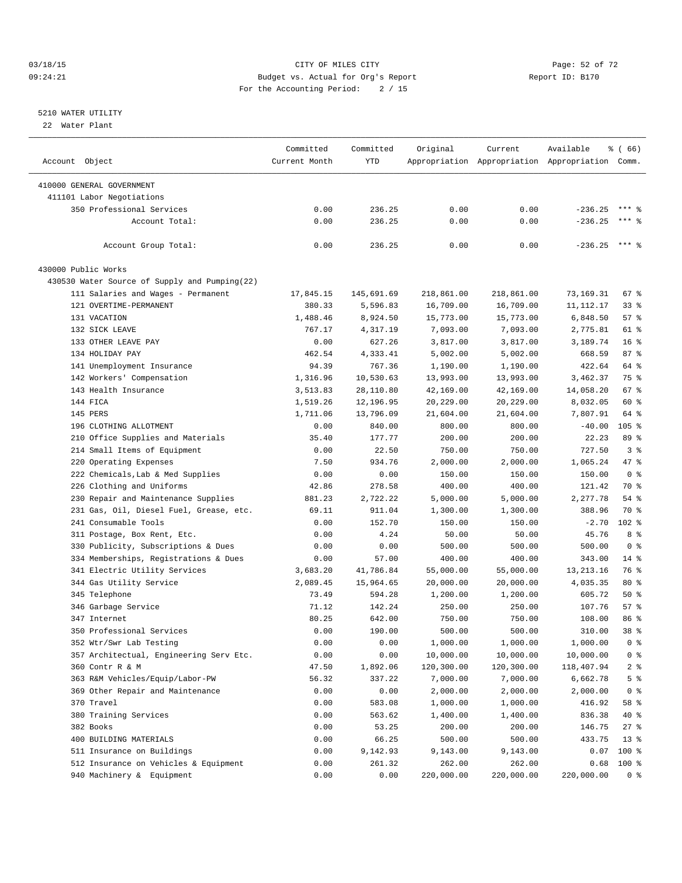03/18/15 CITY OF MILES CITY
09:24:21 Budget vs. Actual for Org's Report Report ID: B170
For the Accounting Period: 2 / 15

5210 WATER UTILITY
22 Water Plant

| Account Object | Committed Current Month | Committed YTD | Original Appropriation | Current Appropriation | Available Appropriation | % ( 66) Comm. |
|---|---|---|---|---|---|---|
| 410000 GENERAL GOVERNMENT | | | | | | |
| 411101 Labor Negotiations | | | | | | |
| 350 Professional Services | 0.00 | 236.25 | 0.00 | 0.00 | -236.25 | *** % |
| Account Total: | 0.00 | 236.25 | 0.00 | 0.00 | -236.25 | *** % |
| Account Group Total: | 0.00 | 236.25 | 0.00 | 0.00 | -236.25 | *** % |
| 430000 Public Works | | | | | | |
| 430530 Water Source of Supply and Pumping(22) | | | | | | |
| 111 Salaries and Wages - Permanent | 17,845.15 | 145,691.69 | 218,861.00 | 218,861.00 | 73,169.31 | 67 % |
| 121 OVERTIME-PERMANENT | 380.33 | 5,596.83 | 16,709.00 | 16,709.00 | 11,112.17 | 33 % |
| 131 VACATION | 1,488.46 | 8,924.50 | 15,773.00 | 15,773.00 | 6,848.50 | 57 % |
| 132 SICK LEAVE | 767.17 | 4,317.19 | 7,093.00 | 7,093.00 | 2,775.81 | 61 % |
| 133 OTHER LEAVE PAY | 0.00 | 627.26 | 3,817.00 | 3,817.00 | 3,189.74 | 16 % |
| 134 HOLIDAY PAY | 462.54 | 4,333.41 | 5,002.00 | 5,002.00 | 668.59 | 87 % |
| 141 Unemployment Insurance | 94.39 | 767.36 | 1,190.00 | 1,190.00 | 422.64 | 64 % |
| 142 Workers' Compensation | 1,316.96 | 10,530.63 | 13,993.00 | 13,993.00 | 3,462.37 | 75 % |
| 143 Health Insurance | 3,513.83 | 28,110.80 | 42,169.00 | 42,169.00 | 14,058.20 | 67 % |
| 144 FICA | 1,519.26 | 12,196.95 | 20,229.00 | 20,229.00 | 8,032.05 | 60 % |
| 145 PERS | 1,711.06 | 13,796.09 | 21,604.00 | 21,604.00 | 7,807.91 | 64 % |
| 196 CLOTHING ALLOTMENT | 0.00 | 840.00 | 800.00 | 800.00 | -40.00 | 105 % |
| 210 Office Supplies and Materials | 35.40 | 177.77 | 200.00 | 200.00 | 22.23 | 89 % |
| 214 Small Items of Equipment | 0.00 | 22.50 | 750.00 | 750.00 | 727.50 | 3 % |
| 220 Operating Expenses | 7.50 | 934.76 | 2,000.00 | 2,000.00 | 1,065.24 | 47 % |
| 222 Chemicals,Lab & Med Supplies | 0.00 | 0.00 | 150.00 | 150.00 | 150.00 | 0 % |
| 226 Clothing and Uniforms | 42.86 | 278.58 | 400.00 | 400.00 | 121.42 | 70 % |
| 230 Repair and Maintenance Supplies | 881.23 | 2,722.22 | 5,000.00 | 5,000.00 | 2,277.78 | 54 % |
| 231 Gas, Oil, Diesel Fuel, Grease, etc. | 69.11 | 911.04 | 1,300.00 | 1,300.00 | 388.96 | 70 % |
| 241 Consumable Tools | 0.00 | 152.70 | 150.00 | 150.00 | -2.70 | 102 % |
| 311 Postage, Box Rent, Etc. | 0.00 | 4.24 | 50.00 | 50.00 | 45.76 | 8 % |
| 330 Publicity, Subscriptions & Dues | 0.00 | 0.00 | 500.00 | 500.00 | 500.00 | 0 % |
| 334 Memberships, Registrations & Dues | 0.00 | 57.00 | 400.00 | 400.00 | 343.00 | 14 % |
| 341 Electric Utility Services | 3,683.20 | 41,786.84 | 55,000.00 | 55,000.00 | 13,213.16 | 76 % |
| 344 Gas Utility Service | 2,089.45 | 15,964.65 | 20,000.00 | 20,000.00 | 4,035.35 | 80 % |
| 345 Telephone | 73.49 | 594.28 | 1,200.00 | 1,200.00 | 605.72 | 50 % |
| 346 Garbage Service | 71.12 | 142.24 | 250.00 | 250.00 | 107.76 | 57 % |
| 347 Internet | 80.25 | 642.00 | 750.00 | 750.00 | 108.00 | 86 % |
| 350 Professional Services | 0.00 | 190.00 | 500.00 | 500.00 | 310.00 | 38 % |
| 352 Wtr/Swr Lab Testing | 0.00 | 0.00 | 1,000.00 | 1,000.00 | 1,000.00 | 0 % |
| 357 Architectual, Engineering Serv Etc. | 0.00 | 0.00 | 10,000.00 | 10,000.00 | 10,000.00 | 0 % |
| 360 Contr R & M | 47.50 | 1,892.06 | 120,300.00 | 120,300.00 | 118,407.94 | 2 % |
| 363 R&M Vehicles/Equip/Labor-PW | 56.32 | 337.22 | 7,000.00 | 7,000.00 | 6,662.78 | 5 % |
| 369 Other Repair and Maintenance | 0.00 | 0.00 | 2,000.00 | 2,000.00 | 2,000.00 | 0 % |
| 370 Travel | 0.00 | 583.08 | 1,000.00 | 1,000.00 | 416.92 | 58 % |
| 380 Training Services | 0.00 | 563.62 | 1,400.00 | 1,400.00 | 836.38 | 40 % |
| 382 Books | 0.00 | 53.25 | 200.00 | 200.00 | 146.75 | 27 % |
| 400 BUILDING MATERIALS | 0.00 | 66.25 | 500.00 | 500.00 | 433.75 | 13 % |
| 511 Insurance on Buildings | 0.00 | 9,142.93 | 9,143.00 | 9,143.00 | 0.07 | 100 % |
| 512 Insurance on Vehicles & Equipment | 0.00 | 261.32 | 262.00 | 262.00 | 0.68 | 100 % |
| 940 Machinery & Equipment | 0.00 | 0.00 | 220,000.00 | 220,000.00 | 220,000.00 | 0 % |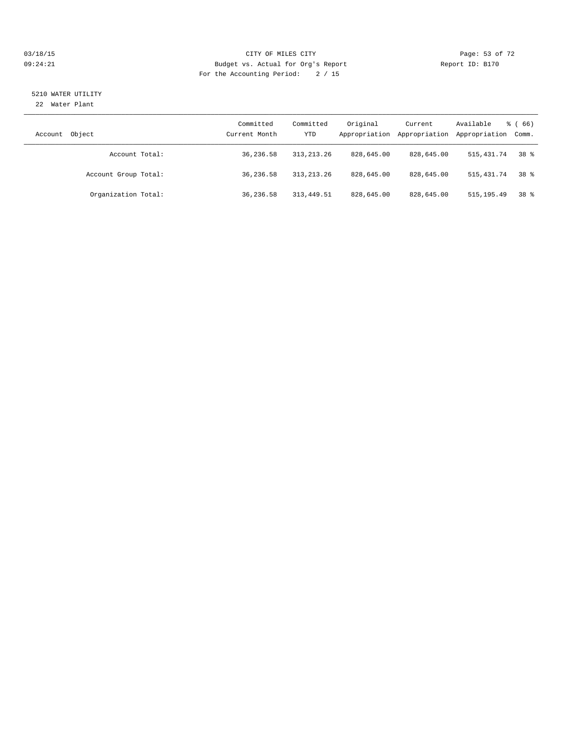CITY OF MILES CITY
Budget vs. Actual for Org's Report
For the Accounting Period: 2 / 15

03/18/15
09:24:21

Report ID: B170

## 5210 WATER UTILITY

22 Water Plant

| Account Object | Committed Current Month | Committed YTD | Original Appropriation | Current Appropriation | Available Appropriation | % ( 66) Comm. |
|---|---|---|---|---|---|---|
| Account Total: | 36,236.58 | 313,213.26 | 828,645.00 | 828,645.00 | 515,431.74 | 38 % |
| Account Group Total: | 36,236.58 | 313,213.26 | 828,645.00 | 828,645.00 | 515,431.74 | 38 % |
| Organization Total: | 36,236.58 | 313,449.51 | 828,645.00 | 828,645.00 | 515,195.49 | 38 % |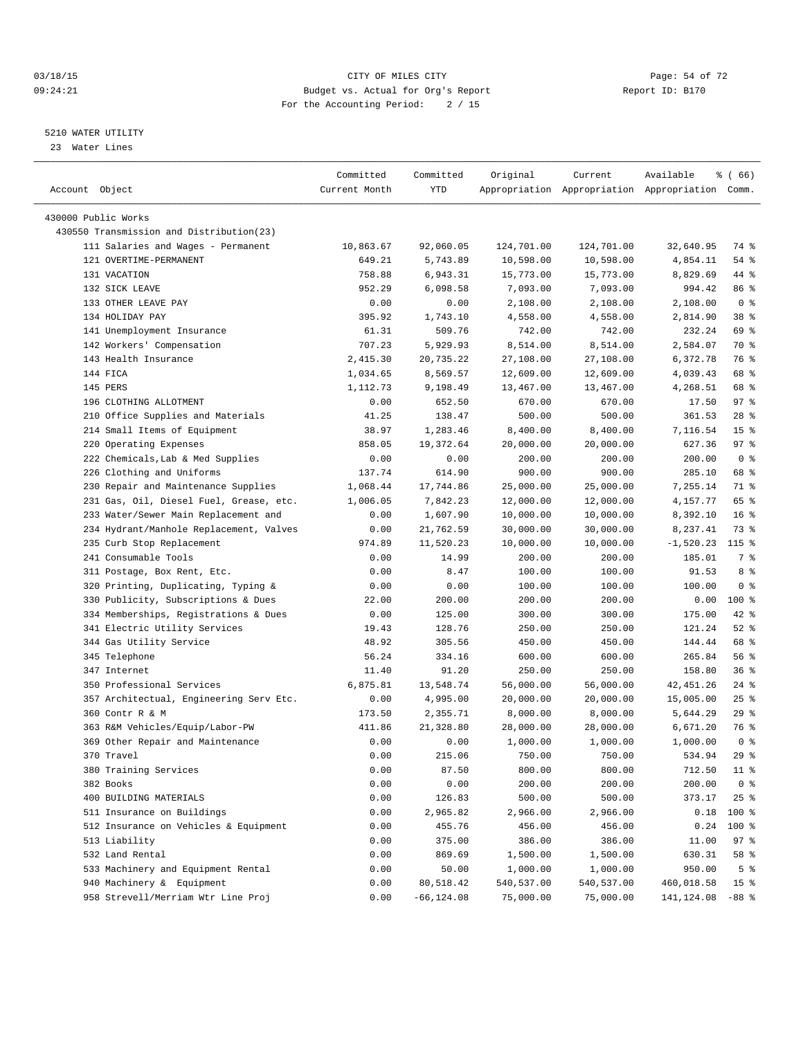CITY OF MILES CITY
Budget vs. Actual for Org's Report
For the Accounting Period: 2 / 15

03/18/15
09:24:21

Report ID: B170

## 5210 WATER UTILITY

23 Water Lines

| Account Object | Committed Current Month | Committed YTD | Original Appropriation | Current Appropriation | Available Appropriation | % ( 66) Comm. |
|---|---|---|---|---|---|---|
| 430000 Public Works | | | | | | |
| 430550 Transmission and Distribution(23) | | | | | | |
| 111 Salaries and Wages - Permanent | 10,863.67 | 92,060.05 | 124,701.00 | 124,701.00 | 32,640.95 | 74 % |
| 121 OVERTIME-PERMANENT | 649.21 | 5,743.89 | 10,598.00 | 10,598.00 | 4,854.11 | 54 % |
| 131 VACATION | 758.88 | 6,943.31 | 15,773.00 | 15,773.00 | 8,829.69 | 44 % |
| 132 SICK LEAVE | 952.29 | 6,098.58 | 7,093.00 | 7,093.00 | 994.42 | 86 % |
| 133 OTHER LEAVE PAY | 0.00 | 0.00 | 2,108.00 | 2,108.00 | 2,108.00 | 0 % |
| 134 HOLIDAY PAY | 395.92 | 1,743.10 | 4,558.00 | 4,558.00 | 2,814.90 | 38 % |
| 141 Unemployment Insurance | 61.31 | 509.76 | 742.00 | 742.00 | 232.24 | 69 % |
| 142 Workers' Compensation | 707.23 | 5,929.93 | 8,514.00 | 8,514.00 | 2,584.07 | 70 % |
| 143 Health Insurance | 2,415.30 | 20,735.22 | 27,108.00 | 27,108.00 | 6,372.78 | 76 % |
| 144 FICA | 1,034.65 | 8,569.57 | 12,609.00 | 12,609.00 | 4,039.43 | 68 % |
| 145 PERS | 1,112.73 | 9,198.49 | 13,467.00 | 13,467.00 | 4,268.51 | 68 % |
| 196 CLOTHING ALLOTMENT | 0.00 | 652.50 | 670.00 | 670.00 | 17.50 | 97 % |
| 210 Office Supplies and Materials | 41.25 | 138.47 | 500.00 | 500.00 | 361.53 | 28 % |
| 214 Small Items of Equipment | 38.97 | 1,283.46 | 8,400.00 | 8,400.00 | 7,116.54 | 15 % |
| 220 Operating Expenses | 858.05 | 19,372.64 | 20,000.00 | 20,000.00 | 627.36 | 97 % |
| 222 Chemicals,Lab & Med Supplies | 0.00 | 0.00 | 200.00 | 200.00 | 200.00 | 0 % |
| 226 Clothing and Uniforms | 137.74 | 614.90 | 900.00 | 900.00 | 285.10 | 68 % |
| 230 Repair and Maintenance Supplies | 1,068.44 | 17,744.86 | 25,000.00 | 25,000.00 | 7,255.14 | 71 % |
| 231 Gas, Oil, Diesel Fuel, Grease, etc. | 1,006.05 | 7,842.23 | 12,000.00 | 12,000.00 | 4,157.77 | 65 % |
| 233 Water/Sewer Main Replacement and | 0.00 | 1,607.90 | 10,000.00 | 10,000.00 | 8,392.10 | 16 % |
| 234 Hydrant/Manhole Replacement, Valves | 0.00 | 21,762.59 | 30,000.00 | 30,000.00 | 8,237.41 | 73 % |
| 235 Curb Stop Replacement | 974.89 | 11,520.23 | 10,000.00 | 10,000.00 | -1,520.23 | 115 % |
| 241 Consumable Tools | 0.00 | 14.99 | 200.00 | 200.00 | 185.01 | 7 % |
| 311 Postage, Box Rent, Etc. | 0.00 | 8.47 | 100.00 | 100.00 | 91.53 | 8 % |
| 320 Printing, Duplicating, Typing & | 0.00 | 0.00 | 100.00 | 100.00 | 100.00 | 0 % |
| 330 Publicity, Subscriptions & Dues | 22.00 | 200.00 | 200.00 | 200.00 | 0.00 | 100 % |
| 334 Memberships, Registrations & Dues | 0.00 | 125.00 | 300.00 | 300.00 | 175.00 | 42 % |
| 341 Electric Utility Services | 19.43 | 128.76 | 250.00 | 250.00 | 121.24 | 52 % |
| 344 Gas Utility Service | 48.92 | 305.56 | 450.00 | 450.00 | 144.44 | 68 % |
| 345 Telephone | 56.24 | 334.16 | 600.00 | 600.00 | 265.84 | 56 % |
| 347 Internet | 11.40 | 91.20 | 250.00 | 250.00 | 158.80 | 36 % |
| 350 Professional Services | 6,875.81 | 13,548.74 | 56,000.00 | 56,000.00 | 42,451.26 | 24 % |
| 357 Architectual, Engineering Serv Etc. | 0.00 | 4,995.00 | 20,000.00 | 20,000.00 | 15,005.00 | 25 % |
| 360 Contr R & M | 173.50 | 2,355.71 | 8,000.00 | 8,000.00 | 5,644.29 | 29 % |
| 363 R&M Vehicles/Equip/Labor-PW | 411.86 | 21,328.80 | 28,000.00 | 28,000.00 | 6,671.20 | 76 % |
| 369 Other Repair and Maintenance | 0.00 | 0.00 | 1,000.00 | 1,000.00 | 1,000.00 | 0 % |
| 370 Travel | 0.00 | 215.06 | 750.00 | 750.00 | 534.94 | 29 % |
| 380 Training Services | 0.00 | 87.50 | 800.00 | 800.00 | 712.50 | 11 % |
| 382 Books | 0.00 | 0.00 | 200.00 | 200.00 | 200.00 | 0 % |
| 400 BUILDING MATERIALS | 0.00 | 126.83 | 500.00 | 500.00 | 373.17 | 25 % |
| 511 Insurance on Buildings | 0.00 | 2,965.82 | 2,966.00 | 2,966.00 | 0.18 | 100 % |
| 512 Insurance on Vehicles & Equipment | 0.00 | 455.76 | 456.00 | 456.00 | 0.24 | 100 % |
| 513 Liability | 0.00 | 375.00 | 386.00 | 386.00 | 11.00 | 97 % |
| 532 Land Rental | 0.00 | 869.69 | 1,500.00 | 1,500.00 | 630.31 | 58 % |
| 533 Machinery and Equipment Rental | 0.00 | 50.00 | 1,000.00 | 1,000.00 | 950.00 | 5 % |
| 940 Machinery & Equipment | 0.00 | 80,518.42 | 540,537.00 | 540,537.00 | 460,018.58 | 15 % |
| 958 Strevell/Merriam Wtr Line Proj | 0.00 | -66,124.08 | 75,000.00 | 75,000.00 | 141,124.08 | -88 % |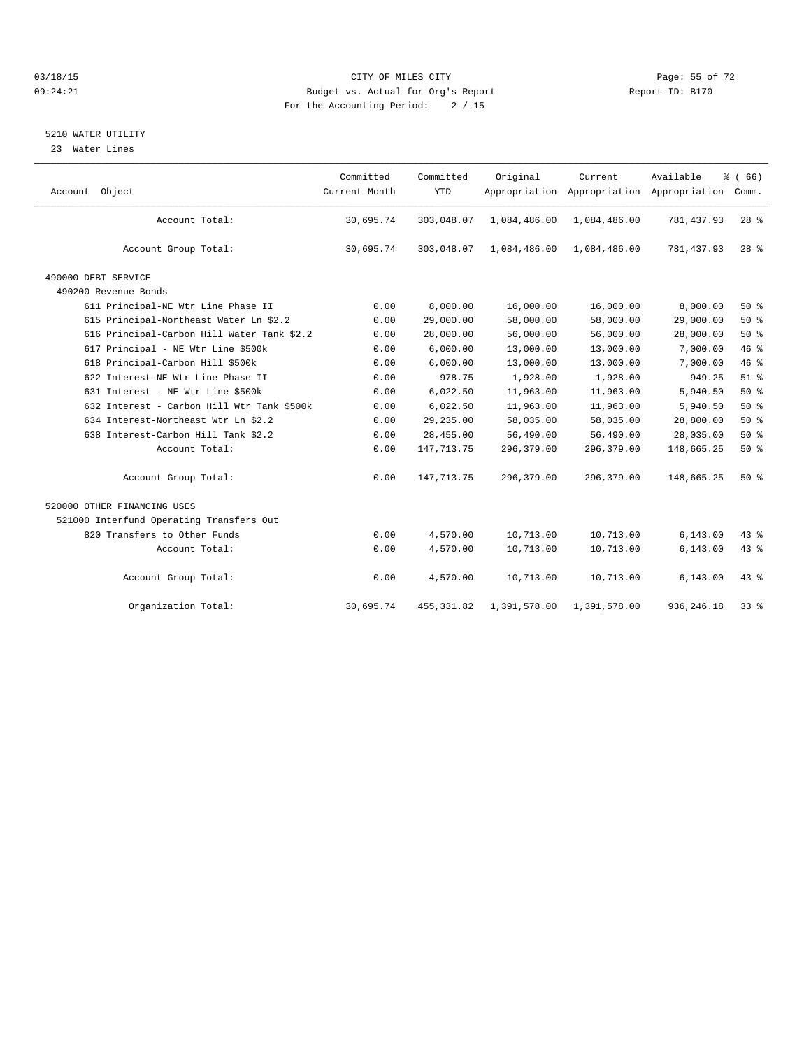CITY OF MILES CITY
Budget vs. Actual for Org's Report
For the Accounting Period: 2 / 15

Report ID: B170

## 5210 WATER UTILITY

23 Water Lines

| Account Object | Committed Current Month | Committed YTD | Original Appropriation | Current Appropriation | Available Appropriation | % ( 66) Comm. |
|---|---|---|---|---|---|---|
| Account Total: | 30,695.74 | 303,048.07 | 1,084,486.00 | 1,084,486.00 | 781,437.93 | 28 % |
| Account Group Total: | 30,695.74 | 303,048.07 | 1,084,486.00 | 1,084,486.00 | 781,437.93 | 28 % |
| 490000 DEBT SERVICE | | | | | | |
| 490200 Revenue Bonds | | | | | | |
| 611 Principal-NE Wtr Line Phase II | 0.00 | 8,000.00 | 16,000.00 | 16,000.00 | 8,000.00 | 50 % |
| 615 Principal-Northeast Water Ln $2.2 | 0.00 | 29,000.00 | 58,000.00 | 58,000.00 | 29,000.00 | 50 % |
| 616 Principal-Carbon Hill Water Tank $2.2 | 0.00 | 28,000.00 | 56,000.00 | 56,000.00 | 28,000.00 | 50 % |
| 617 Principal - NE Wtr Line $500k | 0.00 | 6,000.00 | 13,000.00 | 13,000.00 | 7,000.00 | 46 % |
| 618 Principal-Carbon Hill $500k | 0.00 | 6,000.00 | 13,000.00 | 13,000.00 | 7,000.00 | 46 % |
| 622 Interest-NE Wtr Line Phase II | 0.00 | 978.75 | 1,928.00 | 1,928.00 | 949.25 | 51 % |
| 631 Interest - NE Wtr Line $500k | 0.00 | 6,022.50 | 11,963.00 | 11,963.00 | 5,940.50 | 50 % |
| 632 Interest - Carbon Hill Wtr Tank $500k | 0.00 | 6,022.50 | 11,963.00 | 11,963.00 | 5,940.50 | 50 % |
| 634 Interest-Northeast Wtr Ln $2.2 | 0.00 | 29,235.00 | 58,035.00 | 58,035.00 | 28,800.00 | 50 % |
| 638 Interest-Carbon Hill Tank $2.2 | 0.00 | 28,455.00 | 56,490.00 | 56,490.00 | 28,035.00 | 50 % |
| Account Total: | 0.00 | 147,713.75 | 296,379.00 | 296,379.00 | 148,665.25 | 50 % |
| Account Group Total: | 0.00 | 147,713.75 | 296,379.00 | 296,379.00 | 148,665.25 | 50 % |
| 520000 OTHER FINANCING USES | | | | | | |
| 521000 Interfund Operating Transfers Out | | | | | | |
| 820 Transfers to Other Funds | 0.00 | 4,570.00 | 10,713.00 | 10,713.00 | 6,143.00 | 43 % |
| Account Total: | 0.00 | 4,570.00 | 10,713.00 | 10,713.00 | 6,143.00 | 43 % |
| Account Group Total: | 0.00 | 4,570.00 | 10,713.00 | 10,713.00 | 6,143.00 | 43 % |
| Organization Total: | 30,695.74 | 455,331.82 | 1,391,578.00 | 1,391,578.00 | 936,246.18 | 33 % |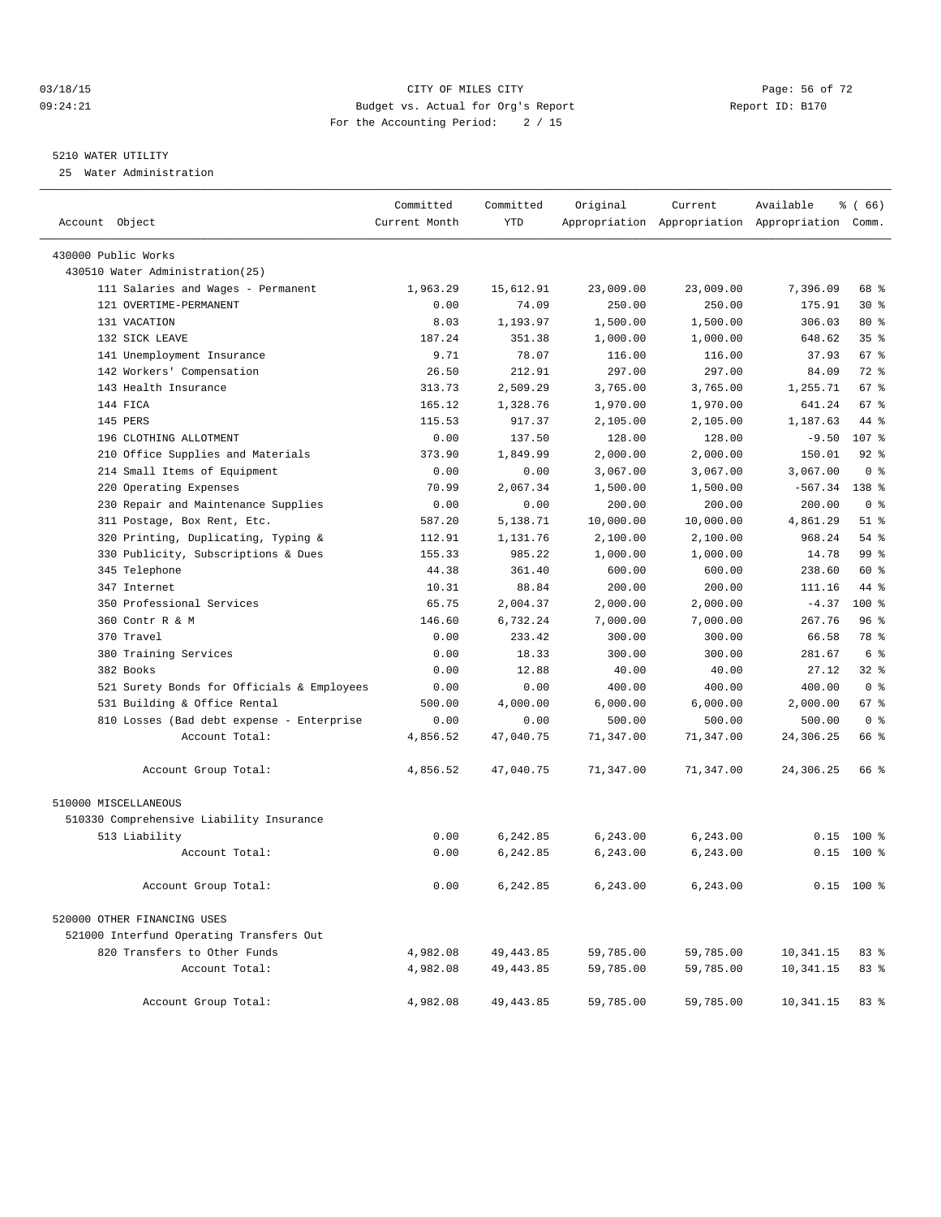CITY OF MILES CITY
Budget vs. Actual for Org's Report
For the Accounting Period: 2 / 15

03/18/15
09:24:21

Report ID: B170

5210 WATER UTILITY
25 Water Administration

| Account Object | Committed Current Month | Committed YTD | Original Appropriation | Current Appropriation | Available Appropriation | % ( 66) Comm. |
|---|---|---|---|---|---|---|
| 430000 Public Works | | | | | | |
| 430510 Water Administration(25) | | | | | | |
| 111 Salaries and Wages - Permanent | 1,963.29 | 15,612.91 | 23,009.00 | 23,009.00 | 7,396.09 | 68 % |
| 121 OVERTIME-PERMANENT | 0.00 | 74.09 | 250.00 | 250.00 | 175.91 | 30 % |
| 131 VACATION | 8.03 | 1,193.97 | 1,500.00 | 1,500.00 | 306.03 | 80 % |
| 132 SICK LEAVE | 187.24 | 351.38 | 1,000.00 | 1,000.00 | 648.62 | 35 % |
| 141 Unemployment Insurance | 9.71 | 78.07 | 116.00 | 116.00 | 37.93 | 67 % |
| 142 Workers' Compensation | 26.50 | 212.91 | 297.00 | 297.00 | 84.09 | 72 % |
| 143 Health Insurance | 313.73 | 2,509.29 | 3,765.00 | 3,765.00 | 1,255.71 | 67 % |
| 144 FICA | 165.12 | 1,328.76 | 1,970.00 | 1,970.00 | 641.24 | 67 % |
| 145 PERS | 115.53 | 917.37 | 2,105.00 | 2,105.00 | 1,187.63 | 44 % |
| 196 CLOTHING ALLOTMENT | 0.00 | 137.50 | 128.00 | 128.00 | -9.50 | 107 % |
| 210 Office Supplies and Materials | 373.90 | 1,849.99 | 2,000.00 | 2,000.00 | 150.01 | 92 % |
| 214 Small Items of Equipment | 0.00 | 0.00 | 3,067.00 | 3,067.00 | 3,067.00 | 0 % |
| 220 Operating Expenses | 70.99 | 2,067.34 | 1,500.00 | 1,500.00 | -567.34 | 138 % |
| 230 Repair and Maintenance Supplies | 0.00 | 0.00 | 200.00 | 200.00 | 200.00 | 0 % |
| 311 Postage, Box Rent, Etc. | 587.20 | 5,138.71 | 10,000.00 | 10,000.00 | 4,861.29 | 51 % |
| 320 Printing, Duplicating, Typing & | 112.91 | 1,131.76 | 2,100.00 | 2,100.00 | 968.24 | 54 % |
| 330 Publicity, Subscriptions & Dues | 155.33 | 985.22 | 1,000.00 | 1,000.00 | 14.78 | 99 % |
| 345 Telephone | 44.38 | 361.40 | 600.00 | 600.00 | 238.60 | 60 % |
| 347 Internet | 10.31 | 88.84 | 200.00 | 200.00 | 111.16 | 44 % |
| 350 Professional Services | 65.75 | 2,004.37 | 2,000.00 | 2,000.00 | -4.37 | 100 % |
| 360 Contr R & M | 146.60 | 6,732.24 | 7,000.00 | 7,000.00 | 267.76 | 96 % |
| 370 Travel | 0.00 | 233.42 | 300.00 | 300.00 | 66.58 | 78 % |
| 380 Training Services | 0.00 | 18.33 | 300.00 | 300.00 | 281.67 | 6 % |
| 382 Books | 0.00 | 12.88 | 40.00 | 40.00 | 27.12 | 32 % |
| 521 Surety Bonds for Officials & Employees | 0.00 | 0.00 | 400.00 | 400.00 | 400.00 | 0 % |
| 531 Building & Office Rental | 500.00 | 4,000.00 | 6,000.00 | 6,000.00 | 2,000.00 | 67 % |
| 810 Losses (Bad debt expense - Enterprise | 0.00 | 0.00 | 500.00 | 500.00 | 500.00 | 0 % |
| Account Total: | 4,856.52 | 47,040.75 | 71,347.00 | 71,347.00 | 24,306.25 | 66 % |
| Account Group Total: | 4,856.52 | 47,040.75 | 71,347.00 | 71,347.00 | 24,306.25 | 66 % |
| 510000 MISCELLANEOUS | | | | | | |
| 510330 Comprehensive Liability Insurance | | | | | | |
| 513 Liability | 0.00 | 6,242.85 | 6,243.00 | 6,243.00 | 0.15 | 100 % |
| Account Total: | 0.00 | 6,242.85 | 6,243.00 | 6,243.00 | 0.15 | 100 % |
| Account Group Total: | 0.00 | 6,242.85 | 6,243.00 | 6,243.00 | 0.15 | 100 % |
| 520000 OTHER FINANCING USES | | | | | | |
| 521000 Interfund Operating Transfers Out | | | | | | |
| 820 Transfers to Other Funds | 4,982.08 | 49,443.85 | 59,785.00 | 59,785.00 | 10,341.15 | 83 % |
| Account Total: | 4,982.08 | 49,443.85 | 59,785.00 | 59,785.00 | 10,341.15 | 83 % |
| Account Group Total: | 4,982.08 | 49,443.85 | 59,785.00 | 59,785.00 | 10,341.15 | 83 % |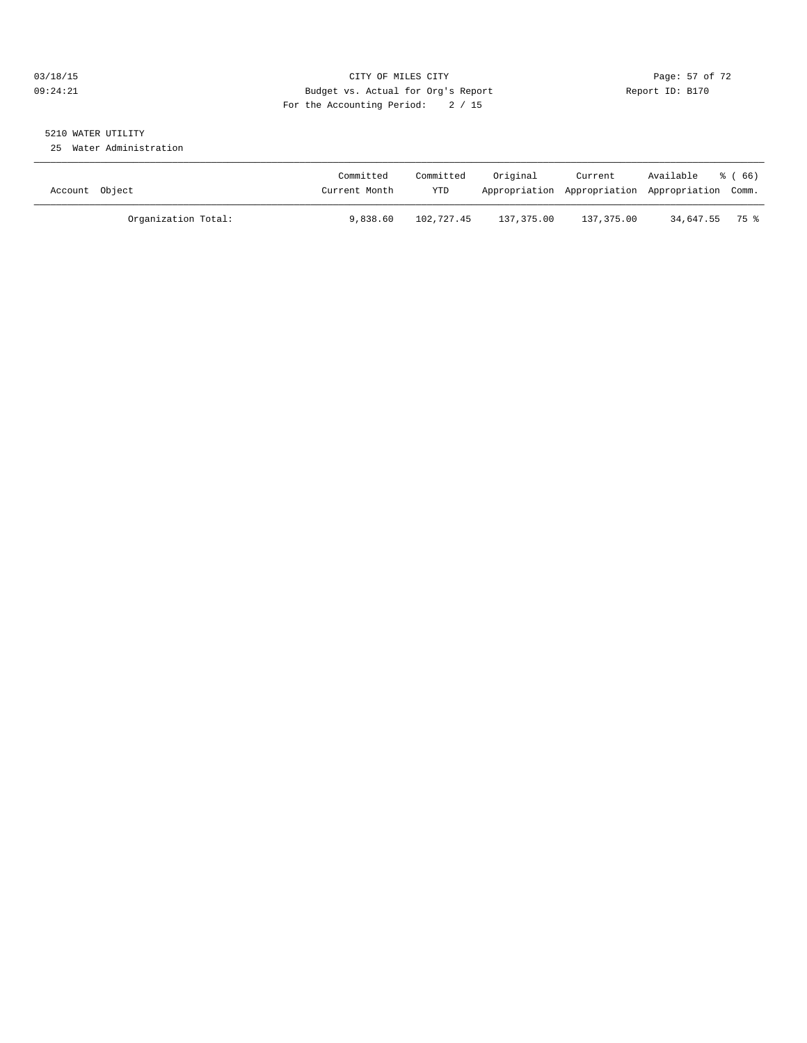CITY OF MILES CITY
Budget vs. Actual for Org's Report
For the Accounting Period: 2 / 15

03/18/15
09:24:21

Report ID: B170

5210 WATER UTILITY
25 Water Administration

| Account Object | Committed Current Month | Committed YTD | Original Appropriation | Current Appropriation | Available Appropriation | % ( 66) Comm. |
|---|---|---|---|---|---|---|
| Organization Total: | 9,838.60 | 102,727.45 | 137,375.00 | 137,375.00 | 34,647.55 | 75 % |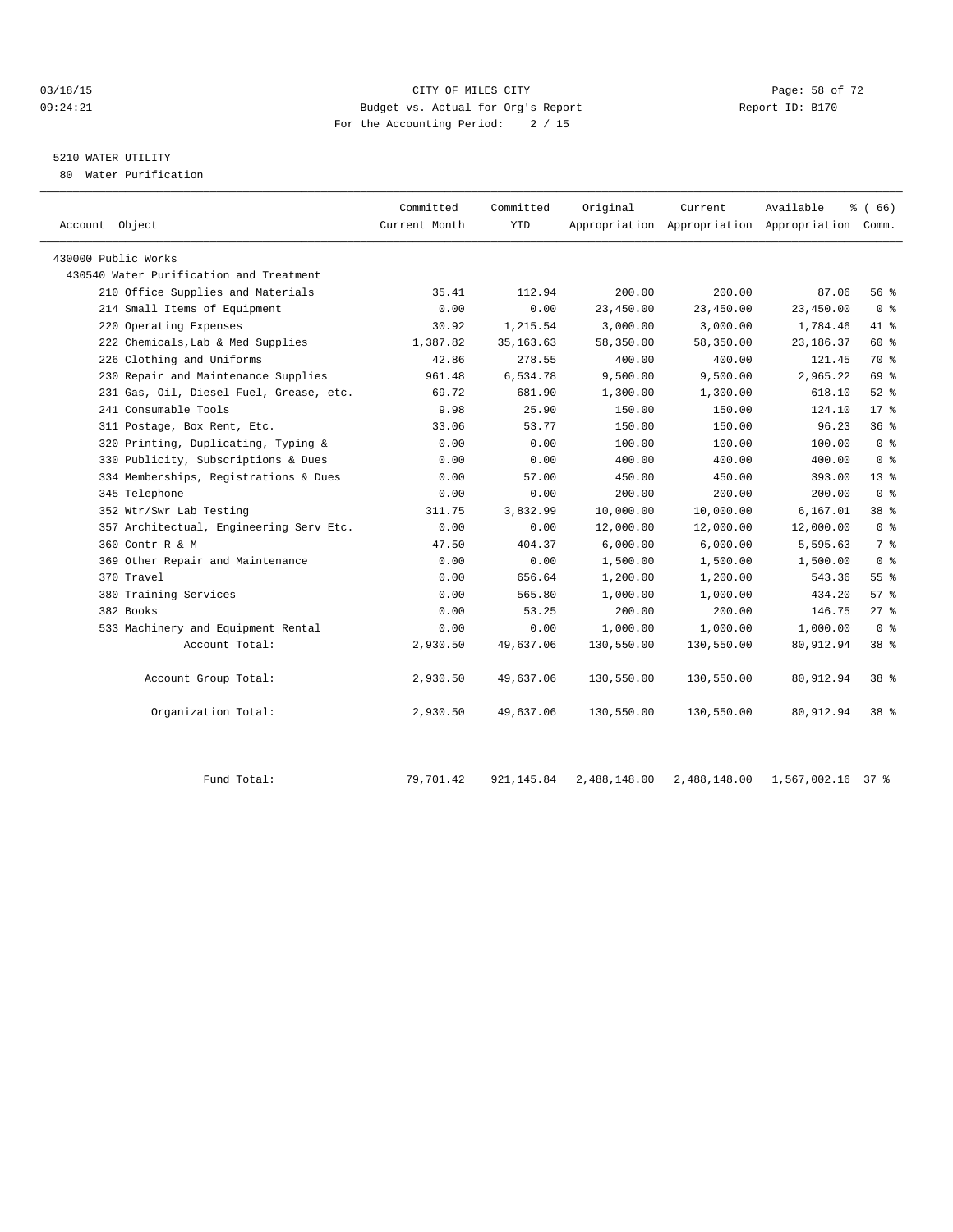CITY OF MILES CITY
Budget vs. Actual for Org's Report
For the Accounting Period: 2 / 15

03/18/15
09:24:21

Report ID: B170

## 5210 WATER UTILITY

80 Water Purification

| Account Object | Committed Current Month | Committed YTD | Original Appropriation | Current Appropriation | Available Appropriation | % ( 66) Comm. |
|---|---|---|---|---|---|---|
| 430000 Public Works | | | | | | |
| 430540 Water Purification and Treatment | | | | | | |
| 210 Office Supplies and Materials | 35.41 | 112.94 | 200.00 | 200.00 | 87.06 | 56 % |
| 214 Small Items of Equipment | 0.00 | 0.00 | 23,450.00 | 23,450.00 | 23,450.00 | 0 % |
| 220 Operating Expenses | 30.92 | 1,215.54 | 3,000.00 | 3,000.00 | 1,784.46 | 41 % |
| 222 Chemicals,Lab & Med Supplies | 1,387.82 | 35,163.63 | 58,350.00 | 58,350.00 | 23,186.37 | 60 % |
| 226 Clothing and Uniforms | 42.86 | 278.55 | 400.00 | 400.00 | 121.45 | 70 % |
| 230 Repair and Maintenance Supplies | 961.48 | 6,534.78 | 9,500.00 | 9,500.00 | 2,965.22 | 69 % |
| 231 Gas, Oil, Diesel Fuel, Grease, etc. | 69.72 | 681.90 | 1,300.00 | 1,300.00 | 618.10 | 52 % |
| 241 Consumable Tools | 9.98 | 25.90 | 150.00 | 150.00 | 124.10 | 17 % |
| 311 Postage, Box Rent, Etc. | 33.06 | 53.77 | 150.00 | 150.00 | 96.23 | 36 % |
| 320 Printing, Duplicating, Typing & | 0.00 | 0.00 | 100.00 | 100.00 | 100.00 | 0 % |
| 330 Publicity, Subscriptions & Dues | 0.00 | 0.00 | 400.00 | 400.00 | 400.00 | 0 % |
| 334 Memberships, Registrations & Dues | 0.00 | 57.00 | 450.00 | 450.00 | 393.00 | 13 % |
| 345 Telephone | 0.00 | 0.00 | 200.00 | 200.00 | 200.00 | 0 % |
| 352 Wtr/Swr Lab Testing | 311.75 | 3,832.99 | 10,000.00 | 10,000.00 | 6,167.01 | 38 % |
| 357 Architectual, Engineering Serv Etc. | 0.00 | 0.00 | 12,000.00 | 12,000.00 | 12,000.00 | 0 % |
| 360 Contr R & M | 47.50 | 404.37 | 6,000.00 | 6,000.00 | 5,595.63 | 7 % |
| 369 Other Repair and Maintenance | 0.00 | 0.00 | 1,500.00 | 1,500.00 | 1,500.00 | 0 % |
| 370 Travel | 0.00 | 656.64 | 1,200.00 | 1,200.00 | 543.36 | 55 % |
| 380 Training Services | 0.00 | 565.80 | 1,000.00 | 1,000.00 | 434.20 | 57 % |
| 382 Books | 0.00 | 53.25 | 200.00 | 200.00 | 146.75 | 27 % |
| 533 Machinery and Equipment Rental | 0.00 | 0.00 | 1,000.00 | 1,000.00 | 1,000.00 | 0 % |
| Account Total: | 2,930.50 | 49,637.06 | 130,550.00 | 130,550.00 | 80,912.94 | 38 % |
| Account Group Total: | 2,930.50 | 49,637.06 | 130,550.00 | 130,550.00 | 80,912.94 | 38 % |
| Organization Total: | 2,930.50 | 49,637.06 | 130,550.00 | 130,550.00 | 80,912.94 | 38 % |
| Fund Total: | 79,701.42 | 921,145.84 | 2,488,148.00 | 2,488,148.00 | 1,567,002.16 | 37 % |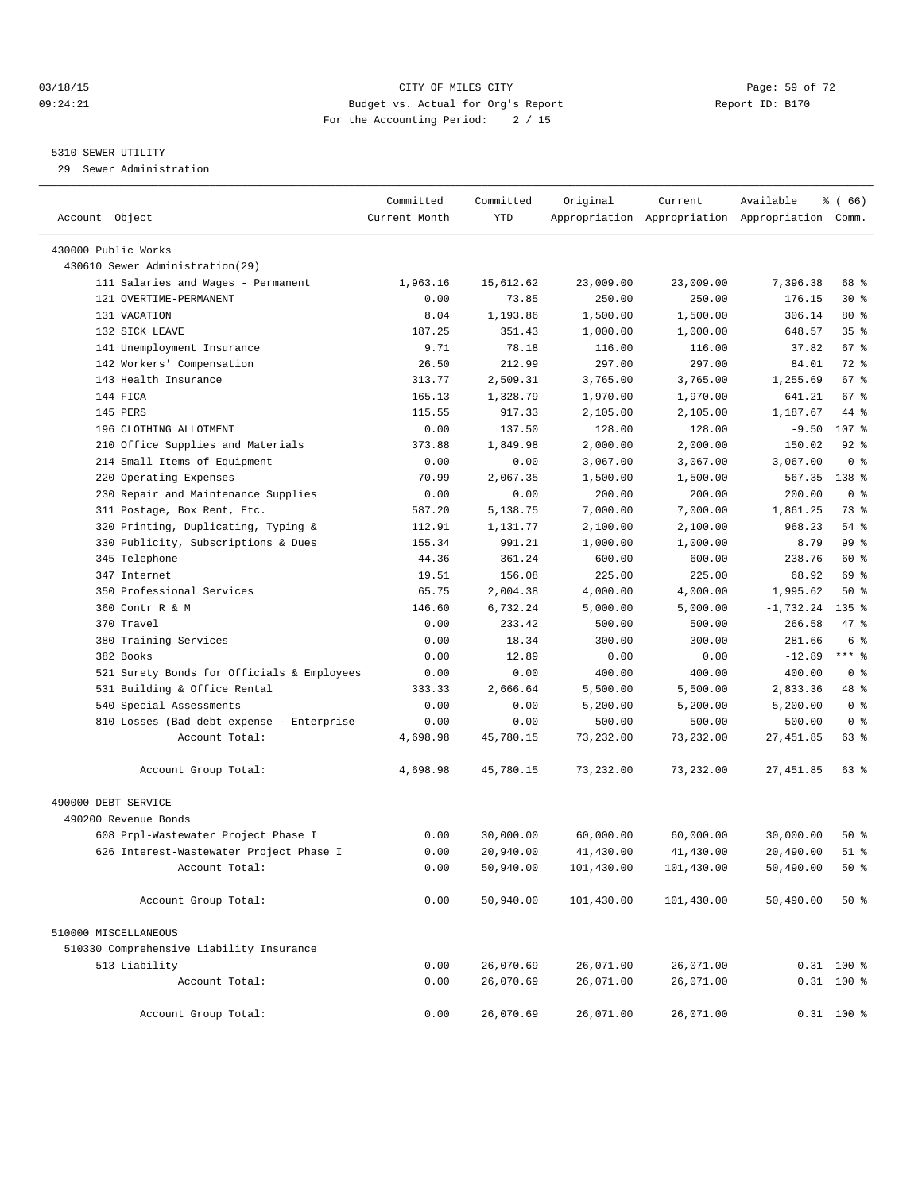# 5310 SEWER UTILITY

29 Sewer Administration

| Account Object | Committed Current Month | Committed YTD | Original Appropriation | Current Appropriation | Available Appropriation | % ( 66) Comm. |
|---|---|---|---|---|---|---|
| 430000 Public Works | | | | | | |
| 430610 Sewer Administration(29) | | | | | | |
| 111 Salaries and Wages - Permanent | 1,963.16 | 15,612.62 | 23,009.00 | 23,009.00 | 7,396.38 | 68 % |
| 121 OVERTIME-PERMANENT | 0.00 | 73.85 | 250.00 | 250.00 | 176.15 | 30 % |
| 131 VACATION | 8.04 | 1,193.86 | 1,500.00 | 1,500.00 | 306.14 | 80 % |
| 132 SICK LEAVE | 187.25 | 351.43 | 1,000.00 | 1,000.00 | 648.57 | 35 % |
| 141 Unemployment Insurance | 9.71 | 78.18 | 116.00 | 116.00 | 37.82 | 67 % |
| 142 Workers' Compensation | 26.50 | 212.99 | 297.00 | 297.00 | 84.01 | 72 % |
| 143 Health Insurance | 313.77 | 2,509.31 | 3,765.00 | 3,765.00 | 1,255.69 | 67 % |
| 144 FICA | 165.13 | 1,328.79 | 1,970.00 | 1,970.00 | 641.21 | 67 % |
| 145 PERS | 115.55 | 917.33 | 2,105.00 | 2,105.00 | 1,187.67 | 44 % |
| 196 CLOTHING ALLOTMENT | 0.00 | 137.50 | 128.00 | 128.00 | -9.50 | 107 % |
| 210 Office Supplies and Materials | 373.88 | 1,849.98 | 2,000.00 | 2,000.00 | 150.02 | 92 % |
| 214 Small Items of Equipment | 0.00 | 0.00 | 3,067.00 | 3,067.00 | 3,067.00 | 0 % |
| 220 Operating Expenses | 70.99 | 2,067.35 | 1,500.00 | 1,500.00 | -567.35 | 138 % |
| 230 Repair and Maintenance Supplies | 0.00 | 0.00 | 200.00 | 200.00 | 200.00 | 0 % |
| 311 Postage, Box Rent, Etc. | 587.20 | 5,138.75 | 7,000.00 | 7,000.00 | 1,861.25 | 73 % |
| 320 Printing, Duplicating, Typing & | 112.91 | 1,131.77 | 2,100.00 | 2,100.00 | 968.23 | 54 % |
| 330 Publicity, Subscriptions & Dues | 155.34 | 991.21 | 1,000.00 | 1,000.00 | 8.79 | 99 % |
| 345 Telephone | 44.36 | 361.24 | 600.00 | 600.00 | 238.76 | 60 % |
| 347 Internet | 19.51 | 156.08 | 225.00 | 225.00 | 68.92 | 69 % |
| 350 Professional Services | 65.75 | 2,004.38 | 4,000.00 | 4,000.00 | 1,995.62 | 50 % |
| 360 Contr R & M | 146.60 | 6,732.24 | 5,000.00 | 5,000.00 | -1,732.24 | 135 % |
| 370 Travel | 0.00 | 233.42 | 500.00 | 500.00 | 266.58 | 47 % |
| 380 Training Services | 0.00 | 18.34 | 300.00 | 300.00 | 281.66 | 6 % |
| 382 Books | 0.00 | 12.89 | 0.00 | 0.00 | -12.89 | *** % |
| 521 Surety Bonds for Officials & Employees | 0.00 | 0.00 | 400.00 | 400.00 | 400.00 | 0 % |
| 531 Building & Office Rental | 333.33 | 2,666.64 | 5,500.00 | 5,500.00 | 2,833.36 | 48 % |
| 540 Special Assessments | 0.00 | 0.00 | 5,200.00 | 5,200.00 | 5,200.00 | 0 % |
| 810 Losses (Bad debt expense - Enterprise | 0.00 | 0.00 | 500.00 | 500.00 | 500.00 | 0 % |
| Account Total: | 4,698.98 | 45,780.15 | 73,232.00 | 73,232.00 | 27,451.85 | 63 % |
| Account Group Total: | 4,698.98 | 45,780.15 | 73,232.00 | 73,232.00 | 27,451.85 | 63 % |
| 490000 DEBT SERVICE | | | | | | |
| 490200 Revenue Bonds | | | | | | |
| 608 Prpl-Wastewater Project Phase I | 0.00 | 30,000.00 | 60,000.00 | 60,000.00 | 30,000.00 | 50 % |
| 626 Interest-Wastewater Project Phase I | 0.00 | 20,940.00 | 41,430.00 | 41,430.00 | 20,490.00 | 51 % |
| Account Total: | 0.00 | 50,940.00 | 101,430.00 | 101,430.00 | 50,490.00 | 50 % |
| Account Group Total: | 0.00 | 50,940.00 | 101,430.00 | 101,430.00 | 50,490.00 | 50 % |
| 510000 MISCELLANEOUS | | | | | | |
| 510330 Comprehensive Liability Insurance | | | | | | |
| 513 Liability | 0.00 | 26,070.69 | 26,071.00 | 26,071.00 | 0.31 | 100 % |
| Account Total: | 0.00 | 26,070.69 | 26,071.00 | 26,071.00 | 0.31 | 100 % |
| Account Group Total: | 0.00 | 26,070.69 | 26,071.00 | 26,071.00 | 0.31 | 100 % |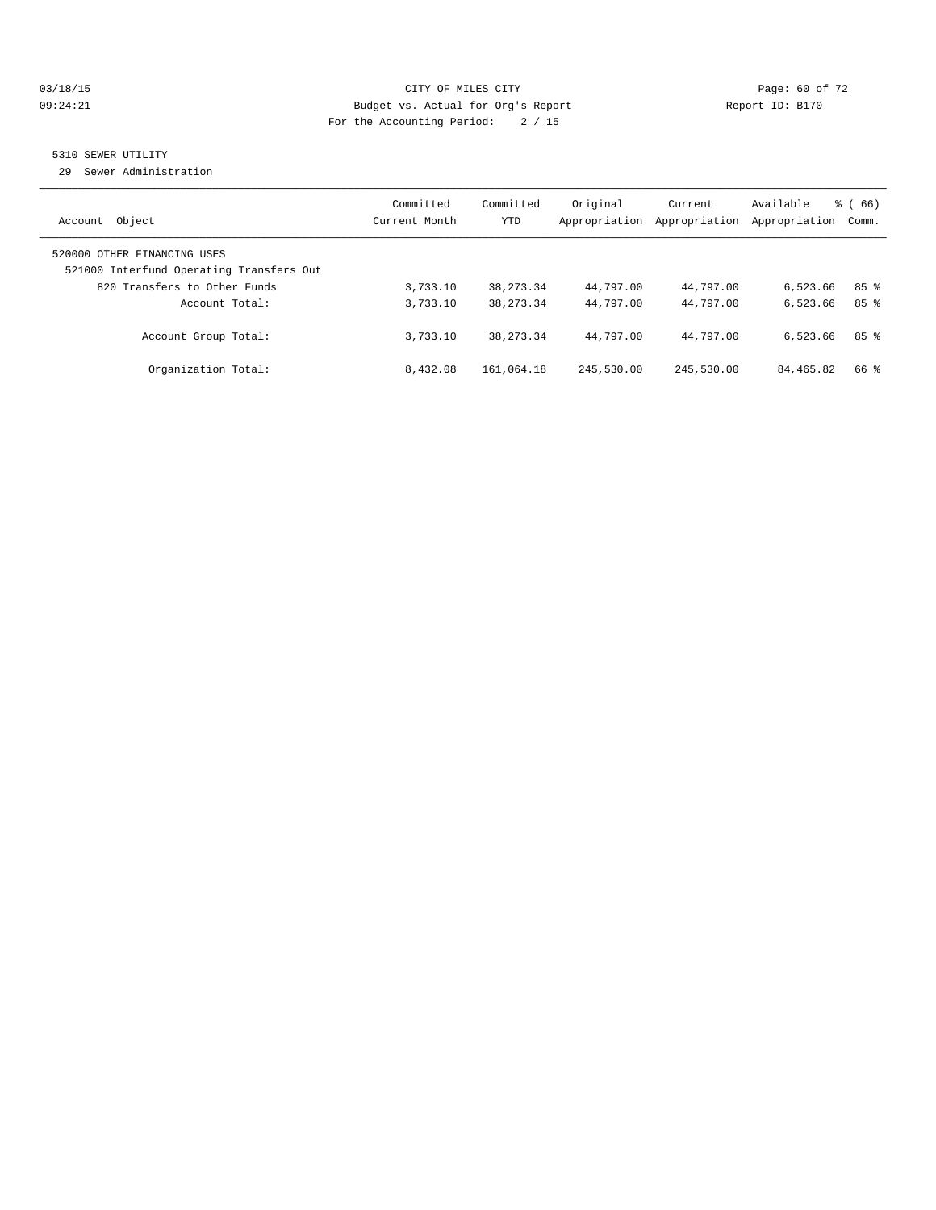CITY OF MILES CITY

Budget vs. Actual for Org's Report

For the Accounting Period: 2 / 15

5310 SEWER UTILITY

29 Sewer Administration

| Account Object | Committed Current Month | Committed YTD | Original Appropriation | Current Appropriation | Available Appropriation | % ( 66) Comm. |
|---|---|---|---|---|---|---|
| 520000 OTHER FINANCING USES | | | | | | |
| 521000 Interfund Operating Transfers Out | | | | | | |
| 820 Transfers to Other Funds | 3,733.10 | 38,273.34 | 44,797.00 | 44,797.00 | 6,523.66 | 85 % |
| Account Total: | 3,733.10 | 38,273.34 | 44,797.00 | 44,797.00 | 6,523.66 | 85 % |
| Account Group Total: | 3,733.10 | 38,273.34 | 44,797.00 | 44,797.00 | 6,523.66 | 85 % |
| Organization Total: | 8,432.08 | 161,064.18 | 245,530.00 | 245,530.00 | 84,465.82 | 66 % |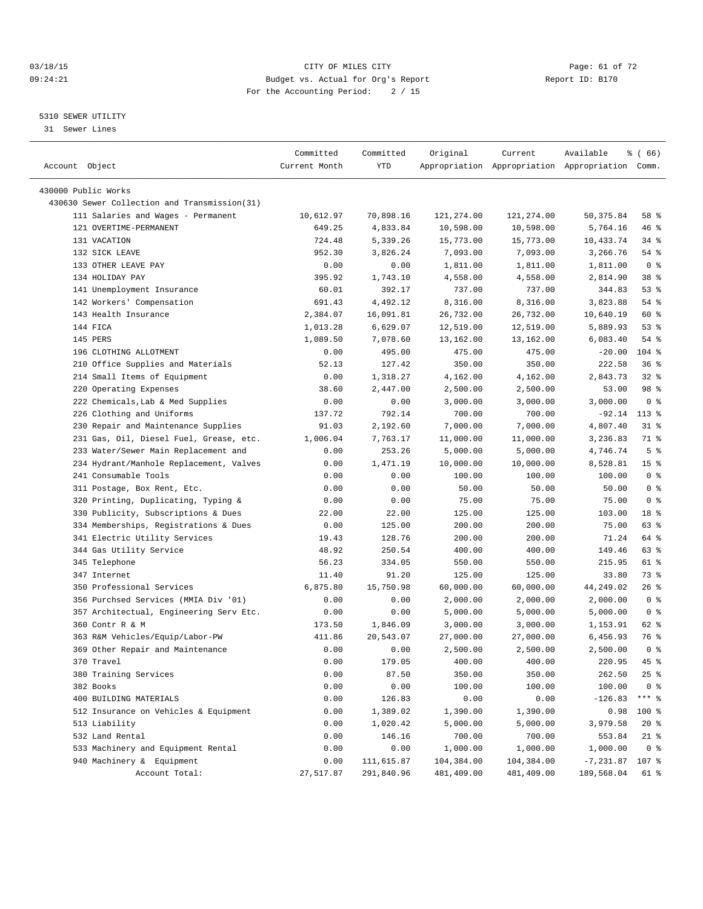CITY OF MILES CITY
Budget vs. Actual for Org's Report
For the Accounting Period: 2 / 15

03/18/15
09:24:21

Report ID: B170

## 5310 SEWER UTILITY

31 Sewer Lines

| Account Object | Committed Current Month | Committed YTD | Original Appropriation | Current Appropriation | Available Appropriation | % ( 66) Comm. |
|---|---|---|---|---|---|---|
| 430000 Public Works | | | | | | |
| 430630 Sewer Collection and Transmission(31) | | | | | | |
| 111 Salaries and Wages - Permanent | 10,612.97 | 70,898.16 | 121,274.00 | 121,274.00 | 50,375.84 | 58 % |
| 121 OVERTIME-PERMANENT | 649.25 | 4,833.84 | 10,598.00 | 10,598.00 | 5,764.16 | 46 % |
| 131 VACATION | 724.48 | 5,339.26 | 15,773.00 | 15,773.00 | 10,433.74 | 34 % |
| 132 SICK LEAVE | 952.30 | 3,826.24 | 7,093.00 | 7,093.00 | 3,266.76 | 54 % |
| 133 OTHER LEAVE PAY | 0.00 | 0.00 | 1,811.00 | 1,811.00 | 1,811.00 | 0 % |
| 134 HOLIDAY PAY | 395.92 | 1,743.10 | 4,558.00 | 4,558.00 | 2,814.90 | 38 % |
| 141 Unemployment Insurance | 60.01 | 392.17 | 737.00 | 737.00 | 344.83 | 53 % |
| 142 Workers' Compensation | 691.43 | 4,492.12 | 8,316.00 | 8,316.00 | 3,823.88 | 54 % |
| 143 Health Insurance | 2,384.07 | 16,091.81 | 26,732.00 | 26,732.00 | 10,640.19 | 60 % |
| 144 FICA | 1,013.28 | 6,629.07 | 12,519.00 | 12,519.00 | 5,889.93 | 53 % |
| 145 PERS | 1,089.50 | 7,078.60 | 13,162.00 | 13,162.00 | 6,083.40 | 54 % |
| 196 CLOTHING ALLOTMENT | 0.00 | 495.00 | 475.00 | 475.00 | -20.00 | 104 % |
| 210 Office Supplies and Materials | 52.13 | 127.42 | 350.00 | 350.00 | 222.58 | 36 % |
| 214 Small Items of Equipment | 0.00 | 1,318.27 | 4,162.00 | 4,162.00 | 2,843.73 | 32 % |
| 220 Operating Expenses | 38.60 | 2,447.00 | 2,500.00 | 2,500.00 | 53.00 | 98 % |
| 222 Chemicals,Lab & Med Supplies | 0.00 | 0.00 | 3,000.00 | 3,000.00 | 3,000.00 | 0 % |
| 226 Clothing and Uniforms | 137.72 | 792.14 | 700.00 | 700.00 | -92.14 | 113 % |
| 230 Repair and Maintenance Supplies | 91.03 | 2,192.60 | 7,000.00 | 7,000.00 | 4,807.40 | 31 % |
| 231 Gas, Oil, Diesel Fuel, Grease, etc. | 1,006.04 | 7,763.17 | 11,000.00 | 11,000.00 | 3,236.83 | 71 % |
| 233 Water/Sewer Main Replacement and | 0.00 | 253.26 | 5,000.00 | 5,000.00 | 4,746.74 | 5 % |
| 234 Hydrant/Manhole Replacement, Valves | 0.00 | 1,471.19 | 10,000.00 | 10,000.00 | 8,528.81 | 15 % |
| 241 Consumable Tools | 0.00 | 0.00 | 100.00 | 100.00 | 100.00 | 0 % |
| 311 Postage, Box Rent, Etc. | 0.00 | 0.00 | 50.00 | 50.00 | 50.00 | 0 % |
| 320 Printing, Duplicating, Typing & | 0.00 | 0.00 | 75.00 | 75.00 | 75.00 | 0 % |
| 330 Publicity, Subscriptions & Dues | 22.00 | 22.00 | 125.00 | 125.00 | 103.00 | 18 % |
| 334 Memberships, Registrations & Dues | 0.00 | 125.00 | 200.00 | 200.00 | 75.00 | 63 % |
| 341 Electric Utility Services | 19.43 | 128.76 | 200.00 | 200.00 | 71.24 | 64 % |
| 344 Gas Utility Service | 48.92 | 250.54 | 400.00 | 400.00 | 149.46 | 63 % |
| 345 Telephone | 56.23 | 334.05 | 550.00 | 550.00 | 215.95 | 61 % |
| 347 Internet | 11.40 | 91.20 | 125.00 | 125.00 | 33.80 | 73 % |
| 350 Professional Services | 6,875.80 | 15,750.98 | 60,000.00 | 60,000.00 | 44,249.02 | 26 % |
| 356 Purchsed Services (MMIA Div '01) | 0.00 | 0.00 | 2,000.00 | 2,000.00 | 2,000.00 | 0 % |
| 357 Architectual, Engineering Serv Etc. | 0.00 | 0.00 | 5,000.00 | 5,000.00 | 5,000.00 | 0 % |
| 360 Contr R & M | 173.50 | 1,846.09 | 3,000.00 | 3,000.00 | 1,153.91 | 62 % |
| 363 R&M Vehicles/Equip/Labor-PW | 411.86 | 20,543.07 | 27,000.00 | 27,000.00 | 6,456.93 | 76 % |
| 369 Other Repair and Maintenance | 0.00 | 0.00 | 2,500.00 | 2,500.00 | 2,500.00 | 0 % |
| 370 Travel | 0.00 | 179.05 | 400.00 | 400.00 | 220.95 | 45 % |
| 380 Training Services | 0.00 | 87.50 | 350.00 | 350.00 | 262.50 | 25 % |
| 382 Books | 0.00 | 0.00 | 100.00 | 100.00 | 100.00 | 0 % |
| 400 BUILDING MATERIALS | 0.00 | 126.83 | 0.00 | 0.00 | -126.83 | *** % |
| 512 Insurance on Vehicles & Equipment | 0.00 | 1,389.02 | 1,390.00 | 1,390.00 | 0.98 | 100 % |
| 513 Liability | 0.00 | 1,020.42 | 5,000.00 | 5,000.00 | 3,979.58 | 20 % |
| 532 Land Rental | 0.00 | 146.16 | 700.00 | 700.00 | 553.84 | 21 % |
| 533 Machinery and Equipment Rental | 0.00 | 0.00 | 1,000.00 | 1,000.00 | 1,000.00 | 0 % |
| 940 Machinery & Equipment | 0.00 | 111,615.87 | 104,384.00 | 104,384.00 | -7,231.87 | 107 % |
| Account Total: | 27,517.87 | 291,840.96 | 481,409.00 | 481,409.00 | 189,568.04 | 61 % |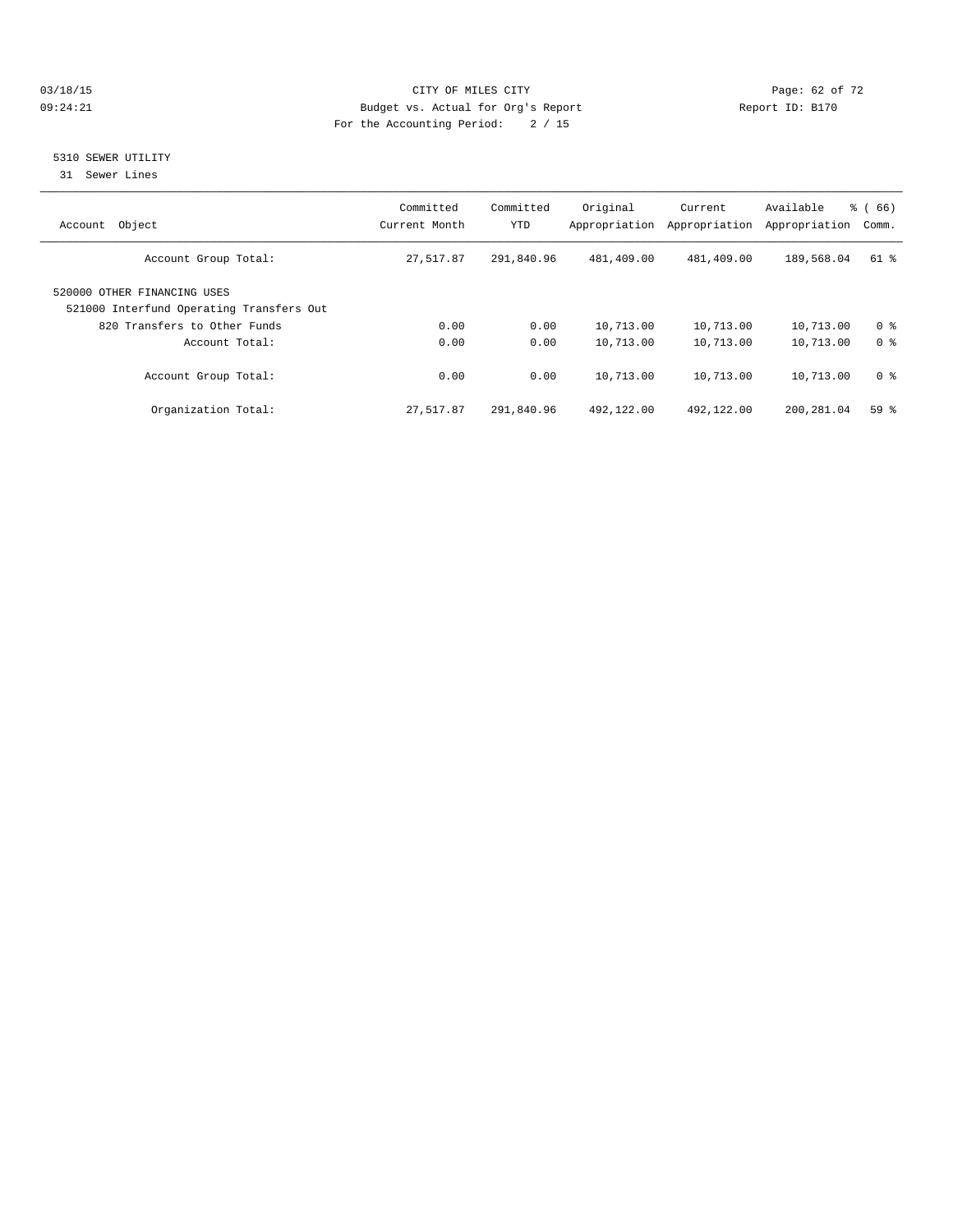CITY OF MILES CITY
Budget vs. Actual for Org's Report
For the Accounting Period: 2 / 15

03/18/15
09:24:21

Report ID: B170

## 5310 SEWER UTILITY

31 Sewer Lines

| Account Object | Committed Current Month | Committed YTD | Original Appropriation | Current Appropriation | Available Appropriation | % ( 66) Comm. |
|---|---|---|---|---|---|---|
| Account Group Total: | 27,517.87 | 291,840.96 | 481,409.00 | 481,409.00 | 189,568.04 | 61 % |
| 520000 OTHER FINANCING USES | | | | | | |
| 521000 Interfund Operating Transfers Out | | | | | | |
| 820 Transfers to Other Funds | 0.00 | 0.00 | 10,713.00 | 10,713.00 | 10,713.00 | 0 % |
| Account Total: | 0.00 | 0.00 | 10,713.00 | 10,713.00 | 10,713.00 | 0 % |
| Account Group Total: | 0.00 | 0.00 | 10,713.00 | 10,713.00 | 10,713.00 | 0 % |
| Organization Total: | 27,517.87 | 291,840.96 | 492,122.00 | 492,122.00 | 200,281.04 | 59 % |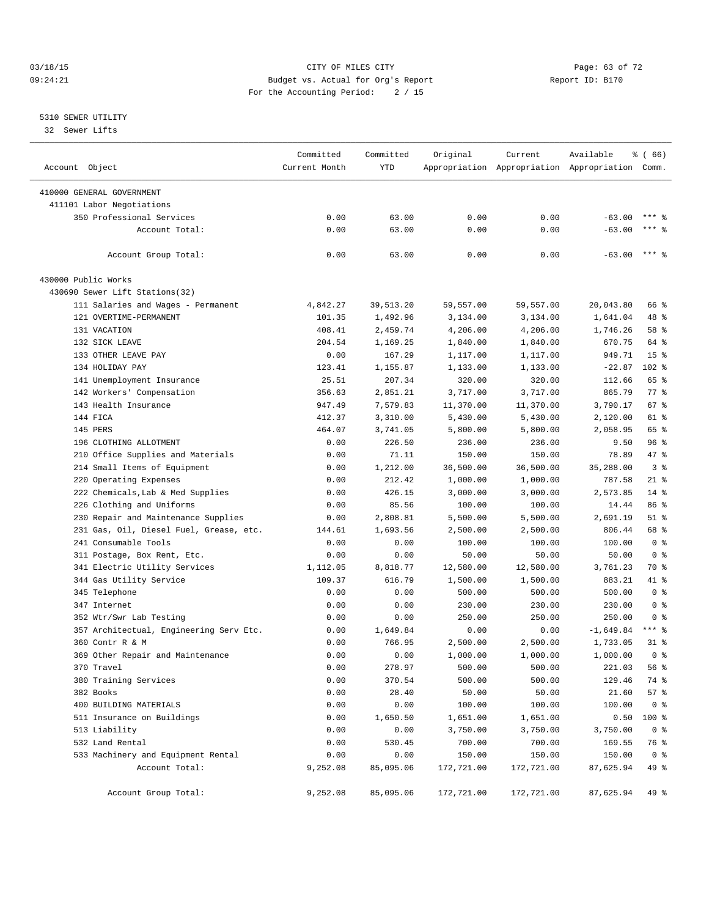03/18/15 CITY OF MILES CITY
09:24:21 Budget vs. Actual for Org's Report Report ID: B170
For the Accounting Period: 2 / 15

5310 SEWER UTILITY
32 Sewer Lifts

| Account Object | Committed Current Month | Committed YTD | Original Appropriation | Current Appropriation | Available Appropriation | % ( 66) Comm. |
|---|---|---|---|---|---|---|
| 410000 GENERAL GOVERNMENT | | | | | | |
| 411101 Labor Negotiations | | | | | | |
| 350 Professional Services | 0.00 | 63.00 | 0.00 | 0.00 | -63.00 | *** % |
| Account Total: | 0.00 | 63.00 | 0.00 | 0.00 | -63.00 | *** % |
| Account Group Total: | 0.00 | 63.00 | 0.00 | 0.00 | -63.00 | *** % |
| 430000 Public Works | | | | | | |
| 430690 Sewer Lift Stations(32) | | | | | | |
| 111 Salaries and Wages - Permanent | 4,842.27 | 39,513.20 | 59,557.00 | 59,557.00 | 20,043.80 | 66 % |
| 121 OVERTIME-PERMANENT | 101.35 | 1,492.96 | 3,134.00 | 3,134.00 | 1,641.04 | 48 % |
| 131 VACATION | 408.41 | 2,459.74 | 4,206.00 | 4,206.00 | 1,746.26 | 58 % |
| 132 SICK LEAVE | 204.54 | 1,169.25 | 1,840.00 | 1,840.00 | 670.75 | 64 % |
| 133 OTHER LEAVE PAY | 0.00 | 167.29 | 1,117.00 | 1,117.00 | 949.71 | 15 % |
| 134 HOLIDAY PAY | 123.41 | 1,155.87 | 1,133.00 | 1,133.00 | -22.87 | 102 % |
| 141 Unemployment Insurance | 25.51 | 207.34 | 320.00 | 320.00 | 112.66 | 65 % |
| 142 Workers' Compensation | 356.63 | 2,851.21 | 3,717.00 | 3,717.00 | 865.79 | 77 % |
| 143 Health Insurance | 947.49 | 7,579.83 | 11,370.00 | 11,370.00 | 3,790.17 | 67 % |
| 144 FICA | 412.37 | 3,310.00 | 5,430.00 | 5,430.00 | 2,120.00 | 61 % |
| 145 PERS | 464.07 | 3,741.05 | 5,800.00 | 5,800.00 | 2,058.95 | 65 % |
| 196 CLOTHING ALLOTMENT | 0.00 | 226.50 | 236.00 | 236.00 | 9.50 | 96 % |
| 210 Office Supplies and Materials | 0.00 | 71.11 | 150.00 | 150.00 | 78.89 | 47 % |
| 214 Small Items of Equipment | 0.00 | 1,212.00 | 36,500.00 | 36,500.00 | 35,288.00 | 3 % |
| 220 Operating Expenses | 0.00 | 212.42 | 1,000.00 | 1,000.00 | 787.58 | 21 % |
| 222 Chemicals,Lab & Med Supplies | 0.00 | 426.15 | 3,000.00 | 3,000.00 | 2,573.85 | 14 % |
| 226 Clothing and Uniforms | 0.00 | 85.56 | 100.00 | 100.00 | 14.44 | 86 % |
| 230 Repair and Maintenance Supplies | 0.00 | 2,808.81 | 5,500.00 | 5,500.00 | 2,691.19 | 51 % |
| 231 Gas, Oil, Diesel Fuel, Grease, etc. | 144.61 | 1,693.56 | 2,500.00 | 2,500.00 | 806.44 | 68 % |
| 241 Consumable Tools | 0.00 | 0.00 | 100.00 | 100.00 | 100.00 | 0 % |
| 311 Postage, Box Rent, Etc. | 0.00 | 0.00 | 50.00 | 50.00 | 50.00 | 0 % |
| 341 Electric Utility Services | 1,112.05 | 8,818.77 | 12,580.00 | 12,580.00 | 3,761.23 | 70 % |
| 344 Gas Utility Service | 109.37 | 616.79 | 1,500.00 | 1,500.00 | 883.21 | 41 % |
| 345 Telephone | 0.00 | 0.00 | 500.00 | 500.00 | 500.00 | 0 % |
| 347 Internet | 0.00 | 0.00 | 230.00 | 230.00 | 230.00 | 0 % |
| 352 Wtr/Swr Lab Testing | 0.00 | 0.00 | 250.00 | 250.00 | 250.00 | 0 % |
| 357 Architectual, Engineering Serv Etc. | 0.00 | 1,649.84 | 0.00 | 0.00 | -1,649.84 | *** % |
| 360 Contr R & M | 0.00 | 766.95 | 2,500.00 | 2,500.00 | 1,733.05 | 31 % |
| 369 Other Repair and Maintenance | 0.00 | 0.00 | 1,000.00 | 1,000.00 | 1,000.00 | 0 % |
| 370 Travel | 0.00 | 278.97 | 500.00 | 500.00 | 221.03 | 56 % |
| 380 Training Services | 0.00 | 370.54 | 500.00 | 500.00 | 129.46 | 74 % |
| 382 Books | 0.00 | 28.40 | 50.00 | 50.00 | 21.60 | 57 % |
| 400 BUILDING MATERIALS | 0.00 | 0.00 | 100.00 | 100.00 | 100.00 | 0 % |
| 511 Insurance on Buildings | 0.00 | 1,650.50 | 1,651.00 | 1,651.00 | 0.50 | 100 % |
| 513 Liability | 0.00 | 0.00 | 3,750.00 | 3,750.00 | 3,750.00 | 0 % |
| 532 Land Rental | 0.00 | 530.45 | 700.00 | 700.00 | 169.55 | 76 % |
| 533 Machinery and Equipment Rental | 0.00 | 0.00 | 150.00 | 150.00 | 150.00 | 0 % |
| Account Total: | 9,252.08 | 85,095.06 | 172,721.00 | 172,721.00 | 87,625.94 | 49 % |
| Account Group Total: | 9,252.08 | 85,095.06 | 172,721.00 | 172,721.00 | 87,625.94 | 49 % |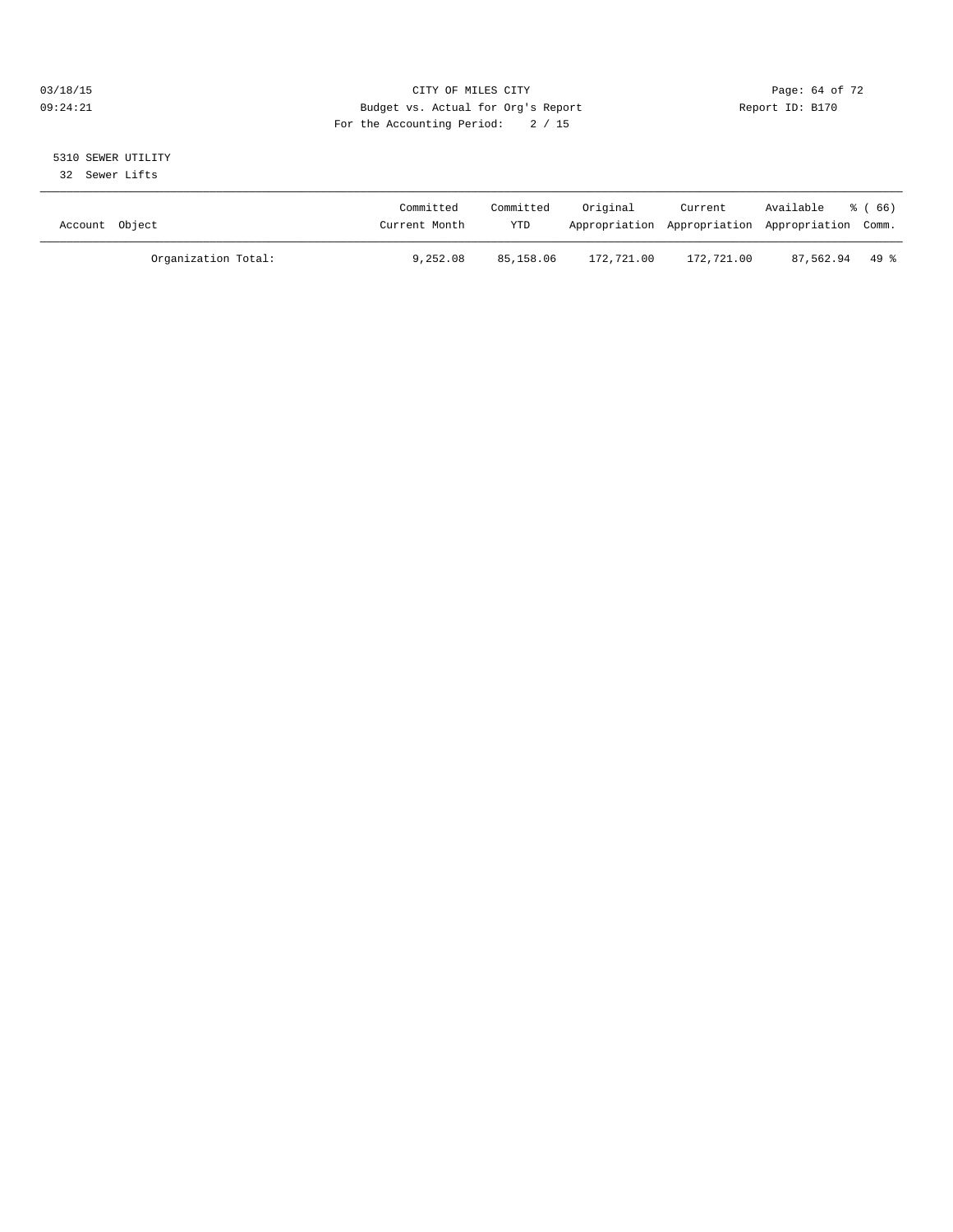CITY OF MILES CITY
Budget vs. Actual for Org's Report
For the Accounting Period: 2 / 15

03/18/15
09:24:21

Report ID: B170

5310 SEWER UTILITY
32 Sewer Lifts

| Account Object | Committed Current Month | Committed YTD | Original Appropriation | Current Appropriation | Available Appropriation | % ( 66) Comm. |
|---|---|---|---|---|---|---|
| Organization Total: | 9,252.08 | 85,158.06 | 172,721.00 | 172,721.00 | 87,562.94 | 49 % |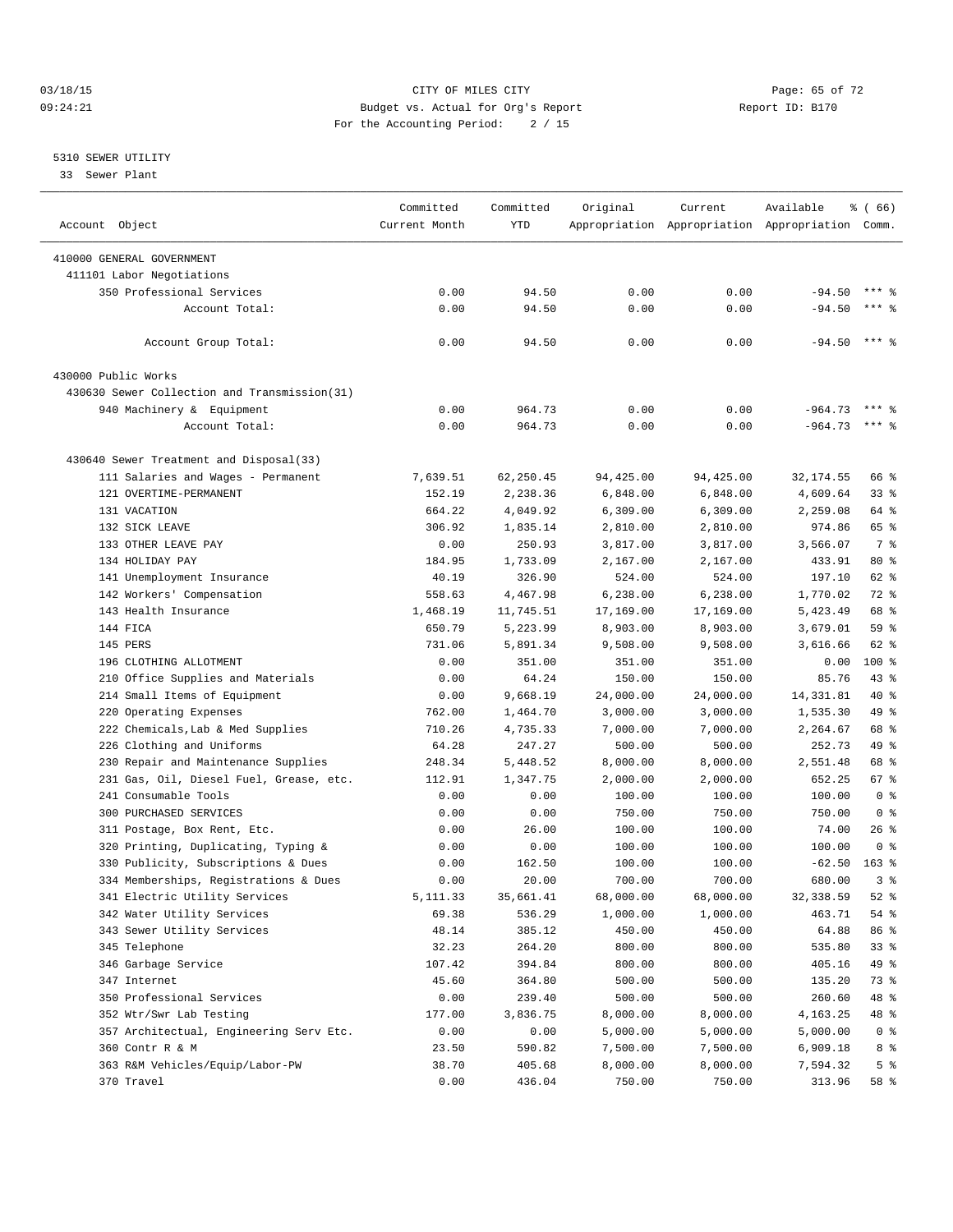CITY OF MILES CITY
Budget vs. Actual for Org's Report
For the Accounting Period: 2 / 15

03/18/15
09:24:21

Report ID: B170

5310 SEWER UTILITY
33 Sewer Plant

| Account Object | Committed Current Month | Committed YTD | Original Appropriation | Current Appropriation | Available Appropriation | % ( 66) Comm. |
|---|---|---|---|---|---|---|
| 410000 GENERAL GOVERNMENT | | | | | | |
| 411101 Labor Negotiations | | | | | | |
| 350 Professional Services | 0.00 | 94.50 | 0.00 | 0.00 | -94.50 | *** % |
| Account Total: | 0.00 | 94.50 | 0.00 | 0.00 | -94.50 | *** % |
| Account Group Total: | 0.00 | 94.50 | 0.00 | 0.00 | -94.50 | *** % |
| 430000 Public Works | | | | | | |
| 430630 Sewer Collection and Transmission(31) | | | | | | |
| 940 Machinery & Equipment | 0.00 | 964.73 | 0.00 | 0.00 | -964.73 | *** % |
| Account Total: | 0.00 | 964.73 | 0.00 | 0.00 | -964.73 | *** % |
| 430640 Sewer Treatment and Disposal(33) | | | | | | |
| 111 Salaries and Wages - Permanent | 7,639.51 | 62,250.45 | 94,425.00 | 94,425.00 | 32,174.55 | 66 % |
| 121 OVERTIME-PERMANENT | 152.19 | 2,238.36 | 6,848.00 | 6,848.00 | 4,609.64 | 33 % |
| 131 VACATION | 664.22 | 4,049.92 | 6,309.00 | 6,309.00 | 2,259.08 | 64 % |
| 132 SICK LEAVE | 306.92 | 1,835.14 | 2,810.00 | 2,810.00 | 974.86 | 65 % |
| 133 OTHER LEAVE PAY | 0.00 | 250.93 | 3,817.00 | 3,817.00 | 3,566.07 | 7 % |
| 134 HOLIDAY PAY | 184.95 | 1,733.09 | 2,167.00 | 2,167.00 | 433.91 | 80 % |
| 141 Unemployment Insurance | 40.19 | 326.90 | 524.00 | 524.00 | 197.10 | 62 % |
| 142 Workers' Compensation | 558.63 | 4,467.98 | 6,238.00 | 6,238.00 | 1,770.02 | 72 % |
| 143 Health Insurance | 1,468.19 | 11,745.51 | 17,169.00 | 17,169.00 | 5,423.49 | 68 % |
| 144 FICA | 650.79 | 5,223.99 | 8,903.00 | 8,903.00 | 3,679.01 | 59 % |
| 145 PERS | 731.06 | 5,891.34 | 9,508.00 | 9,508.00 | 3,616.66 | 62 % |
| 196 CLOTHING ALLOTMENT | 0.00 | 351.00 | 351.00 | 351.00 | 0.00 | 100 % |
| 210 Office Supplies and Materials | 0.00 | 64.24 | 150.00 | 150.00 | 85.76 | 43 % |
| 214 Small Items of Equipment | 0.00 | 9,668.19 | 24,000.00 | 24,000.00 | 14,331.81 | 40 % |
| 220 Operating Expenses | 762.00 | 1,464.70 | 3,000.00 | 3,000.00 | 1,535.30 | 49 % |
| 222 Chemicals,Lab & Med Supplies | 710.26 | 4,735.33 | 7,000.00 | 7,000.00 | 2,264.67 | 68 % |
| 226 Clothing and Uniforms | 64.28 | 247.27 | 500.00 | 500.00 | 252.73 | 49 % |
| 230 Repair and Maintenance Supplies | 248.34 | 5,448.52 | 8,000.00 | 8,000.00 | 2,551.48 | 68 % |
| 231 Gas, Oil, Diesel Fuel, Grease, etc. | 112.91 | 1,347.75 | 2,000.00 | 2,000.00 | 652.25 | 67 % |
| 241 Consumable Tools | 0.00 | 0.00 | 100.00 | 100.00 | 100.00 | 0 % |
| 300 PURCHASED SERVICES | 0.00 | 0.00 | 750.00 | 750.00 | 750.00 | 0 % |
| 311 Postage, Box Rent, Etc. | 0.00 | 26.00 | 100.00 | 100.00 | 74.00 | 26 % |
| 320 Printing, Duplicating, Typing & | 0.00 | 0.00 | 100.00 | 100.00 | 100.00 | 0 % |
| 330 Publicity, Subscriptions & Dues | 0.00 | 162.50 | 100.00 | 100.00 | -62.50 | 163 % |
| 334 Memberships, Registrations & Dues | 0.00 | 20.00 | 700.00 | 700.00 | 680.00 | 3 % |
| 341 Electric Utility Services | 5,111.33 | 35,661.41 | 68,000.00 | 68,000.00 | 32,338.59 | 52 % |
| 342 Water Utility Services | 69.38 | 536.29 | 1,000.00 | 1,000.00 | 463.71 | 54 % |
| 343 Sewer Utility Services | 48.14 | 385.12 | 450.00 | 450.00 | 64.88 | 86 % |
| 345 Telephone | 32.23 | 264.20 | 800.00 | 800.00 | 535.80 | 33 % |
| 346 Garbage Service | 107.42 | 394.84 | 800.00 | 800.00 | 405.16 | 49 % |
| 347 Internet | 45.60 | 364.80 | 500.00 | 500.00 | 135.20 | 73 % |
| 350 Professional Services | 0.00 | 239.40 | 500.00 | 500.00 | 260.60 | 48 % |
| 352 Wtr/Swr Lab Testing | 177.00 | 3,836.75 | 8,000.00 | 8,000.00 | 4,163.25 | 48 % |
| 357 Architectual, Engineering Serv Etc. | 0.00 | 0.00 | 5,000.00 | 5,000.00 | 5,000.00 | 0 % |
| 360 Contr R & M | 23.50 | 590.82 | 7,500.00 | 7,500.00 | 6,909.18 | 8 % |
| 363 R&M Vehicles/Equip/Labor-PW | 38.70 | 405.68 | 8,000.00 | 8,000.00 | 7,594.32 | 5 % |
| 370 Travel | 0.00 | 436.04 | 750.00 | 750.00 | 313.96 | 58 % |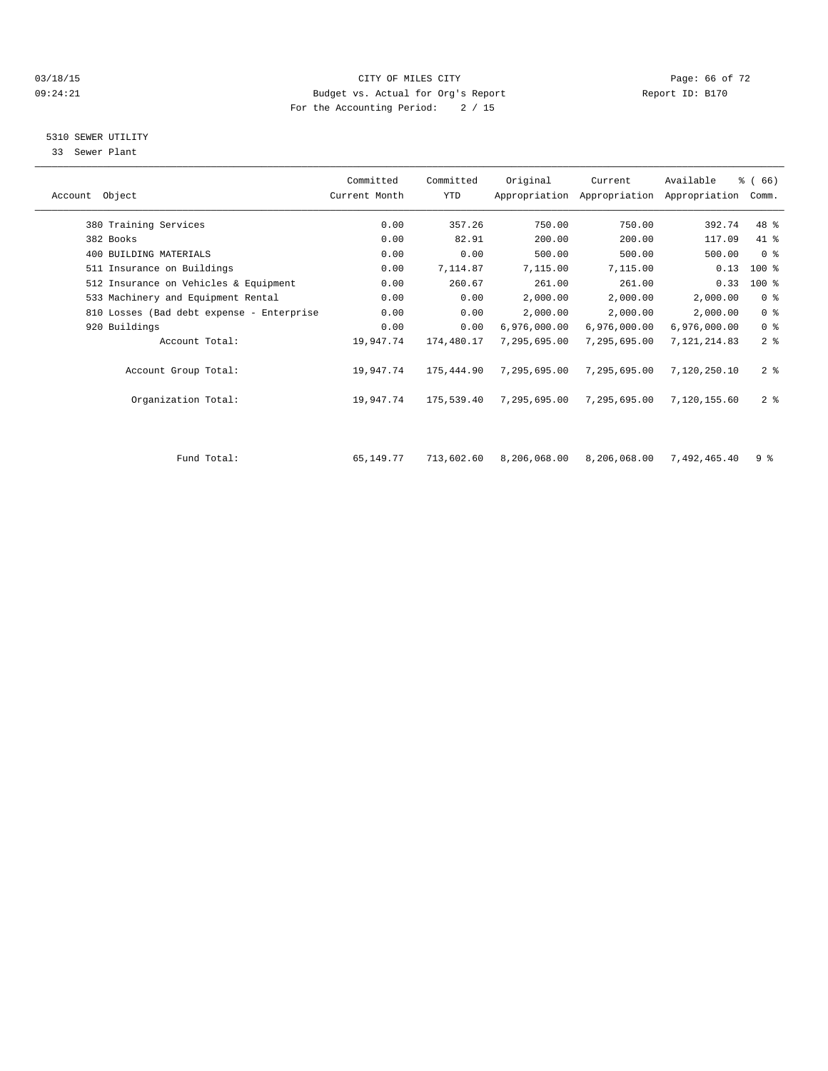CITY OF MILES CITY
Budget vs. Actual for Org's Report
For the Accounting Period: 2 / 15

03/18/15
09:24:21

Report ID: B170

## 5310 SEWER UTILITY

33 Sewer Plant

| Account Object | Committed Current Month | Committed YTD | Original Appropriation | Current Appropriation | Available Appropriation | % ( 66) Comm. |
|---|---|---|---|---|---|---|
| 380 Training Services | 0.00 | 357.26 | 750.00 | 750.00 | 392.74 | 48 % |
| 382 Books | 0.00 | 82.91 | 200.00 | 200.00 | 117.09 | 41 % |
| 400 BUILDING MATERIALS | 0.00 | 0.00 | 500.00 | 500.00 | 500.00 | 0 % |
| 511 Insurance on Buildings | 0.00 | 7,114.87 | 7,115.00 | 7,115.00 | 0.13 | 100 % |
| 512 Insurance on Vehicles & Equipment | 0.00 | 260.67 | 261.00 | 261.00 | 0.33 | 100 % |
| 533 Machinery and Equipment Rental | 0.00 | 0.00 | 2,000.00 | 2,000.00 | 2,000.00 | 0 % |
| 810 Losses (Bad debt expense - Enterprise | 0.00 | 0.00 | 2,000.00 | 2,000.00 | 2,000.00 | 0 % |
| 920 Buildings | 0.00 | 0.00 | 6,976,000.00 | 6,976,000.00 | 6,976,000.00 | 0 % |
| Account Total: | 19,947.74 | 174,480.17 | 7,295,695.00 | 7,295,695.00 | 7,121,214.83 | 2 % |
| Account Group Total: | 19,947.74 | 175,444.90 | 7,295,695.00 | 7,295,695.00 | 7,120,250.10 | 2 % |
| Organization Total: | 19,947.74 | 175,539.40 | 7,295,695.00 | 7,295,695.00 | 7,120,155.60 | 2 % |
| Fund Total: | 65,149.77 | 713,602.60 | 8,206,068.00 | 8,206,068.00 | 7,492,465.40 | 9 % |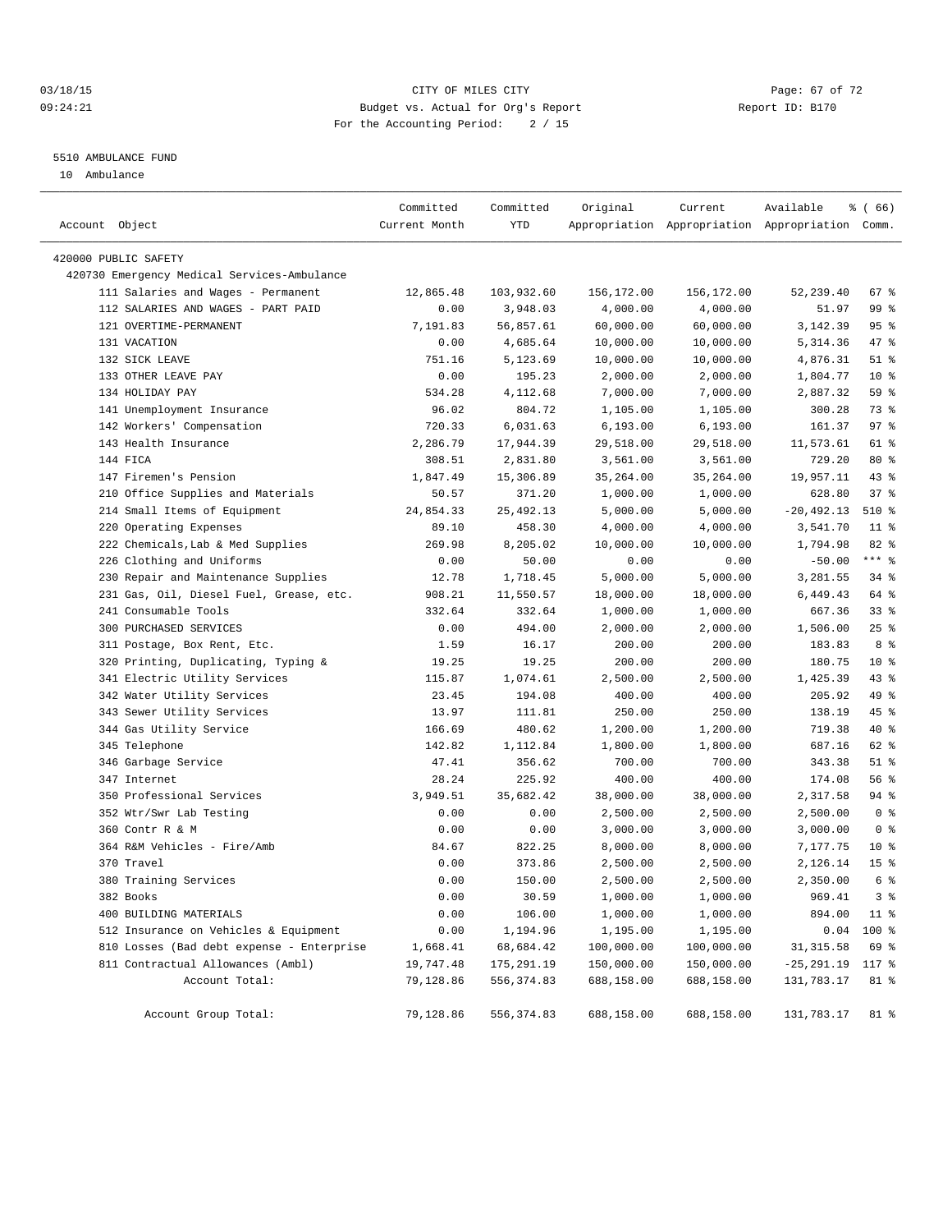CITY OF MILES CITY
Budget vs. Actual for Org's Report
For the Accounting Period: 2 / 15

03/18/15
09:24:21

Report ID: B170

## 5510 AMBULANCE FUND

10 Ambulance

| Account Object | Committed Current Month | Committed YTD | Original Appropriation | Current Appropriation | Available Appropriation | % ( 66) Comm. |
|---|---|---|---|---|---|---|
| 420000 PUBLIC SAFETY | | | | | | |
| 420730 Emergency Medical Services-Ambulance | | | | | | |
| 111 Salaries and Wages - Permanent | 12,865.48 | 103,932.60 | 156,172.00 | 156,172.00 | 52,239.40 | 67 % |
| 112 SALARIES AND WAGES - PART PAID | 0.00 | 3,948.03 | 4,000.00 | 4,000.00 | 51.97 | 99 % |
| 121 OVERTIME-PERMANENT | 7,191.83 | 56,857.61 | 60,000.00 | 60,000.00 | 3,142.39 | 95 % |
| 131 VACATION | 0.00 | 4,685.64 | 10,000.00 | 10,000.00 | 5,314.36 | 47 % |
| 132 SICK LEAVE | 751.16 | 5,123.69 | 10,000.00 | 10,000.00 | 4,876.31 | 51 % |
| 133 OTHER LEAVE PAY | 0.00 | 195.23 | 2,000.00 | 2,000.00 | 1,804.77 | 10 % |
| 134 HOLIDAY PAY | 534.28 | 4,112.68 | 7,000.00 | 7,000.00 | 2,887.32 | 59 % |
| 141 Unemployment Insurance | 96.02 | 804.72 | 1,105.00 | 1,105.00 | 300.28 | 73 % |
| 142 Workers' Compensation | 720.33 | 6,031.63 | 6,193.00 | 6,193.00 | 161.37 | 97 % |
| 143 Health Insurance | 2,286.79 | 17,944.39 | 29,518.00 | 29,518.00 | 11,573.61 | 61 % |
| 144 FICA | 308.51 | 2,831.80 | 3,561.00 | 3,561.00 | 729.20 | 80 % |
| 147 Firemen's Pension | 1,847.49 | 15,306.89 | 35,264.00 | 35,264.00 | 19,957.11 | 43 % |
| 210 Office Supplies and Materials | 50.57 | 371.20 | 1,000.00 | 1,000.00 | 628.80 | 37 % |
| 214 Small Items of Equipment | 24,854.33 | 25,492.13 | 5,000.00 | 5,000.00 | -20,492.13 | 510 % |
| 220 Operating Expenses | 89.10 | 458.30 | 4,000.00 | 4,000.00 | 3,541.70 | 11 % |
| 222 Chemicals,Lab & Med Supplies | 269.98 | 8,205.02 | 10,000.00 | 10,000.00 | 1,794.98 | 82 % |
| 226 Clothing and Uniforms | 0.00 | 50.00 | 0.00 | 0.00 | -50.00 | *** % |
| 230 Repair and Maintenance Supplies | 12.78 | 1,718.45 | 5,000.00 | 5,000.00 | 3,281.55 | 34 % |
| 231 Gas, Oil, Diesel Fuel, Grease, etc. | 908.21 | 11,550.57 | 18,000.00 | 18,000.00 | 6,449.43 | 64 % |
| 241 Consumable Tools | 332.64 | 332.64 | 1,000.00 | 1,000.00 | 667.36 | 33 % |
| 300 PURCHASED SERVICES | 0.00 | 494.00 | 2,000.00 | 2,000.00 | 1,506.00 | 25 % |
| 311 Postage, Box Rent, Etc. | 1.59 | 16.17 | 200.00 | 200.00 | 183.83 | 8 % |
| 320 Printing, Duplicating, Typing & | 19.25 | 19.25 | 200.00 | 200.00 | 180.75 | 10 % |
| 341 Electric Utility Services | 115.87 | 1,074.61 | 2,500.00 | 2,500.00 | 1,425.39 | 43 % |
| 342 Water Utility Services | 23.45 | 194.08 | 400.00 | 400.00 | 205.92 | 49 % |
| 343 Sewer Utility Services | 13.97 | 111.81 | 250.00 | 250.00 | 138.19 | 45 % |
| 344 Gas Utility Service | 166.69 | 480.62 | 1,200.00 | 1,200.00 | 719.38 | 40 % |
| 345 Telephone | 142.82 | 1,112.84 | 1,800.00 | 1,800.00 | 687.16 | 62 % |
| 346 Garbage Service | 47.41 | 356.62 | 700.00 | 700.00 | 343.38 | 51 % |
| 347 Internet | 28.24 | 225.92 | 400.00 | 400.00 | 174.08 | 56 % |
| 350 Professional Services | 3,949.51 | 35,682.42 | 38,000.00 | 38,000.00 | 2,317.58 | 94 % |
| 352 Wtr/Swr Lab Testing | 0.00 | 0.00 | 2,500.00 | 2,500.00 | 2,500.00 | 0 % |
| 360 Contr R & M | 0.00 | 0.00 | 3,000.00 | 3,000.00 | 3,000.00 | 0 % |
| 364 R&M Vehicles - Fire/Amb | 84.67 | 822.25 | 8,000.00 | 8,000.00 | 7,177.75 | 10 % |
| 370 Travel | 0.00 | 373.86 | 2,500.00 | 2,500.00 | 2,126.14 | 15 % |
| 380 Training Services | 0.00 | 150.00 | 2,500.00 | 2,500.00 | 2,350.00 | 6 % |
| 382 Books | 0.00 | 30.59 | 1,000.00 | 1,000.00 | 969.41 | 3 % |
| 400 BUILDING MATERIALS | 0.00 | 106.00 | 1,000.00 | 1,000.00 | 894.00 | 11 % |
| 512 Insurance on Vehicles & Equipment | 0.00 | 1,194.96 | 1,195.00 | 1,195.00 | 0.04 | 100 % |
| 810 Losses (Bad debt expense - Enterprise | 1,668.41 | 68,684.42 | 100,000.00 | 100,000.00 | 31,315.58 | 69 % |
| 811 Contractual Allowances (Ambl) | 19,747.48 | 175,291.19 | 150,000.00 | 150,000.00 | -25,291.19 | 117 % |
| Account Total: | 79,128.86 | 556,374.83 | 688,158.00 | 688,158.00 | 131,783.17 | 81 % |
| Account Group Total: | 79,128.86 | 556,374.83 | 688,158.00 | 688,158.00 | 131,783.17 | 81 % |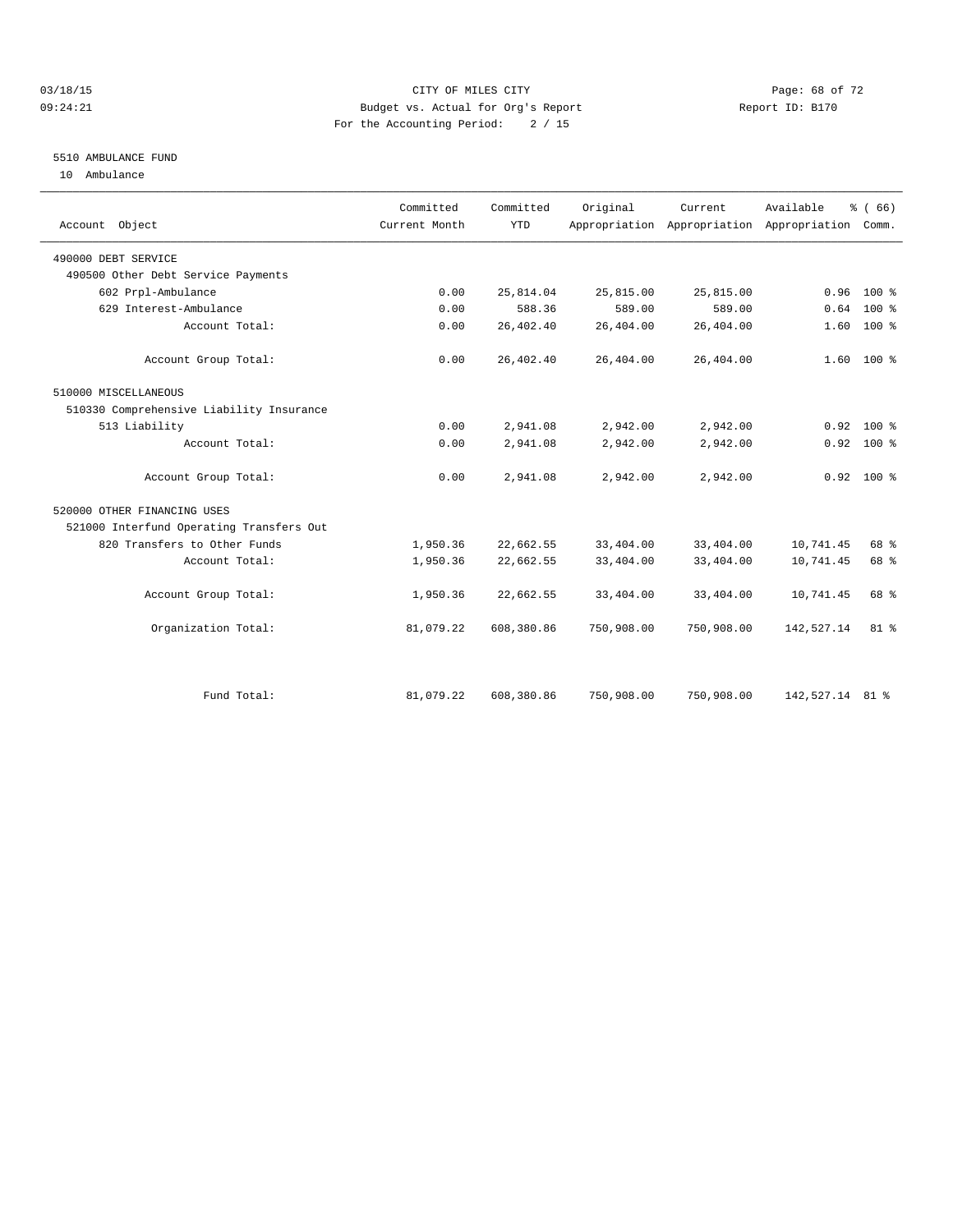CITY OF MILES CITY
Budget vs. Actual for Org's Report
For the Accounting Period: 2 / 15

03/18/15
09:24:21

Report ID: B170

## 5510 AMBULANCE FUND

10 Ambulance

| Account Object | Committed Current Month | Committed YTD | Original Appropriation | Current Appropriation | Available Appropriation | % ( 66) Comm. |
|---|---|---|---|---|---|---|
| 490000 DEBT SERVICE | | | | | | |
| 490500 Other Debt Service Payments | | | | | | |
| 602 Prpl-Ambulance | 0.00 | 25,814.04 | 25,815.00 | 25,815.00 | 0.96 | 100 % |
| 629 Interest-Ambulance | 0.00 | 588.36 | 589.00 | 589.00 | 0.64 | 100 % |
| Account Total: | 0.00 | 26,402.40 | 26,404.00 | 26,404.00 | 1.60 | 100 % |
| Account Group Total: | 0.00 | 26,402.40 | 26,404.00 | 26,404.00 | 1.60 | 100 % |
| 510000 MISCELLANEOUS | | | | | | |
| 510330 Comprehensive Liability Insurance | | | | | | |
| 513 Liability | 0.00 | 2,941.08 | 2,942.00 | 2,942.00 | 0.92 | 100 % |
| Account Total: | 0.00 | 2,941.08 | 2,942.00 | 2,942.00 | 0.92 | 100 % |
| Account Group Total: | 0.00 | 2,941.08 | 2,942.00 | 2,942.00 | 0.92 | 100 % |
| 520000 OTHER FINANCING USES | | | | | | |
| 521000 Interfund Operating Transfers Out | | | | | | |
| 820 Transfers to Other Funds | 1,950.36 | 22,662.55 | 33,404.00 | 33,404.00 | 10,741.45 | 68 % |
| Account Total: | 1,950.36 | 22,662.55 | 33,404.00 | 33,404.00 | 10,741.45 | 68 % |
| Account Group Total: | 1,950.36 | 22,662.55 | 33,404.00 | 33,404.00 | 10,741.45 | 68 % |
| Organization Total: | 81,079.22 | 608,380.86 | 750,908.00 | 750,908.00 | 142,527.14 | 81 % |
| Fund Total: | 81,079.22 | 608,380.86 | 750,908.00 | 750,908.00 | 142,527.14 | 81 % |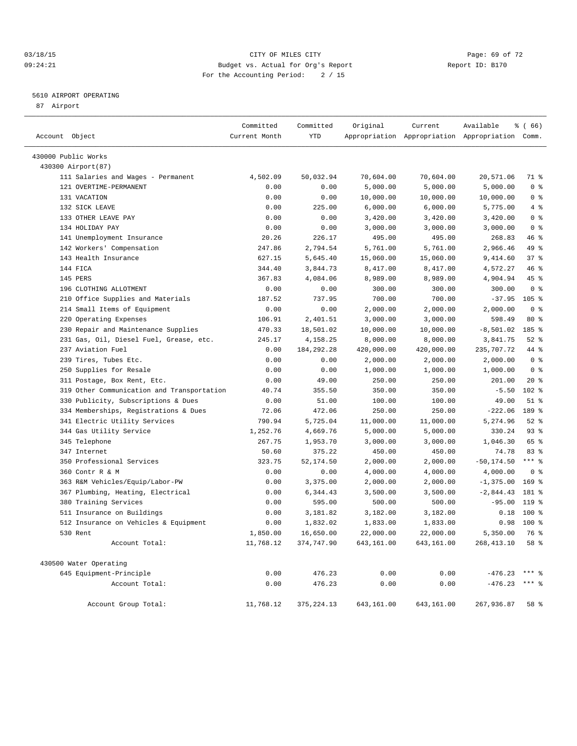03/18/15 CITY OF MILES CITY
09:24:21 Budget vs. Actual for Org's Report Report ID: B170
For the Accounting Period: 2 / 15

5610 AIRPORT OPERATING
87 Airport

| Account Object | Committed Current Month | Committed YTD | Original Appropriation | Current Appropriation | Available Appropriation | % ( 66) Comm. |
|---|---|---|---|---|---|---|
| 430000 Public Works | | | | | | |
| 430300 Airport(87) | | | | | | |
| 111 Salaries and Wages - Permanent | 4,502.09 | 50,032.94 | 70,604.00 | 70,604.00 | 20,571.06 | 71 % |
| 121 OVERTIME-PERMANENT | 0.00 | 0.00 | 5,000.00 | 5,000.00 | 5,000.00 | 0 % |
| 131 VACATION | 0.00 | 0.00 | 10,000.00 | 10,000.00 | 10,000.00 | 0 % |
| 132 SICK LEAVE | 0.00 | 225.00 | 6,000.00 | 6,000.00 | 5,775.00 | 4 % |
| 133 OTHER LEAVE PAY | 0.00 | 0.00 | 3,420.00 | 3,420.00 | 3,420.00 | 0 % |
| 134 HOLIDAY PAY | 0.00 | 0.00 | 3,000.00 | 3,000.00 | 3,000.00 | 0 % |
| 141 Unemployment Insurance | 20.26 | 226.17 | 495.00 | 495.00 | 268.83 | 46 % |
| 142 Workers' Compensation | 247.86 | 2,794.54 | 5,761.00 | 5,761.00 | 2,966.46 | 49 % |
| 143 Health Insurance | 627.15 | 5,645.40 | 15,060.00 | 15,060.00 | 9,414.60 | 37 % |
| 144 FICA | 344.40 | 3,844.73 | 8,417.00 | 8,417.00 | 4,572.27 | 46 % |
| 145 PERS | 367.83 | 4,084.06 | 8,989.00 | 8,989.00 | 4,904.94 | 45 % |
| 196 CLOTHING ALLOTMENT | 0.00 | 0.00 | 300.00 | 300.00 | 300.00 | 0 % |
| 210 Office Supplies and Materials | 187.52 | 737.95 | 700.00 | 700.00 | -37.95 | 105 % |
| 214 Small Items of Equipment | 0.00 | 0.00 | 2,000.00 | 2,000.00 | 2,000.00 | 0 % |
| 220 Operating Expenses | 106.91 | 2,401.51 | 3,000.00 | 3,000.00 | 598.49 | 80 % |
| 230 Repair and Maintenance Supplies | 470.33 | 18,501.02 | 10,000.00 | 10,000.00 | -8,501.02 | 185 % |
| 231 Gas, Oil, Diesel Fuel, Grease, etc. | 245.17 | 4,158.25 | 8,000.00 | 8,000.00 | 3,841.75 | 52 % |
| 237 Aviation Fuel | 0.00 | 184,292.28 | 420,000.00 | 420,000.00 | 235,707.72 | 44 % |
| 239 Tires, Tubes Etc. | 0.00 | 0.00 | 2,000.00 | 2,000.00 | 2,000.00 | 0 % |
| 250 Supplies for Resale | 0.00 | 0.00 | 1,000.00 | 1,000.00 | 1,000.00 | 0 % |
| 311 Postage, Box Rent, Etc. | 0.00 | 49.00 | 250.00 | 250.00 | 201.00 | 20 % |
| 319 Other Communication and Transportation | 40.74 | 355.50 | 350.00 | 350.00 | -5.50 | 102 % |
| 330 Publicity, Subscriptions & Dues | 0.00 | 51.00 | 100.00 | 100.00 | 49.00 | 51 % |
| 334 Memberships, Registrations & Dues | 72.06 | 472.06 | 250.00 | 250.00 | -222.06 | 189 % |
| 341 Electric Utility Services | 790.94 | 5,725.04 | 11,000.00 | 11,000.00 | 5,274.96 | 52 % |
| 344 Gas Utility Service | 1,252.76 | 4,669.76 | 5,000.00 | 5,000.00 | 330.24 | 93 % |
| 345 Telephone | 267.75 | 1,953.70 | 3,000.00 | 3,000.00 | 1,046.30 | 65 % |
| 347 Internet | 50.60 | 375.22 | 450.00 | 450.00 | 74.78 | 83 % |
| 350 Professional Services | 323.75 | 52,174.50 | 2,000.00 | 2,000.00 | -50,174.50 | *** % |
| 360 Contr R & M | 0.00 | 0.00 | 4,000.00 | 4,000.00 | 4,000.00 | 0 % |
| 363 R&M Vehicles/Equip/Labor-PW | 0.00 | 3,375.00 | 2,000.00 | 2,000.00 | -1,375.00 | 169 % |
| 367 Plumbing, Heating, Electrical | 0.00 | 6,344.43 | 3,500.00 | 3,500.00 | -2,844.43 | 181 % |
| 380 Training Services | 0.00 | 595.00 | 500.00 | 500.00 | -95.00 | 119 % |
| 511 Insurance on Buildings | 0.00 | 3,181.82 | 3,182.00 | 3,182.00 | 0.18 | 100 % |
| 512 Insurance on Vehicles & Equipment | 0.00 | 1,832.02 | 1,833.00 | 1,833.00 | 0.98 | 100 % |
| 530 Rent | 1,850.00 | 16,650.00 | 22,000.00 | 22,000.00 | 5,350.00 | 76 % |
| Account Total: | 11,768.12 | 374,747.90 | 643,161.00 | 643,161.00 | 268,413.10 | 58 % |
| 430500 Water Operating | | | | | | |
| 645 Equipment-Principle | 0.00 | 476.23 | 0.00 | 0.00 | -476.23 | *** % |
| Account Total: | 0.00 | 476.23 | 0.00 | 0.00 | -476.23 | *** % |
| Account Group Total: | 11,768.12 | 375,224.13 | 643,161.00 | 643,161.00 | 267,936.87 | 58 % |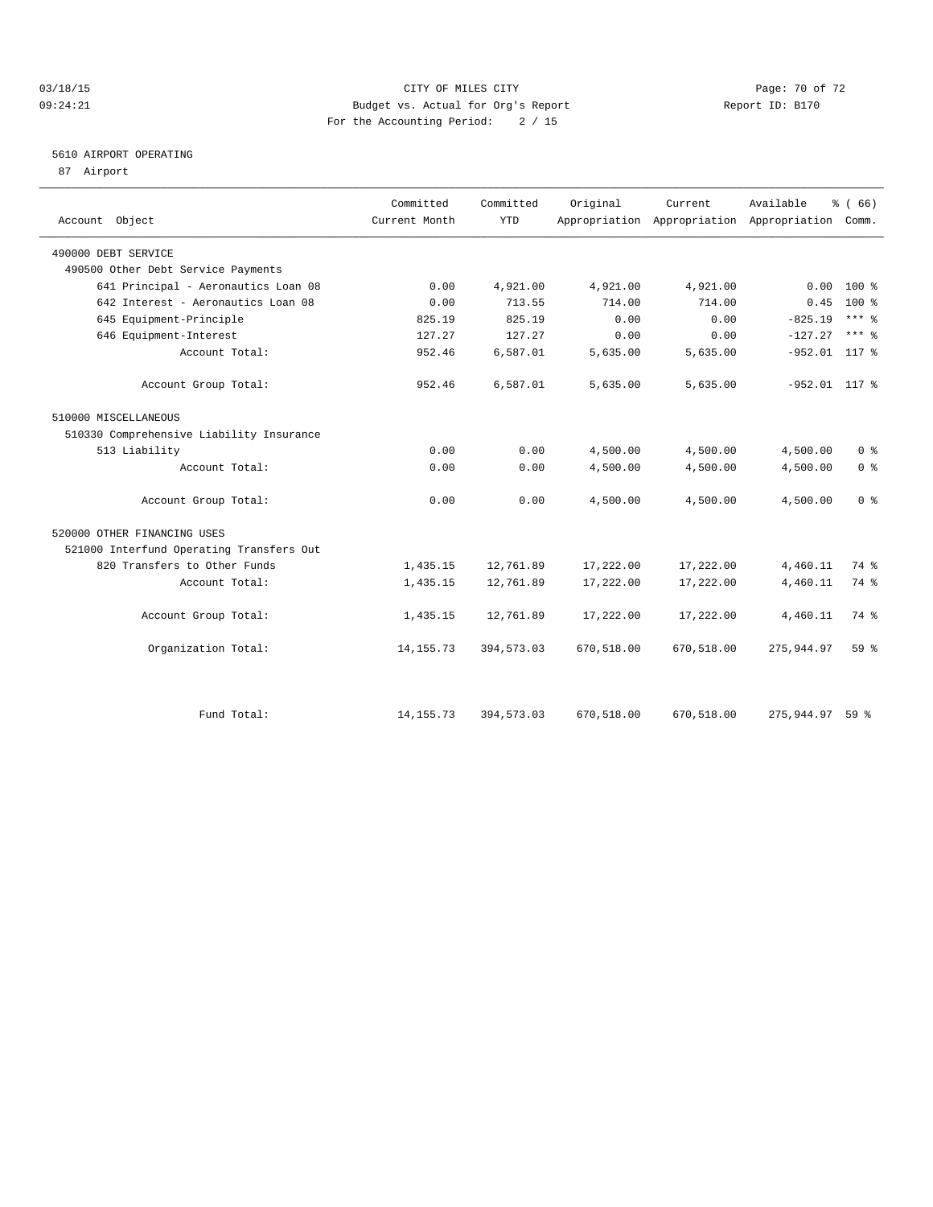CITY OF MILES CITY
Budget vs. Actual for Org's Report
For the Accounting Period: 2 / 15

03/18/15
09:24:21

Report ID: B170

5610 AIRPORT OPERATING
87 Airport

| Account Object | Committed Current Month | Committed YTD | Original Appropriation | Current Appropriation | Available Appropriation | % ( 66) Comm. |
|---|---|---|---|---|---|---|
| 490000 DEBT SERVICE | | | | | | |
| 490500 Other Debt Service Payments | | | | | | |
| 641 Principal - Aeronautics Loan 08 | 0.00 | 4,921.00 | 4,921.00 | 4,921.00 | 0.00 | 100 % |
| 642 Interest - Aeronautics Loan 08 | 0.00 | 713.55 | 714.00 | 714.00 | 0.45 | 100 % |
| 645 Equipment-Principle | 825.19 | 825.19 | 0.00 | 0.00 | -825.19 | *** % |
| 646 Equipment-Interest | 127.27 | 127.27 | 0.00 | 0.00 | -127.27 | *** % |
| Account Total: | 952.46 | 6,587.01 | 5,635.00 | 5,635.00 | -952.01 | 117 % |
| Account Group Total: | 952.46 | 6,587.01 | 5,635.00 | 5,635.00 | -952.01 | 117 % |
| 510000 MISCELLANEOUS | | | | | | |
| 510330 Comprehensive Liability Insurance | | | | | | |
| 513 Liability | 0.00 | 0.00 | 4,500.00 | 4,500.00 | 4,500.00 | 0 % |
| Account Total: | 0.00 | 0.00 | 4,500.00 | 4,500.00 | 4,500.00 | 0 % |
| Account Group Total: | 0.00 | 0.00 | 4,500.00 | 4,500.00 | 4,500.00 | 0 % |
| 520000 OTHER FINANCING USES | | | | | | |
| 521000 Interfund Operating Transfers Out | | | | | | |
| 820 Transfers to Other Funds | 1,435.15 | 12,761.89 | 17,222.00 | 17,222.00 | 4,460.11 | 74 % |
| Account Total: | 1,435.15 | 12,761.89 | 17,222.00 | 17,222.00 | 4,460.11 | 74 % |
| Account Group Total: | 1,435.15 | 12,761.89 | 17,222.00 | 17,222.00 | 4,460.11 | 74 % |
| Organization Total: | 14,155.73 | 394,573.03 | 670,518.00 | 670,518.00 | 275,944.97 | 59 % |
| Fund Total: | 14,155.73 | 394,573.03 | 670,518.00 | 670,518.00 | 275,944.97 | 59 % |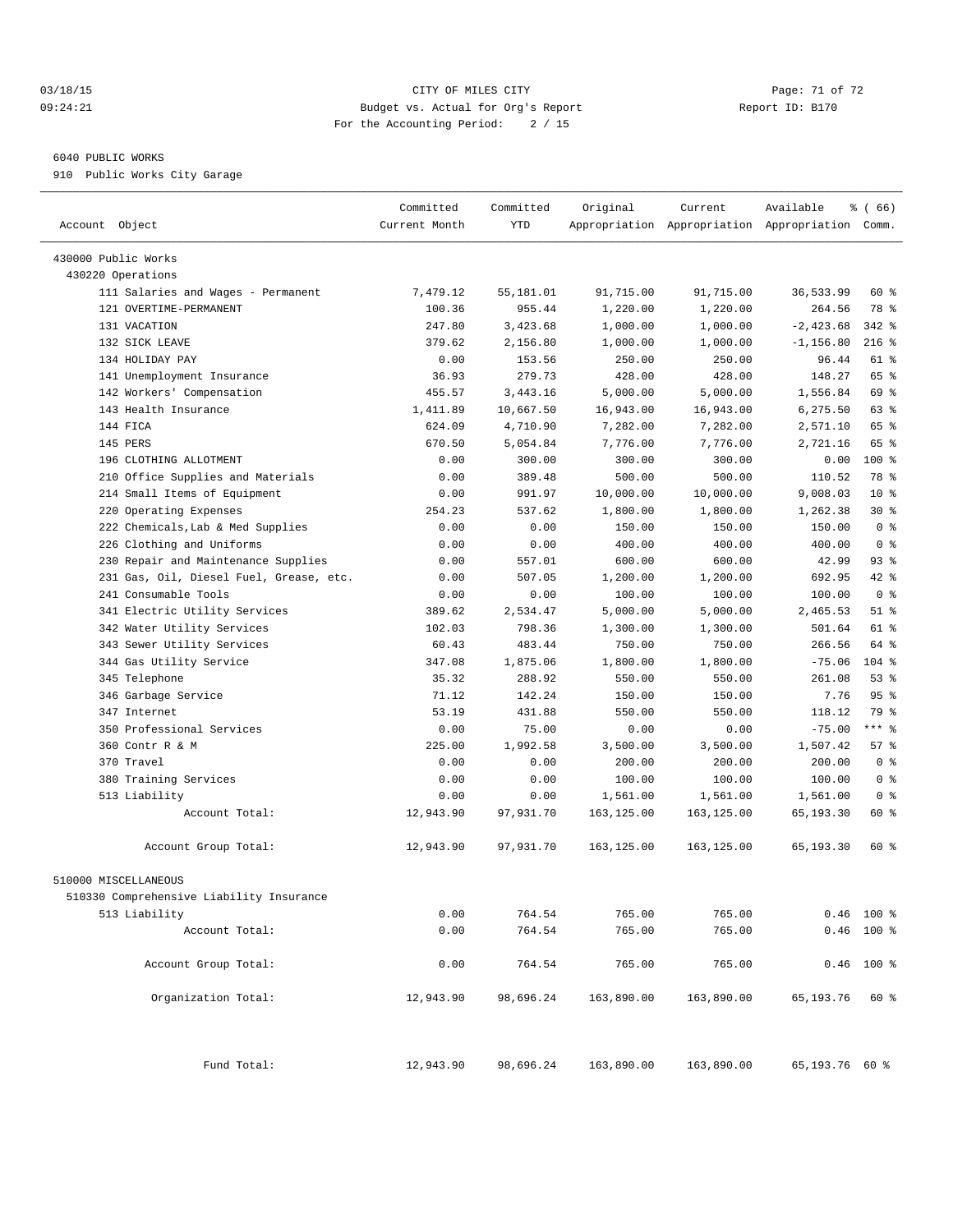CITY OF MILES CITY
Budget vs. Actual for Org's Report
For the Accounting Period: 2 / 15

03/18/15 09:24:21 Report ID: B170

6040 PUBLIC WORKS
910 Public Works City Garage

| Account Object | Committed Current Month | Committed YTD | Original Appropriation | Current Appropriation | Available Appropriation | % ( 66) Comm. |
|---|---|---|---|---|---|---|
| 430000 Public Works | | | | | | |
| 430220 Operations | | | | | | |
| 111 Salaries and Wages - Permanent | 7,479.12 | 55,181.01 | 91,715.00 | 91,715.00 | 36,533.99 | 60 % |
| 121 OVERTIME-PERMANENT | 100.36 | 955.44 | 1,220.00 | 1,220.00 | 264.56 | 78 % |
| 131 VACATION | 247.80 | 3,423.68 | 1,000.00 | 1,000.00 | -2,423.68 | 342 % |
| 132 SICK LEAVE | 379.62 | 2,156.80 | 1,000.00 | 1,000.00 | -1,156.80 | 216 % |
| 134 HOLIDAY PAY | 0.00 | 153.56 | 250.00 | 250.00 | 96.44 | 61 % |
| 141 Unemployment Insurance | 36.93 | 279.73 | 428.00 | 428.00 | 148.27 | 65 % |
| 142 Workers' Compensation | 455.57 | 3,443.16 | 5,000.00 | 5,000.00 | 1,556.84 | 69 % |
| 143 Health Insurance | 1,411.89 | 10,667.50 | 16,943.00 | 16,943.00 | 6,275.50 | 63 % |
| 144 FICA | 624.09 | 4,710.90 | 7,282.00 | 7,282.00 | 2,571.10 | 65 % |
| 145 PERS | 670.50 | 5,054.84 | 7,776.00 | 7,776.00 | 2,721.16 | 65 % |
| 196 CLOTHING ALLOTMENT | 0.00 | 300.00 | 300.00 | 300.00 | 0.00 | 100 % |
| 210 Office Supplies and Materials | 0.00 | 389.48 | 500.00 | 500.00 | 110.52 | 78 % |
| 214 Small Items of Equipment | 0.00 | 991.97 | 10,000.00 | 10,000.00 | 9,008.03 | 10 % |
| 220 Operating Expenses | 254.23 | 537.62 | 1,800.00 | 1,800.00 | 1,262.38 | 30 % |
| 222 Chemicals,Lab & Med Supplies | 0.00 | 0.00 | 150.00 | 150.00 | 150.00 | 0 % |
| 226 Clothing and Uniforms | 0.00 | 0.00 | 400.00 | 400.00 | 400.00 | 0 % |
| 230 Repair and Maintenance Supplies | 0.00 | 557.01 | 600.00 | 600.00 | 42.99 | 93 % |
| 231 Gas, Oil, Diesel Fuel, Grease, etc. | 0.00 | 507.05 | 1,200.00 | 1,200.00 | 692.95 | 42 % |
| 241 Consumable Tools | 0.00 | 0.00 | 100.00 | 100.00 | 100.00 | 0 % |
| 341 Electric Utility Services | 389.62 | 2,534.47 | 5,000.00 | 5,000.00 | 2,465.53 | 51 % |
| 342 Water Utility Services | 102.03 | 798.36 | 1,300.00 | 1,300.00 | 501.64 | 61 % |
| 343 Sewer Utility Services | 60.43 | 483.44 | 750.00 | 750.00 | 266.56 | 64 % |
| 344 Gas Utility Service | 347.08 | 1,875.06 | 1,800.00 | 1,800.00 | -75.06 | 104 % |
| 345 Telephone | 35.32 | 288.92 | 550.00 | 550.00 | 261.08 | 53 % |
| 346 Garbage Service | 71.12 | 142.24 | 150.00 | 150.00 | 7.76 | 95 % |
| 347 Internet | 53.19 | 431.88 | 550.00 | 550.00 | 118.12 | 79 % |
| 350 Professional Services | 0.00 | 75.00 | 0.00 | 0.00 | -75.00 | *** % |
| 360 Contr R & M | 225.00 | 1,992.58 | 3,500.00 | 3,500.00 | 1,507.42 | 57 % |
| 370 Travel | 0.00 | 0.00 | 200.00 | 200.00 | 200.00 | 0 % |
| 380 Training Services | 0.00 | 0.00 | 100.00 | 100.00 | 100.00 | 0 % |
| 513 Liability | 0.00 | 0.00 | 1,561.00 | 1,561.00 | 1,561.00 | 0 % |
| Account Total: | 12,943.90 | 97,931.70 | 163,125.00 | 163,125.00 | 65,193.30 | 60 % |
| Account Group Total: | 12,943.90 | 97,931.70 | 163,125.00 | 163,125.00 | 65,193.30 | 60 % |
| 510000 MISCELLANEOUS | | | | | | |
| 510330 Comprehensive Liability Insurance | | | | | | |
| 513 Liability | 0.00 | 764.54 | 765.00 | 765.00 | 0.46 | 100 % |
| Account Total: | 0.00 | 764.54 | 765.00 | 765.00 | 0.46 | 100 % |
| Account Group Total: | 0.00 | 764.54 | 765.00 | 765.00 | 0.46 | 100 % |
| Organization Total: | 12,943.90 | 98,696.24 | 163,890.00 | 163,890.00 | 65,193.76 | 60 % |
| Fund Total: | 12,943.90 | 98,696.24 | 163,890.00 | 163,890.00 | 65,193.76 | 60 % |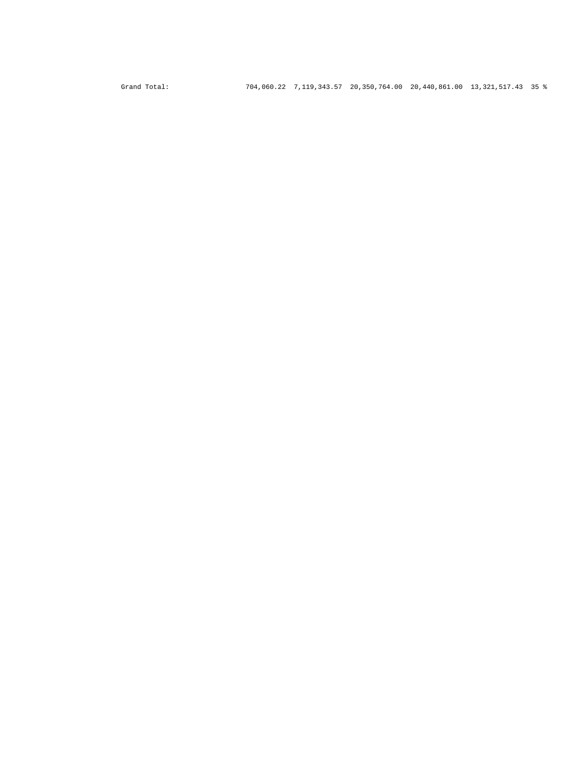| | | | | | | |
|---|---|---|---|---|---|---|
| Grand Total: | 704,060.22 | 7,119,343.57 | 20,350,764.00 | 20,440,861.00 | 13,321,517.43 | 35 % |